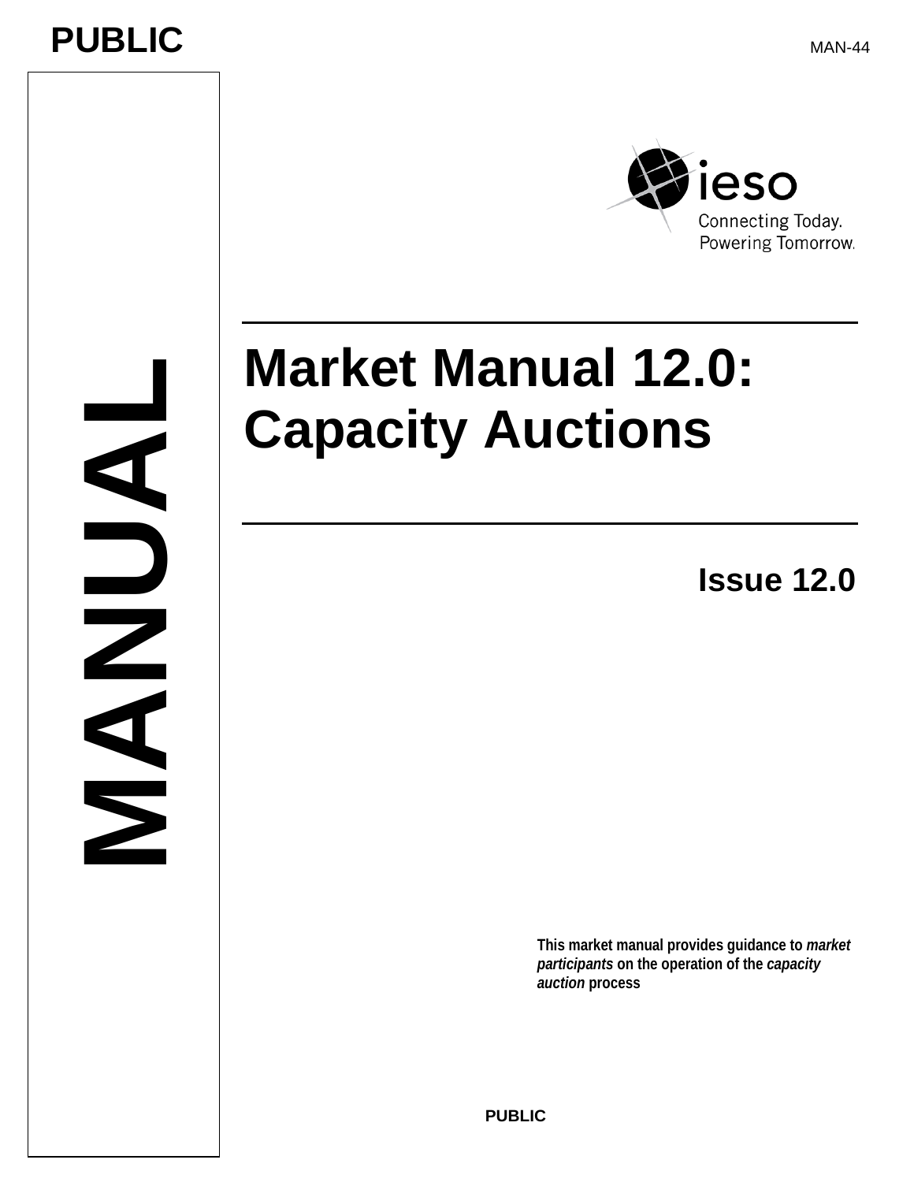PUBLIC

MAN-44

# Market Manual 12.0: Capacity Auctions

**Issue 12.0**

**This market manual provides guidance to *market participants* on the operation of the *capacity auction* process**

PUBLIC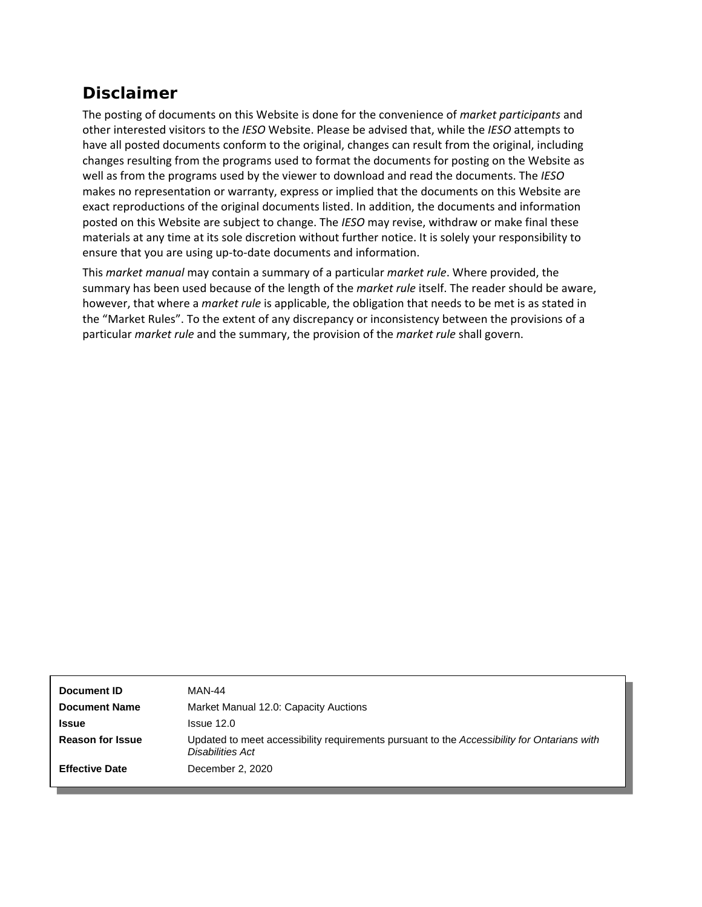## Disclaimer

The posting of documents on this Website is done for the convenience of *market participants* and other interested visitors to the *IESO* Website. Please be advised that, while the *IESO* attempts to have all posted documents conform to the original, changes can result from the original, including changes resulting from the programs used to format the documents for posting on the Website as well as from the programs used by the viewer to download and read the documents. The *IESO* makes no representation or warranty, express or implied that the documents on this Website are exact reproductions of the original documents listed. In addition, the documents and information posted on this Website are subject to change. The *IESO* may revise, withdraw or make final these materials at any time at its sole discretion without further notice. It is solely your responsibility to ensure that you are using up-to-date documents and information.

This *market manual* may contain a summary of a particular *market rule*. Where provided, the summary has been used because of the length of the *market rule* itself. The reader should be aware, however, that where a *market rule* is applicable, the obligation that needs to be met is as stated in the "Market Rules". To the extent of any discrepancy or inconsistency between the provisions of a particular *market rule* and the summary, the provision of the *market rule* shall govern.

| | |
|---|---|
| **Document ID** | MAN-44 |
| **Document Name** | Market Manual 12.0: Capacity Auctions |
| **Issue** | Issue 12.0 |
| **Reason for Issue** | Updated to meet accessibility requirements pursuant to the *Accessibility for Ontarians with Disabilities Act* |
| **Effective Date** | December 2, 2020 |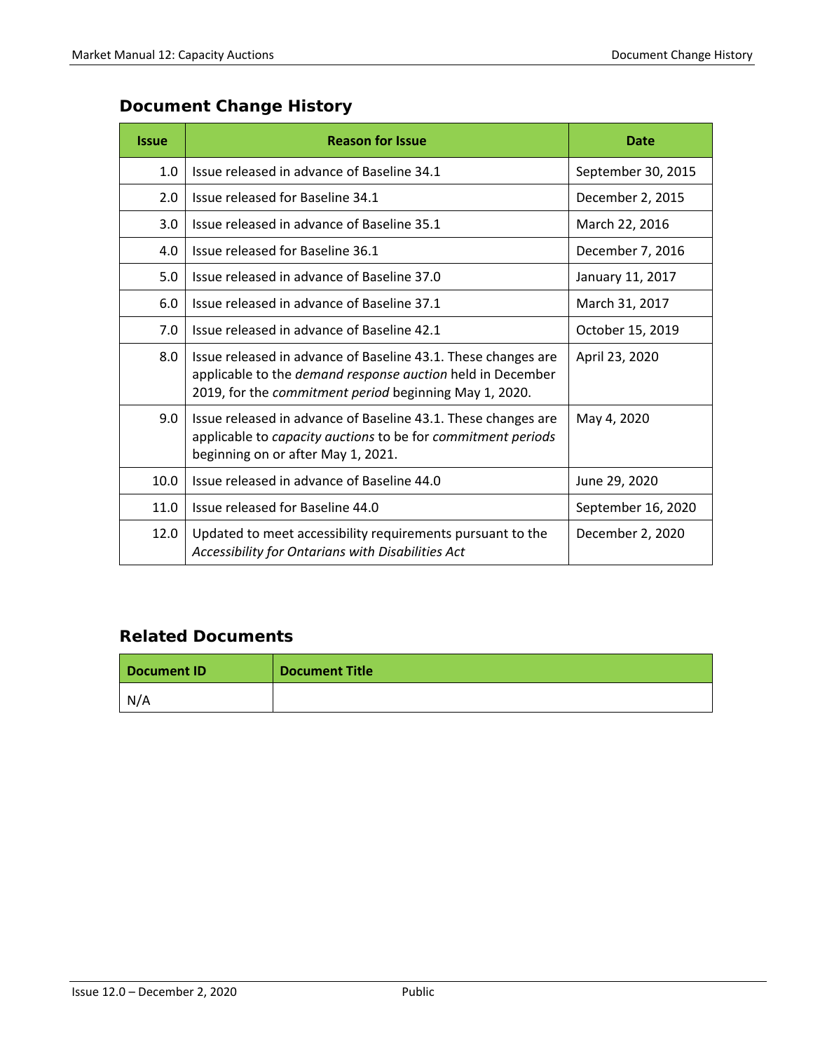## Document Change History

| Issue | Reason for Issue | Date |
| --- | --- | --- |
| 1.0 | Issue released in advance of Baseline 34.1 | September 30, 2015 |
| 2.0 | Issue released for Baseline 34.1 | December 2, 2015 |
| 3.0 | Issue released in advance of Baseline 35.1 | March 22, 2016 |
| 4.0 | Issue released for Baseline 36.1 | December 7, 2016 |
| 5.0 | Issue released in advance of Baseline 37.0 | January 11, 2017 |
| 6.0 | Issue released in advance of Baseline 37.1 | March 31, 2017 |
| 7.0 | Issue released in advance of Baseline 42.1 | October 15, 2019 |
| 8.0 | Issue released in advance of Baseline 43.1. These changes are applicable to the *demand response auction* held in December 2019, for the *commitment period* beginning May 1, 2020. | April 23, 2020 |
| 9.0 | Issue released in advance of Baseline 43.1. These changes are applicable to *capacity auctions* to be for *commitment periods* beginning on or after May 1, 2021. | May 4, 2020 |
| 10.0 | Issue released in advance of Baseline 44.0 | June 29, 2020 |
| 11.0 | Issue released for Baseline 44.0 | September 16, 2020 |
| 12.0 | Updated to meet accessibility requirements pursuant to the *Accessibility for Ontarians with Disabilities Act* | December 2, 2020 |

## Related Documents

| Document ID | Document Title |
| --- | --- |
| N/A | |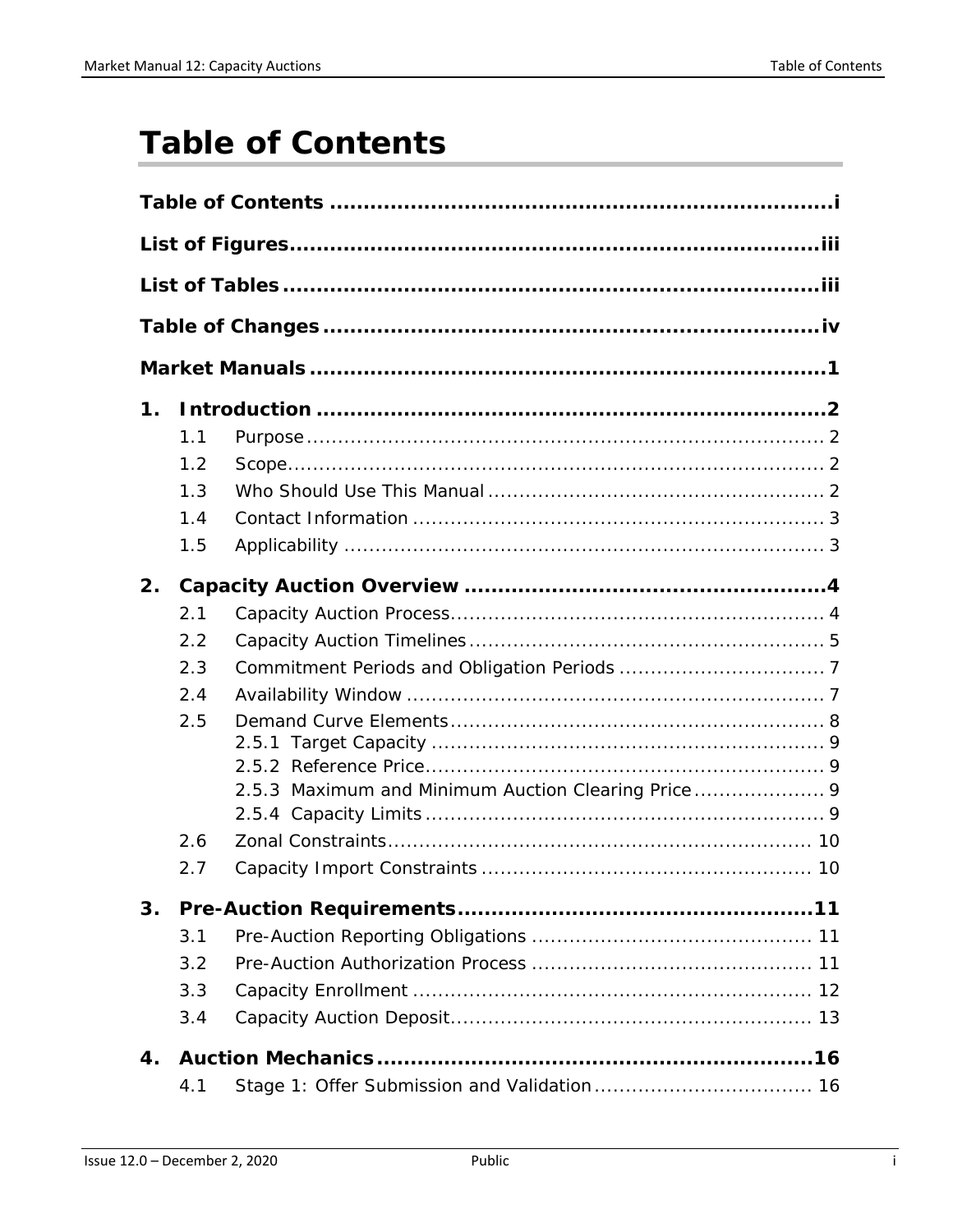# Table of Contents

**Table of Contents ........................................................................ i**

**List of Figures ........................................................................ iii**

**List of Tables ........................................................................ iii**

**Table of Changes ........................................................................ iv**

**Market Manuals ........................................................................ 1**

**1. Introduction ........................................................................ 2**

- 1.1 Purpose ........................................................................ 2
- 1.2 Scope ........................................................................ 2
- 1.3 Who Should Use This Manual ........................................................................ 2
- 1.4 Contact Information ........................................................................ 3
- 1.5 Applicability ........................................................................ 3

**2. Capacity Auction Overview ........................................................................ 4**

- 2.1 Capacity Auction Process ........................................................................ 4
- 2.2 Capacity Auction Timelines ........................................................................ 5
- 2.3 Commitment Periods and Obligation Periods ........................................................................ 7
- 2.4 Availability Window ........................................................................ 7
- 2.5 Demand Curve Elements ........................................................................ 8
  - 2.5.1 Target Capacity ........................................................................ 9
  - 2.5.2 Reference Price ........................................................................ 9
  - 2.5.3 Maximum and Minimum Auction Clearing Price ........................................................................ 9
  - 2.5.4 Capacity Limits ........................................................................ 9
- 2.6 Zonal Constraints ........................................................................ 10
- 2.7 Capacity Import Constraints ........................................................................ 10

**3. Pre-Auction Requirements ........................................................................ 11**

- 3.1 Pre-Auction Reporting Obligations ........................................................................ 11
- 3.2 Pre-Auction Authorization Process ........................................................................ 11
- 3.3 Capacity Enrollment ........................................................................ 12
- 3.4 Capacity Auction Deposit ........................................................................ 13

**4. Auction Mechanics ........................................................................ 16**

- 4.1 Stage 1: Offer Submission and Validation ........................................................................ 16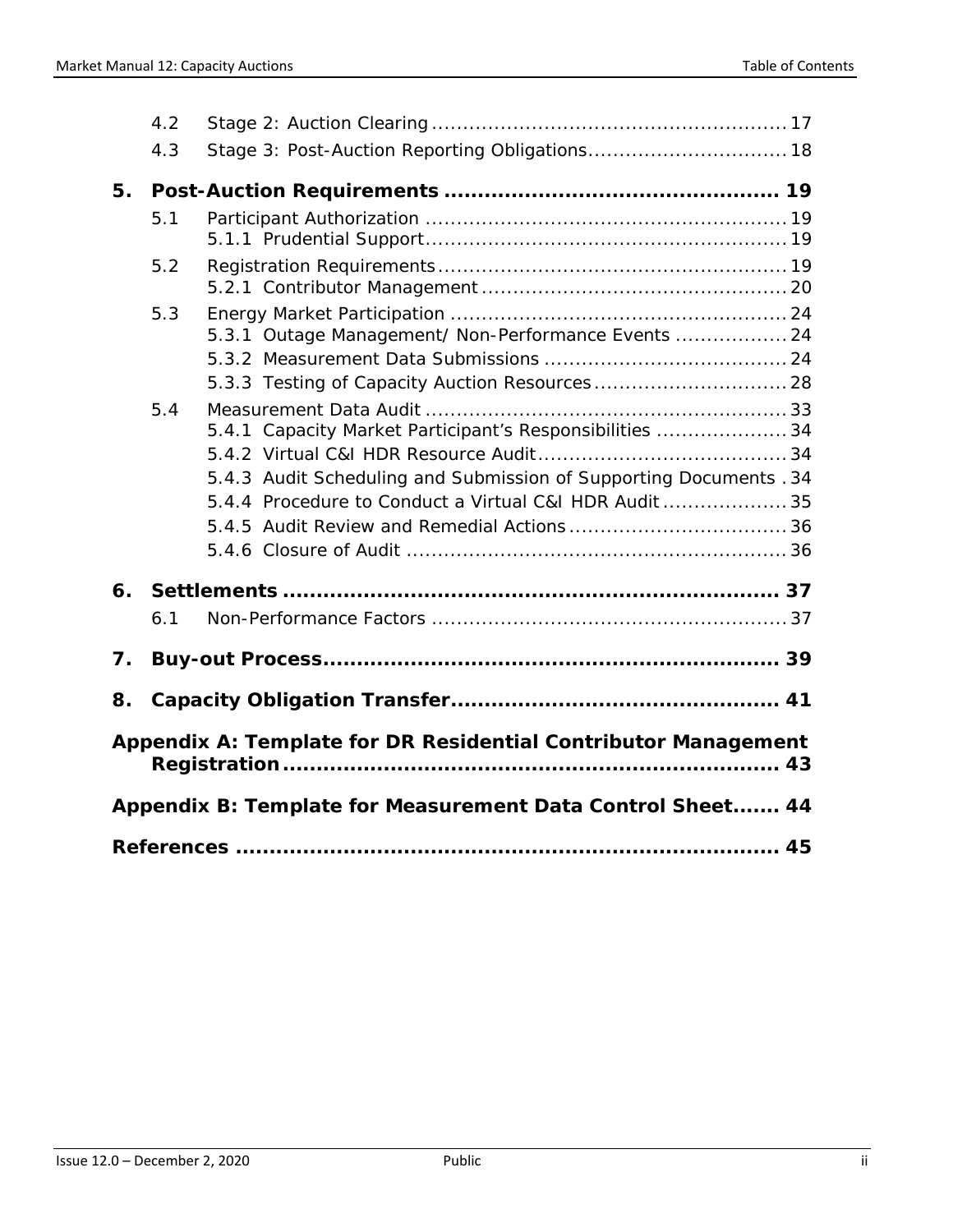4.2 Stage 2: Auction Clearing ........................................................ 17

4.3 Stage 3: Post-Auction Reporting Obligations ................................ 18

**5. Post-Auction Requirements .................................................. 19**

5.1 Participant Authorization .......................................................... 19

5.1.1 Prudential Support .......................................................... 19

5.2 Registration Requirements ........................................................ 19

5.2.1 Contributor Management ................................................. 20

5.3 Energy Market Participation ...................................................... 24

5.3.1 Outage Management/ Non-Performance Events .................. 24

5.3.2 Measurement Data Submissions ....................................... 24

5.3.3 Testing of Capacity Auction Resources ............................... 28

5.4 Measurement Data Audit .......................................................... 33

5.4.1 Capacity Market Participant's Responsibilities ..................... 34

5.4.2 Virtual C&I HDR Resource Audit ........................................ 34

5.4.3 Audit Scheduling and Submission of Supporting Documents . 34

5.4.4 Procedure to Conduct a Virtual C&I HDR Audit .................... 35

5.4.5 Audit Review and Remedial Actions ................................... 36

5.4.6 Closure of Audit ............................................................. 36

**6. Settlements ........................................................................ 37**

6.1 Non-Performance Factors ......................................................... 37

**7. Buy-out Process ................................................................... 39**

**8. Capacity Obligation Transfer ................................................ 41**

**Appendix A: Template for DR Residential Contributor Management Registration ........................................................................ 43**

**Appendix B: Template for Measurement Data Control Sheet ....... 44**

**References ............................................................................... 45**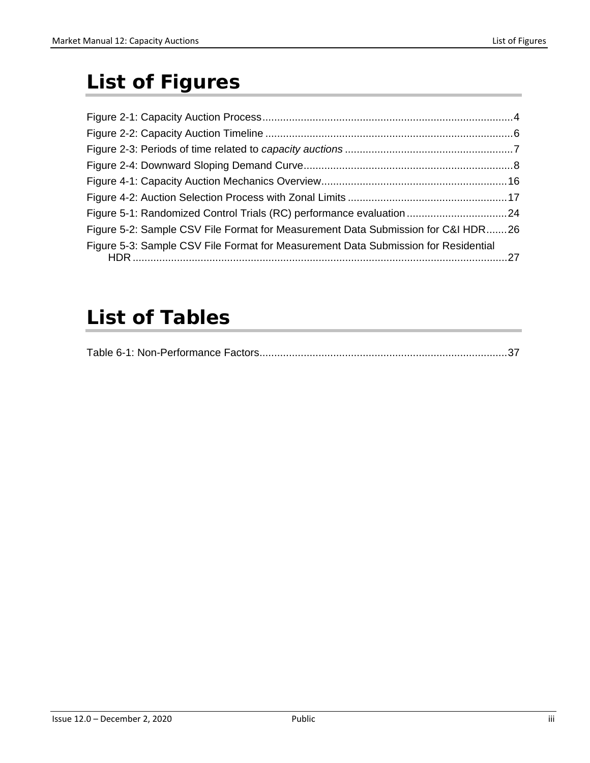# List of Figures

Figure 2-1: Capacity Auction Process....................................................................................4
Figure 2-2: Capacity Auction Timeline ...................................................................................6
Figure 2-3: Periods of time related to *capacity auctions* .........................................................7
Figure 2-4: Downward Sloping Demand Curve.......................................................................8
Figure 4-1: Capacity Auction Mechanics Overview...............................................................16
Figure 4-2: Auction Selection Process with Zonal Limits ......................................................17
Figure 5-1: Randomized Control Trials (RC) performance evaluation ..................................24
Figure 5-2: Sample CSV File Format for Measurement Data Submission for C&I HDR.......26
Figure 5-3: Sample CSV File Format for Measurement Data Submission for Residential HDR ..............................................................................................................................27

# List of Tables

Table 6-1: Non-Performance Factors....................................................................................37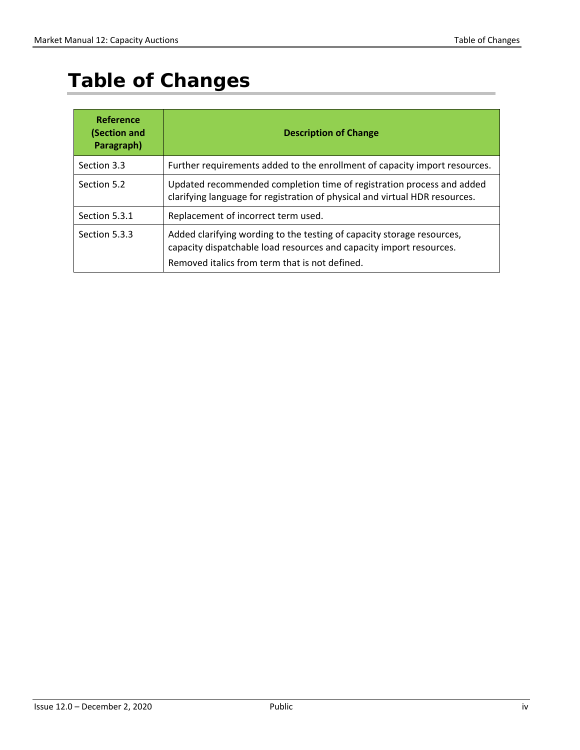# Table of Changes

| Reference (Section and Paragraph) | Description of Change |
|---|---|
| Section 3.3 | Further requirements added to the enrollment of capacity import resources. |
| Section 5.2 | Updated recommended completion time of registration process and added clarifying language for registration of physical and virtual HDR resources. |
| Section 5.3.1 | Replacement of incorrect term used. |
| Section 5.3.3 | Added clarifying wording to the testing of capacity storage resources, capacity dispatchable load resources and capacity import resources.<br>Removed italics from term that is not defined. |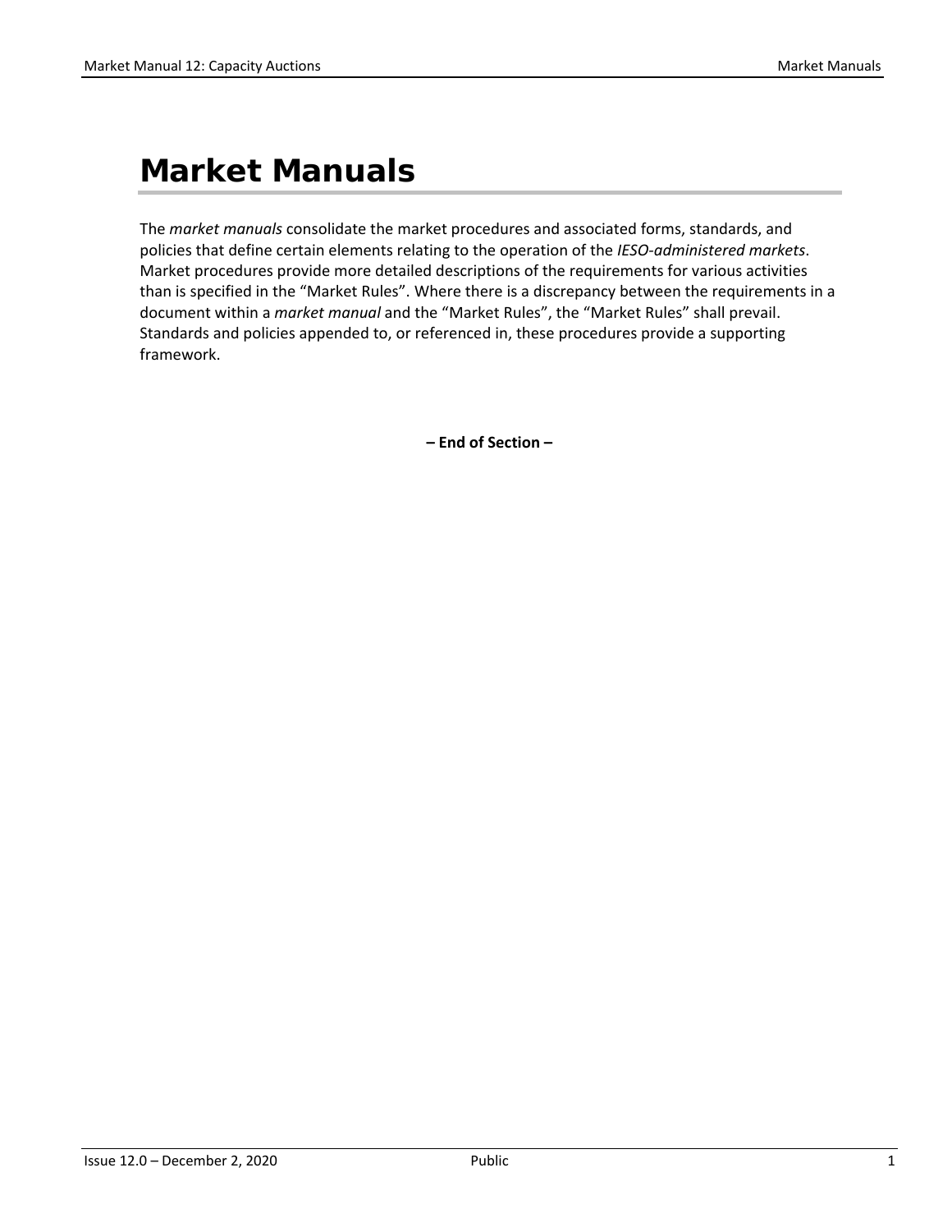# Market Manuals

The *market manuals* consolidate the market procedures and associated forms, standards, and policies that define certain elements relating to the operation of the *IESO-administered markets*. Market procedures provide more detailed descriptions of the requirements for various activities than is specified in the "Market Rules". Where there is a discrepancy between the requirements in a document within a *market manual* and the "Market Rules", the "Market Rules" shall prevail. Standards and policies appended to, or referenced in, these procedures provide a supporting framework.

**– End of Section –**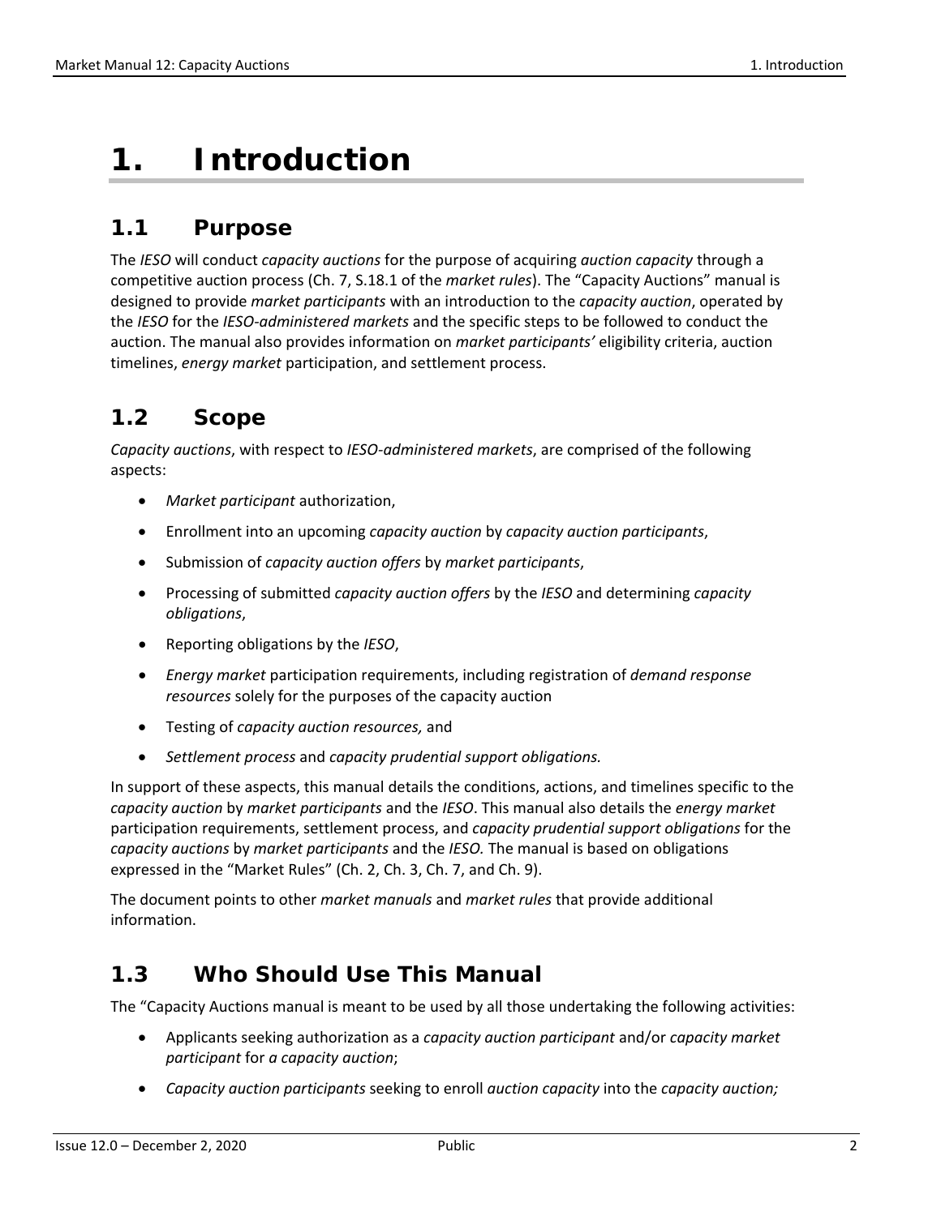# 1. Introduction

## 1.1 Purpose

The *IESO* will conduct *capacity auctions* for the purpose of acquiring *auction capacity* through a competitive auction process (Ch. 7, S.18.1 of the *market rules*). The "Capacity Auctions" manual is designed to provide *market participants* with an introduction to the *capacity auction*, operated by the *IESO* for the *IESO-administered markets* and the specific steps to be followed to conduct the auction. The manual also provides information on *market participants'* eligibility criteria, auction timelines, *energy market* participation, and settlement process.

## 1.2 Scope

*Capacity auctions*, with respect to *IESO-administered markets*, are comprised of the following aspects:

- *Market participant* authorization,
- Enrollment into an upcoming *capacity auction* by *capacity auction participants*,
- Submission of *capacity auction offers* by *market participants*,
- Processing of submitted *capacity auction offers* by the *IESO* and determining *capacity obligations*,
- Reporting obligations by the *IESO*,
- *Energy market* participation requirements, including registration of *demand response resources* solely for the purposes of the capacity auction
- Testing of *capacity auction resources,* and
- *Settlement process* and *capacity prudential support obligations.*

In support of these aspects, this manual details the conditions, actions, and timelines specific to the *capacity auction* by *market participants* and the *IESO*. This manual also details the *energy market* participation requirements, settlement process, and *capacity prudential support obligations* for the *capacity auctions* by *market participants* and the *IESO.* The manual is based on obligations expressed in the "Market Rules" (Ch. 2, Ch. 3, Ch. 7, and Ch. 9).

The document points to other *market manuals* and *market rules* that provide additional information.

## 1.3 Who Should Use This Manual

The "Capacity Auctions manual is meant to be used by all those undertaking the following activities:

- Applicants seeking authorization as a *capacity auction participant* and/or *capacity market participant* for *a capacity auction*;
- *Capacity auction participants* seeking to enroll *auction capacity* into the *capacity auction;*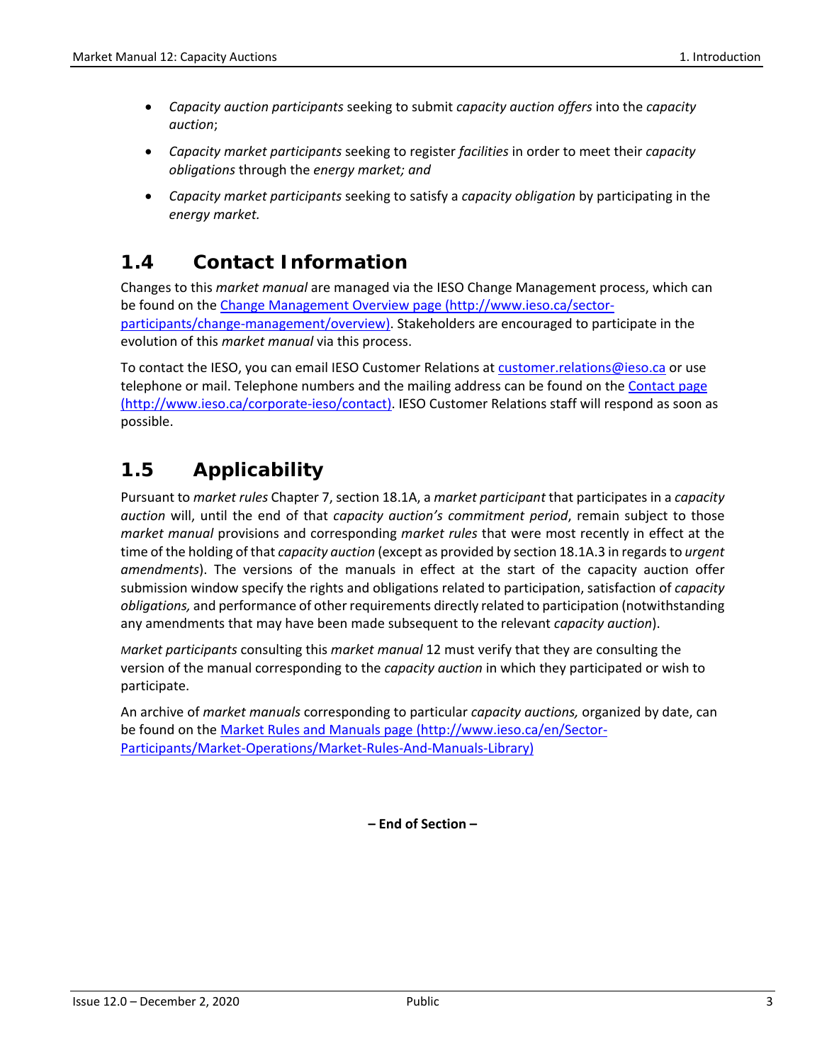- *Capacity auction participants* seeking to submit *capacity auction offers* into the *capacity auction*;
- *Capacity market participants* seeking to register *facilities* in order to meet their *capacity obligations* through the *energy market; and*
- *Capacity market participants* seeking to satisfy a *capacity obligation* by participating in the *energy market.*

## 1.4 Contact Information

Changes to this *market manual* are managed via the IESO Change Management process, which can be found on the [Change Management Overview page (http://www.ieso.ca/sector-participants/change-management/overview)](http://www.ieso.ca/sector-participants/change-management/overview). Stakeholders are encouraged to participate in the evolution of this *market manual* via this process.

To contact the IESO, you can email IESO Customer Relations at [customer.relations@ieso.ca](mailto:customer.relations@ieso.ca) or use telephone or mail. Telephone numbers and the mailing address can be found on the [Contact page (http://www.ieso.ca/corporate-ieso/contact)](http://www.ieso.ca/corporate-ieso/contact). IESO Customer Relations staff will respond as soon as possible.

## 1.5 Applicability

Pursuant to *market rules* Chapter 7, section 18.1A, a *market participant* that participates in a *capacity auction* will, until the end of that *capacity auction's commitment period*, remain subject to those *market manual* provisions and corresponding *market rules* that were most recently in effect at the time of the holding of that *capacity auction* (except as provided by section 18.1A.3 in regards to *urgent amendments*). The versions of the manuals in effect at the start of the capacity auction offer submission window specify the rights and obligations related to participation, satisfaction of *capacity obligations,* and performance of other requirements directly related to participation (notwithstanding any amendments that may have been made subsequent to the relevant *capacity auction*).

*Market participants* consulting this *market manual* 12 must verify that they are consulting the version of the manual corresponding to the *capacity auction* in which they participated or wish to participate.

An archive of *market manuals* corresponding to particular *capacity auctions,* organized by date, can be found on the [Market Rules and Manuals page (http://www.ieso.ca/en/Sector-Participants/Market-Operations/Market-Rules-And-Manuals-Library)](http://www.ieso.ca/en/Sector-Participants/Market-Operations/Market-Rules-And-Manuals-Library)

**– End of Section –**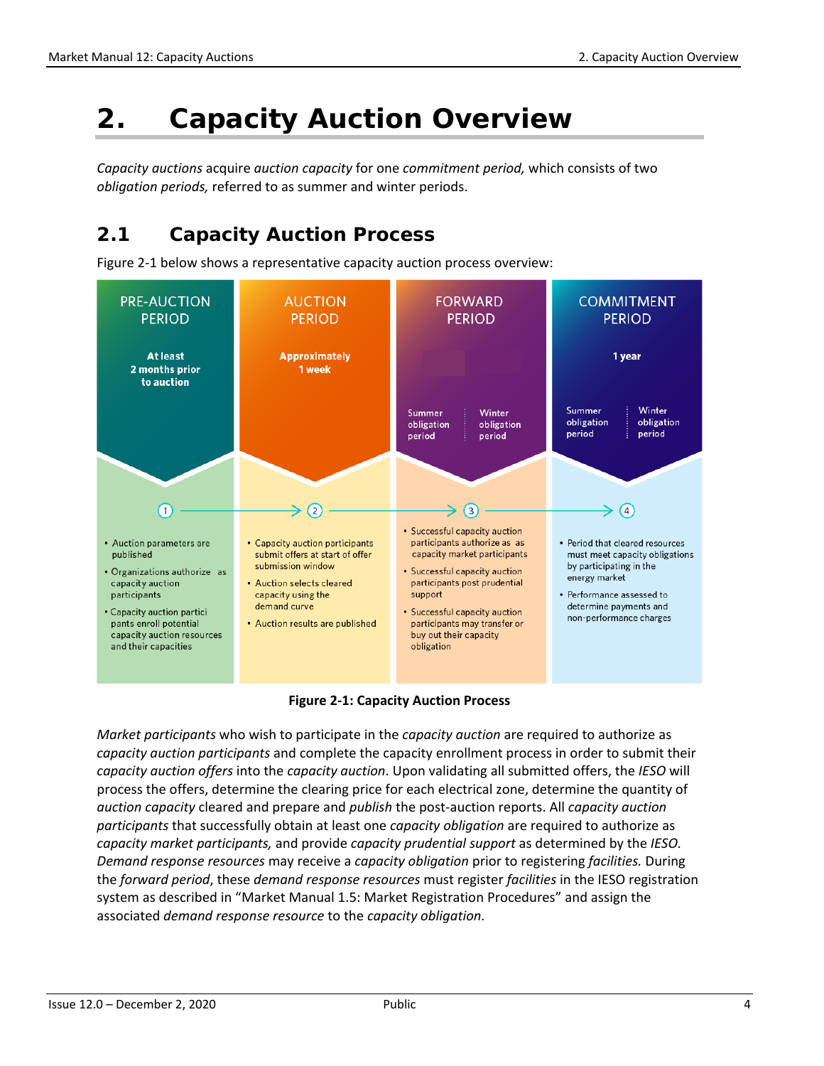# 2. Capacity Auction Overview

*Capacity auctions* acquire *auction capacity* for one *commitment period,* which consists of two *obligation periods,* referred to as summer and winter periods.

## 2.1 Capacity Auction Process

Figure 2-1 below shows a representative capacity auction process overview:

**PRE-AUCTION PERIOD**

At least 2 months prior to auction

1

- Auction parameters are published
- Organizations authorize as capacity auction participants
- Capacity auction participants enroll potential capacity auction resources and their capacities

**AUCTION PERIOD**

Approximately 1 week

2

- Capacity auction participants submit offers at start of offer submission window
- Auction selects cleared capacity using the demand curve
- Auction results are published

**FORWARD PERIOD**

Summer obligation period | Winter obligation period

3

- Successful capacity auction participants authorize as as capacity market participants
- Successful capacity auction participants post prudential support
- Successful capacity auction participants may transfer or buy out their capacity obligation

**COMMITMENT PERIOD**

1 year

Summer obligation period | Winter obligation period

4

- Period that cleared resources must meet capacity obligations by participating in the energy market
- Performance assessed to determine payments and non-performance charges

**Figure 2-1: Capacity Auction Process**

*Market participants* who wish to participate in the *capacity auction* are required to authorize as *capacity auction participants* and complete the capacity enrollment process in order to submit their *capacity auction offers* into the *capacity auction*. Upon validating all submitted offers, the *IESO* will process the offers, determine the clearing price for each electrical zone, determine the quantity of *auction capacity* cleared and prepare and *publish* the post-auction reports. All *capacity auction participants* that successfully obtain at least one *capacity obligation* are required to authorize as *capacity market participants,* and provide *capacity prudential support* as determined by the *IESO. Demand response resources* may receive a *capacity obligation* prior to registering *facilities.* During the *forward period*, these *demand response resources* must register *facilities* in the IESO registration system as described in "Market Manual 1.5: Market Registration Procedures" and assign the associated *demand response resource* to the *capacity obligation.*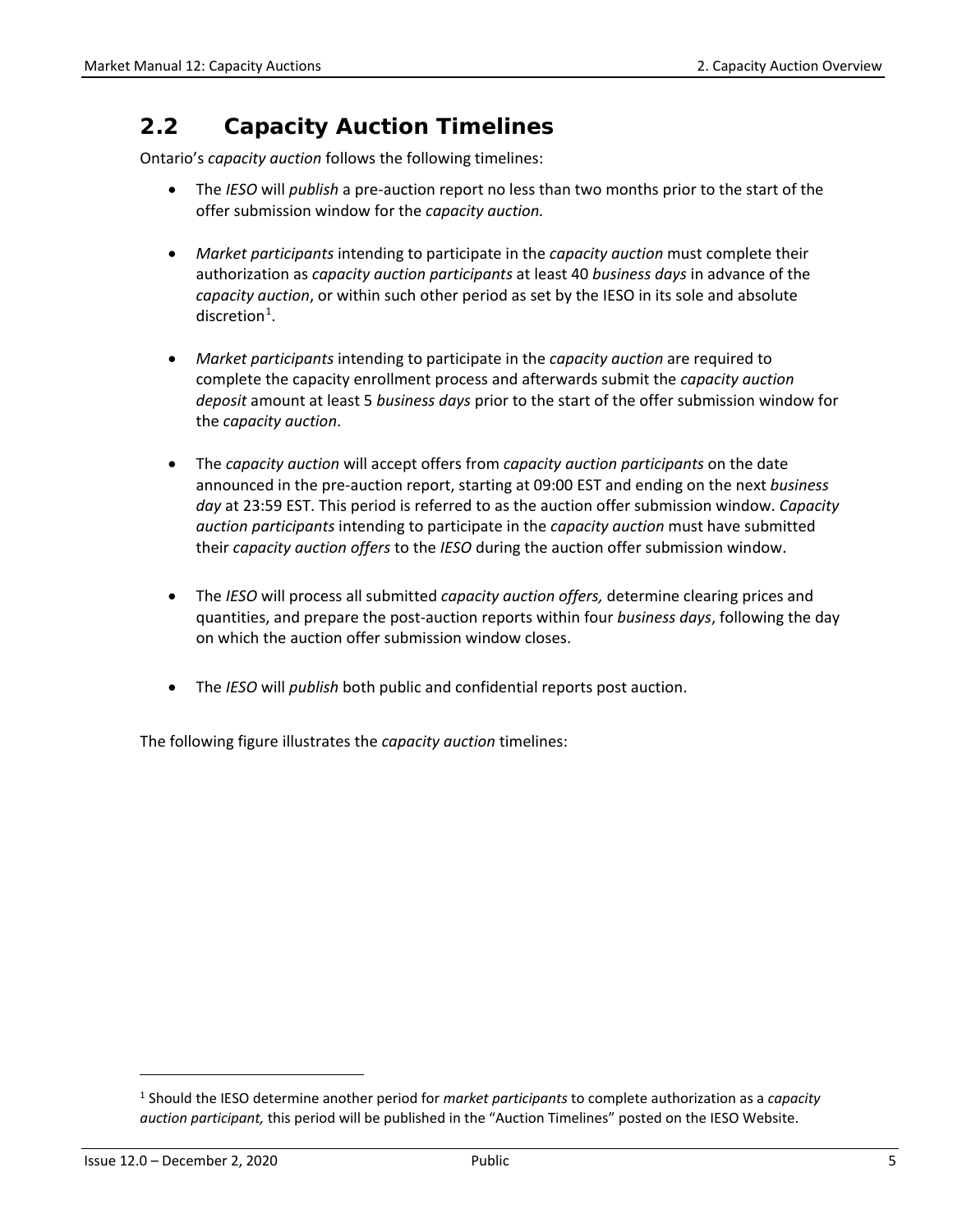## 2.2 Capacity Auction Timelines

Ontario's *capacity auction* follows the following timelines:

- The *IESO* will *publish* a pre-auction report no less than two months prior to the start of the offer submission window for the *capacity auction.*
- *Market participants* intending to participate in the *capacity auction* must complete their authorization as *capacity auction participants* at least 40 *business days* in advance of the *capacity auction*, or within such other period as set by the IESO in its sole and absolute discretion[1].
- *Market participants* intending to participate in the *capacity auction* are required to complete the capacity enrollment process and afterwards submit the *capacity auction deposit* amount at least 5 *business days* prior to the start of the offer submission window for the *capacity auction*.
- The *capacity auction* will accept offers from *capacity auction participants* on the date announced in the pre-auction report, starting at 09:00 EST and ending on the next *business day* at 23:59 EST. This period is referred to as the auction offer submission window. *Capacity auction participants* intending to participate in the *capacity auction* must have submitted their *capacity auction offers* to the *IESO* during the auction offer submission window.
- The *IESO* will process all submitted *capacity auction offers,* determine clearing prices and quantities, and prepare the post-auction reports within four *business days*, following the day on which the auction offer submission window closes.
- The *IESO* will *publish* both public and confidential reports post auction.

The following figure illustrates the *capacity auction* timelines:

[1] Should the IESO determine another period for *market participants* to complete authorization as a *capacity auction participant,* this period will be published in the "Auction Timelines" posted on the IESO Website.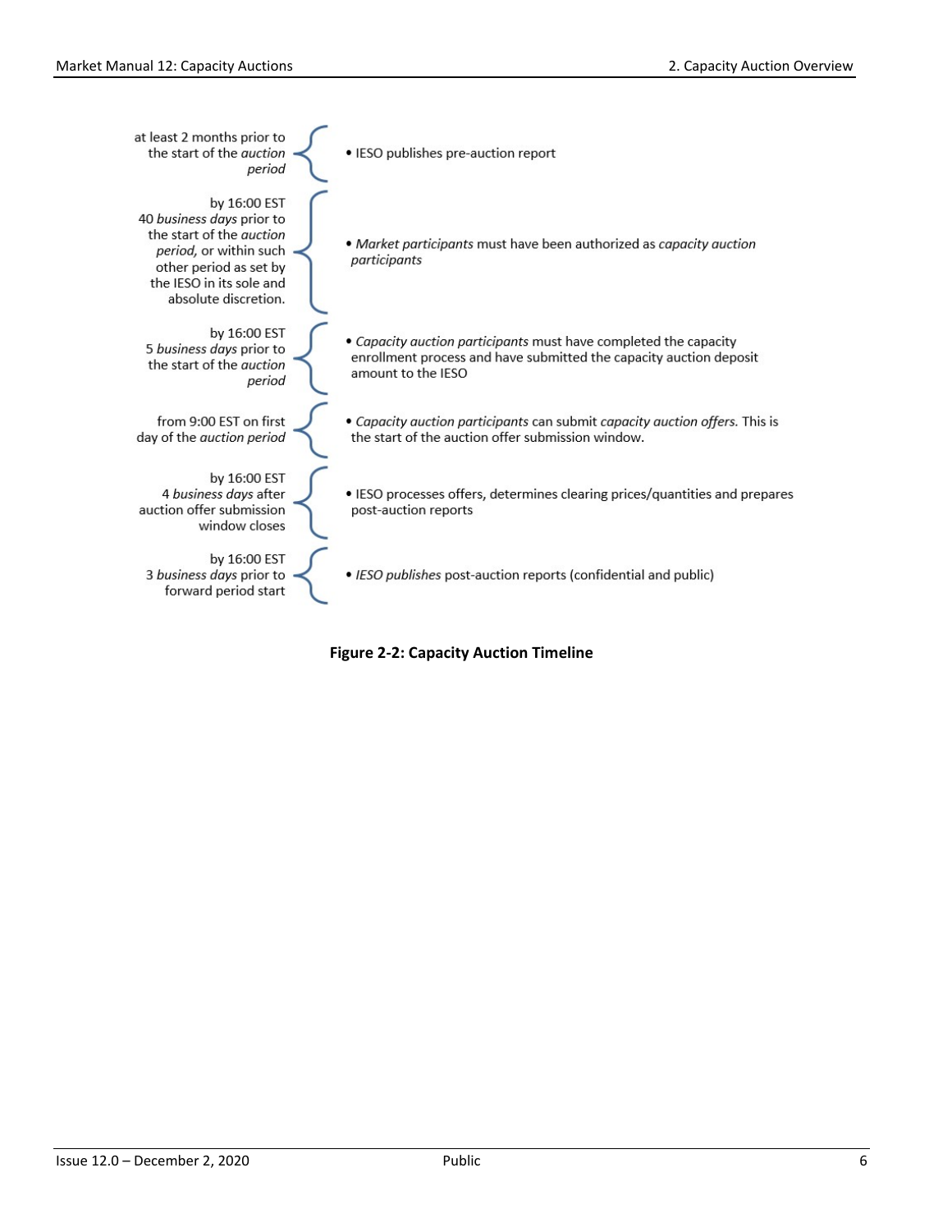| | |
|---|---|
| at least 2 months prior to the start of the *auction period* | • IESO publishes pre-auction report |
| by 16:00 EST 40 *business days* prior to the start of the *auction period,* or within such other period as set by the IESO in its sole and absolute discretion. | • *Market participants* must have been authorized as *capacity auction participants* |
| by 16:00 EST 5 *business days* prior to the start of the *auction period* | • *Capacity auction participants* must have completed the capacity enrollment process and have submitted the capacity auction deposit amount to the IESO |
| from 9:00 EST on first day of the *auction period* | • *Capacity auction participants* can submit *capacity auction offers.* This is the start of the auction offer submission window. |
| by 16:00 EST 4 *business days* after auction offer submission window closes | • IESO processes offers, determines clearing prices/quantities and prepares post-auction reports |
| by 16:00 EST 3 *business days* prior to forward period start | • *IESO publishes* post-auction reports (confidential and public) |

**Figure 2-2: Capacity Auction Timeline**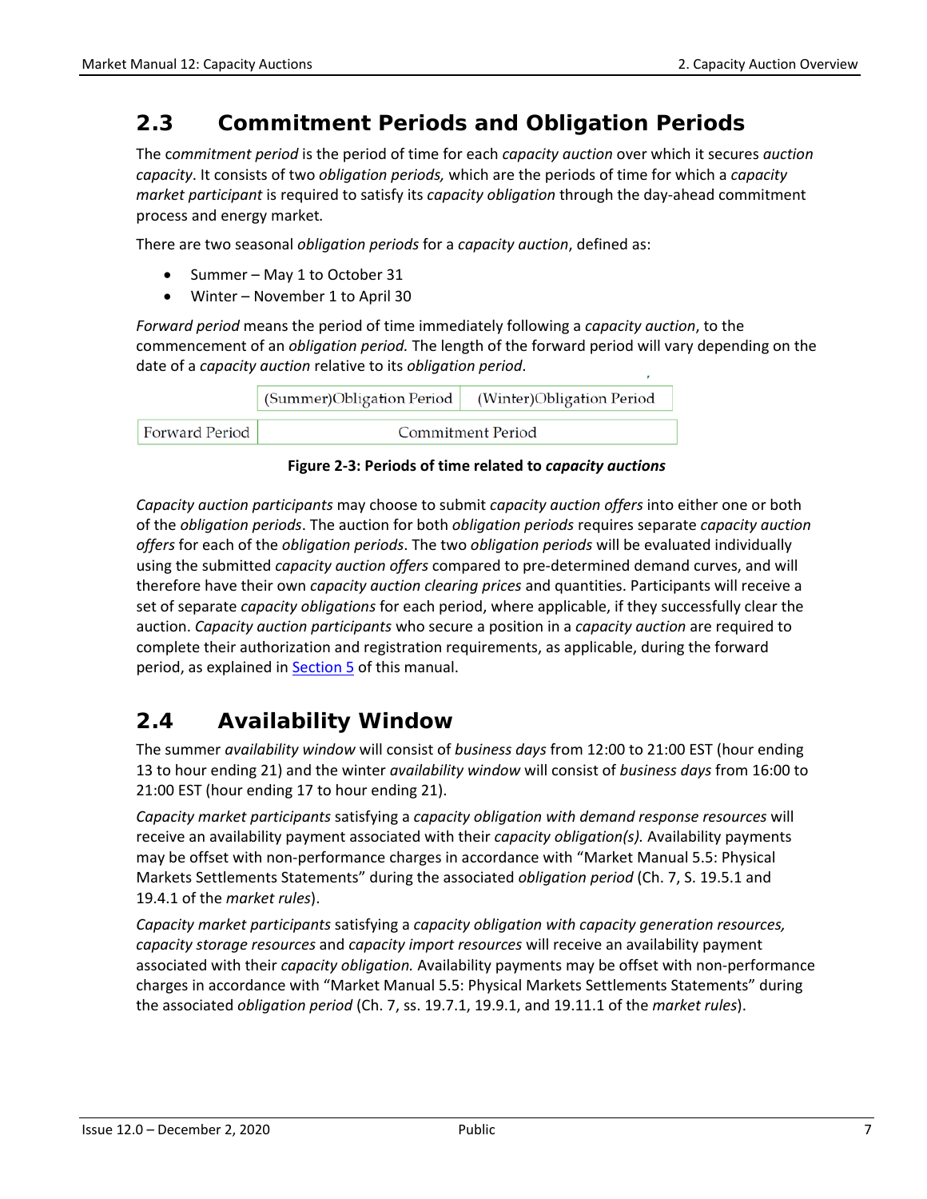## 2.3 Commitment Periods and Obligation Periods

The *commitment period* is the period of time for each *capacity auction* over which it secures *auction capacity*. It consists of two *obligation periods,* which are the periods of time for which a *capacity market participant* is required to satisfy its *capacity obligation* through the day-ahead commitment process and energy market*.*

There are two seasonal *obligation periods* for a *capacity auction*, defined as:

- Summer – May 1 to October 31
- Winter – November 1 to April 30

*Forward period* means the period of time immediately following a *capacity auction*, to the commencement of an *obligation period.* The length of the forward period will vary depending on the date of a *capacity auction* relative to its *obligation period*.

| | (Summer)Obligation Period | (Winter)Obligation Period |
|---|---|---|
| Forward Period | Commitment Period | |

**Figure 2-3: Periods of time related to *capacity auctions***

*Capacity auction participants* may choose to submit *capacity auction offers* into either one or both of the *obligation periods*. The auction for both *obligation periods* requires separate *capacity auction offers* for each of the *obligation periods*. The two *obligation periods* will be evaluated individually using the submitted *capacity auction offers* compared to pre-determined demand curves, and will therefore have their own *capacity auction clearing prices* and quantities. Participants will receive a set of separate *capacity obligations* for each period, where applicable, if they successfully clear the auction. *Capacity auction participants* who secure a position in a *capacity auction* are required to complete their authorization and registration requirements, as applicable, during the forward period, as explained in Section 5 of this manual.

## 2.4 Availability Window

The summer *availability window* will consist of *business days* from 12:00 to 21:00 EST (hour ending 13 to hour ending 21) and the winter *availability window* will consist of *business days* from 16:00 to 21:00 EST (hour ending 17 to hour ending 21).

*Capacity market participants* satisfying a *capacity obligation with demand response resources* will receive an availability payment associated with their *capacity obligation(s).* Availability payments may be offset with non-performance charges in accordance with "Market Manual 5.5: Physical Markets Settlements Statements" during the associated *obligation period* (Ch. 7, S. 19.5.1 and 19.4.1 of the *market rules*).

*Capacity market participants* satisfying a *capacity obligation with capacity generation resources, capacity storage resources* and *capacity import resources* will receive an availability payment associated with their *capacity obligation.* Availability payments may be offset with non-performance charges in accordance with "Market Manual 5.5: Physical Markets Settlements Statements" during the associated *obligation period* (Ch. 7, ss. 19.7.1, 19.9.1, and 19.11.1 of the *market rules*).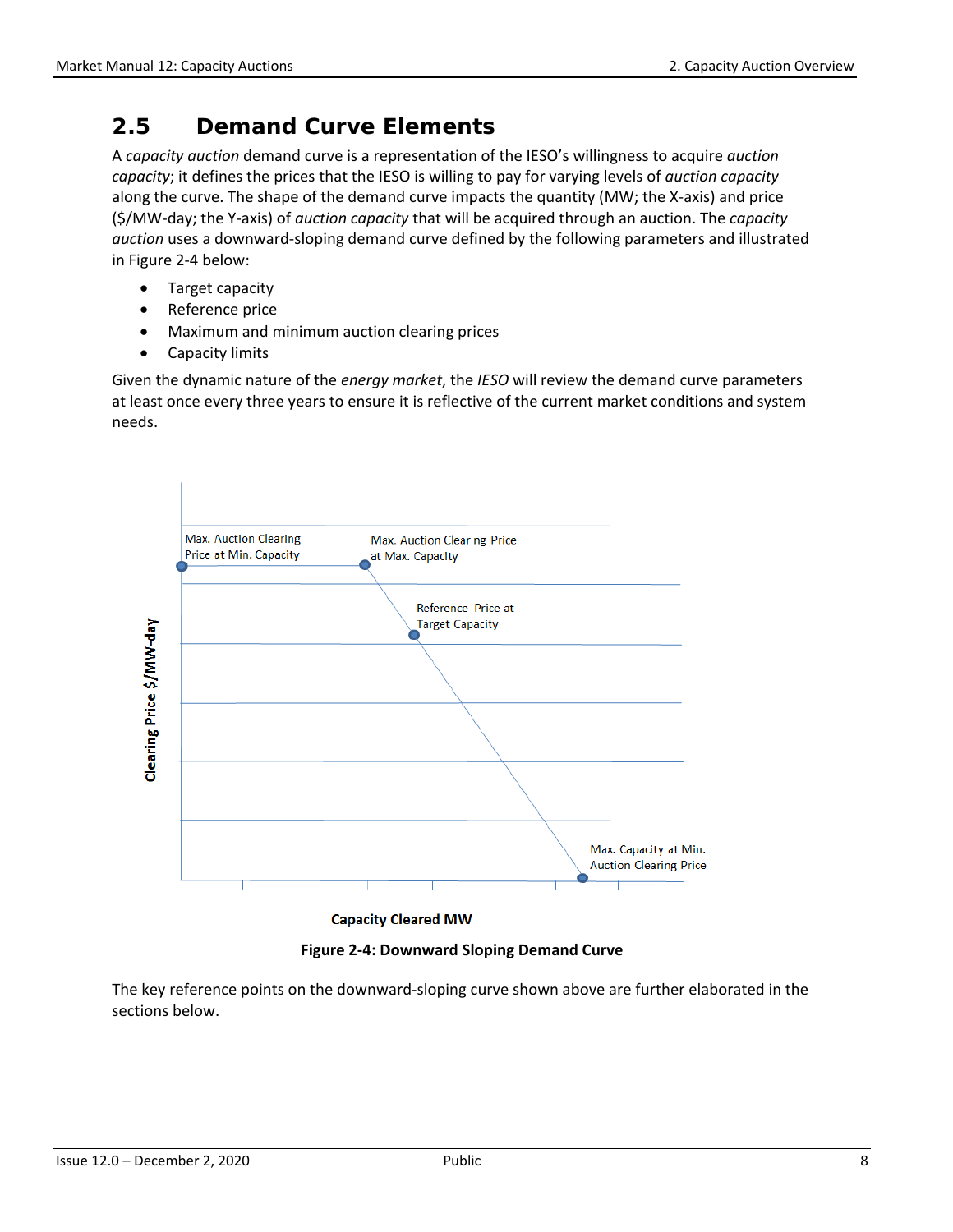## 2.5 Demand Curve Elements

A *capacity auction* demand curve is a representation of the IESO's willingness to acquire *auction capacity*; it defines the prices that the IESO is willing to pay for varying levels of *auction capacity* along the curve. The shape of the demand curve impacts the quantity (MW; the X-axis) and price ($/MW-day; the Y-axis) of *auction capacity* that will be acquired through an auction. The *capacity auction* uses a downward-sloping demand curve defined by the following parameters and illustrated in Figure 2-4 below:

- Target capacity
- Reference price
- Maximum and minimum auction clearing prices
- Capacity limits

Given the dynamic nature of the *energy market*, the *IESO* will review the demand curve parameters at least once every three years to ensure it is reflective of the current market conditions and system needs.

**Figure 2-4: Downward Sloping Demand Curve**

The key reference points on the downward-sloping curve shown above are further elaborated in the sections below.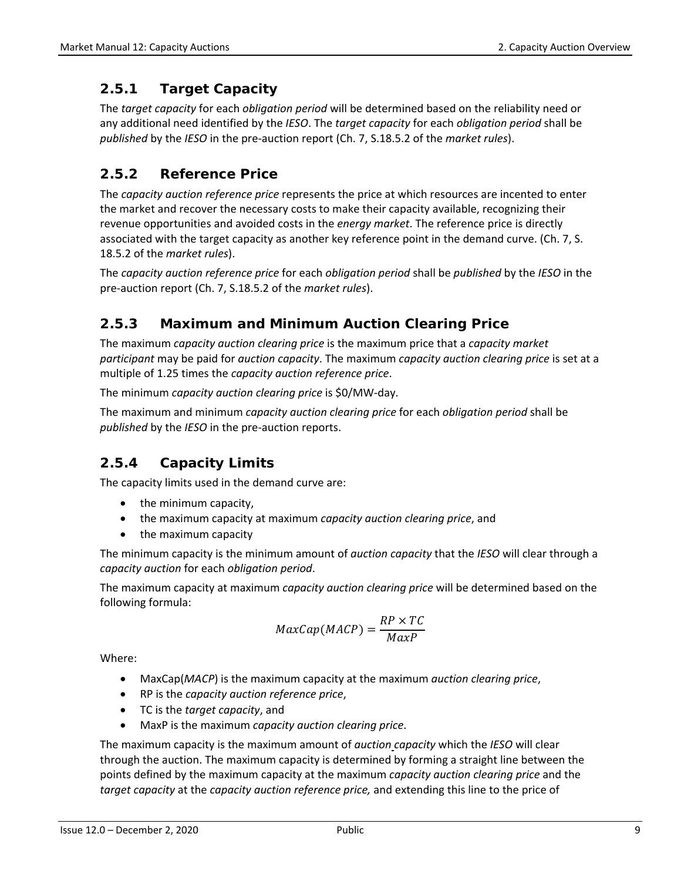### 2.5.1 Target Capacity

The *target capacity* for each *obligation period* will be determined based on the reliability need or any additional need identified by the *IESO*. The *target capacity* for each *obligation period* shall be *published* by the *IESO* in the pre-auction report (Ch. 7, S.18.5.2 of the *market rules*).

### 2.5.2 Reference Price

The *capacity auction reference price* represents the price at which resources are incented to enter the market and recover the necessary costs to make their capacity available, recognizing their revenue opportunities and avoided costs in the *energy market*. The reference price is directly associated with the target capacity as another key reference point in the demand curve. (Ch. 7, S. 18.5.2 of the *market rules*).

The *capacity auction reference price* for each *obligation period* shall be *published* by the *IESO* in the pre-auction report (Ch. 7, S.18.5.2 of the *market rules*).

### 2.5.3 Maximum and Minimum Auction Clearing Price

The maximum *capacity auction clearing price* is the maximum price that a *capacity market participant* may be paid for *auction capacity*. The maximum *capacity auction clearing price* is set at a multiple of 1.25 times the *capacity auction reference price*.

The minimum *capacity auction clearing price* is $0/MW-day.

The maximum and minimum *capacity auction clearing price* for each *obligation period* shall be *published* by the *IESO* in the pre-auction reports.

### 2.5.4 Capacity Limits

The capacity limits used in the demand curve are:

- the minimum capacity,
- the maximum capacity at maximum *capacity auction clearing price*, and
- the maximum capacity

The minimum capacity is the minimum amount of *auction capacity* that the *IESO* will clear through a *capacity auction* for each *obligation period*.

The maximum capacity at maximum *capacity auction clearing price* will be determined based on the following formula:

$$MaxCap(MACP) = \frac{RP \times TC}{MaxP}$$

Where:

- MaxCap(*MACP*) is the maximum capacity at the maximum *auction clearing price*,
- RP is the *capacity auction reference price*,
- TC is the *target capacity*, and
- MaxP is the maximum *capacity auction clearing price*.

The maximum capacity is the maximum amount of *auction capacity* which the *IESO* will clear through the auction. The maximum capacity is determined by forming a straight line between the points defined by the maximum capacity at the maximum *capacity auction clearing price* and the *target capacity* at the *capacity auction reference price,* and extending this line to the price of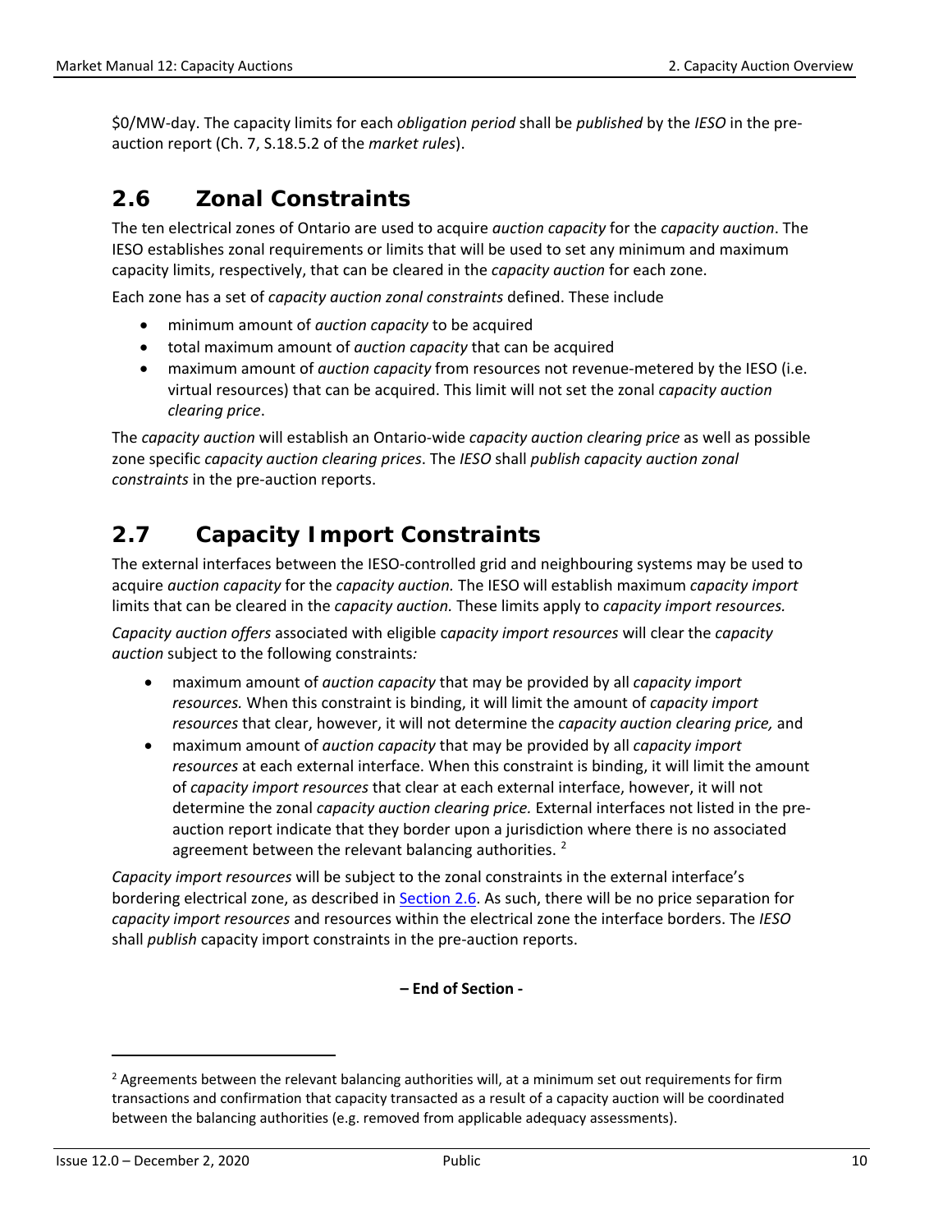$0/MW-day. The capacity limits for each *obligation period* shall be *published* by the *IESO* in the pre-auction report (Ch. 7, S.18.5.2 of the *market rules*).

## 2.6 Zonal Constraints

The ten electrical zones of Ontario are used to acquire *auction capacity* for the *capacity auction*. The IESO establishes zonal requirements or limits that will be used to set any minimum and maximum capacity limits, respectively, that can be cleared in the *capacity auction* for each zone.

Each zone has a set of *capacity auction zonal constraints* defined. These include

- minimum amount of *auction capacity* to be acquired
- total maximum amount of *auction capacity* that can be acquired
- maximum amount of *auction capacity* from resources not revenue-metered by the IESO (i.e. virtual resources) that can be acquired. This limit will not set the zonal *capacity auction clearing price*.

The *capacity auction* will establish an Ontario-wide *capacity auction clearing price* as well as possible zone specific *capacity auction clearing prices*. The *IESO* shall *publish capacity auction zonal constraints* in the pre-auction reports.

## 2.7 Capacity Import Constraints

The external interfaces between the IESO-controlled grid and neighbouring systems may be used to acquire *auction capacity* for the *capacity auction.* The IESO will establish maximum *capacity import* limits that can be cleared in the *capacity auction.* These limits apply to *capacity import resources.*

*Capacity auction offers* associated with eligible *capacity import resources* will clear the *capacity auction* subject to the following constraints*:*

- maximum amount of *auction capacity* that may be provided by all *capacity import resources.* When this constraint is binding, it will limit the amount of *capacity import resources* that clear, however, it will not determine the *capacity auction clearing price,* and
- maximum amount of *auction capacity* that may be provided by all *capacity import resources* at each external interface. When this constraint is binding, it will limit the amount of *capacity import resources* that clear at each external interface, however, it will not determine the zonal *capacity auction clearing price.* External interfaces not listed in the pre-auction report indicate that they border upon a jurisdiction where there is no associated agreement between the relevant balancing authorities. [2]

*Capacity import resources* will be subject to the zonal constraints in the external interface's bordering electrical zone, as described in Section 2.6. As such, there will be no price separation for *capacity import resources* and resources within the electrical zone the interface borders. The *IESO* shall *publish* capacity import constraints in the pre-auction reports.

**– End of Section -**

[2] Agreements between the relevant balancing authorities will, at a minimum set out requirements for firm transactions and confirmation that capacity transacted as a result of a capacity auction will be coordinated between the balancing authorities (e.g. removed from applicable adequacy assessments).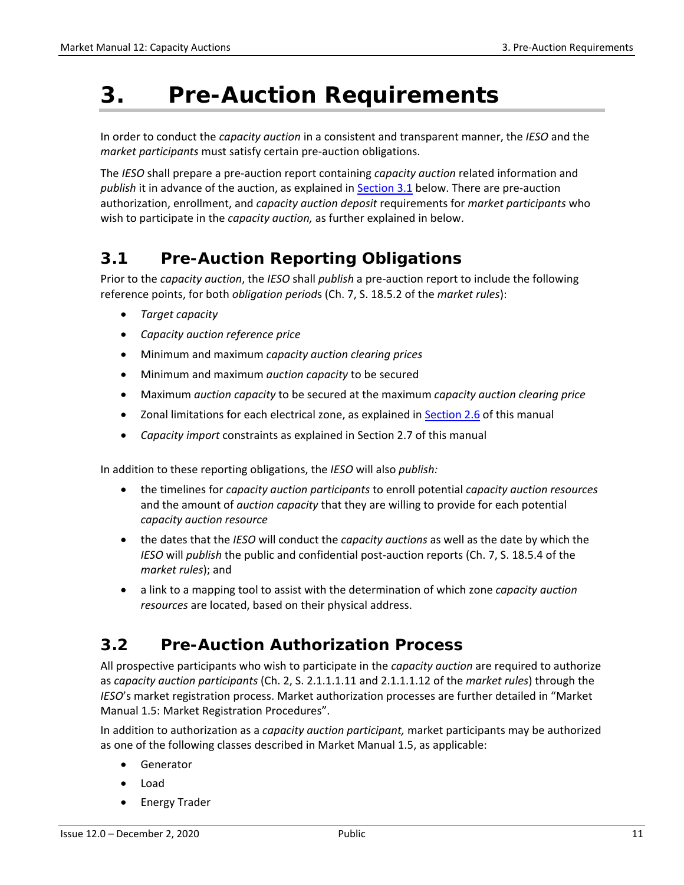# 3. Pre-Auction Requirements

In order to conduct the *capacity auction* in a consistent and transparent manner, the *IESO* and the *market participants* must satisfy certain pre-auction obligations.

The *IESO* shall prepare a pre-auction report containing *capacity auction* related information and *publish* it in advance of the auction, as explained in Section 3.1 below. There are pre-auction authorization, enrollment, and *capacity auction deposit* requirements for *market participants* who wish to participate in the *capacity auction,* as further explained in below.

## 3.1 Pre-Auction Reporting Obligations

Prior to the *capacity auction*, the *IESO* shall *publish* a pre-auction report to include the following reference points, for both *obligation period*s (Ch. 7, S. 18.5.2 of the *market rules*):

- *Target capacity*
- *Capacity auction reference price*
- Minimum and maximum *capacity auction clearing prices*
- Minimum and maximum *auction capacity* to be secured
- Maximum *auction capacity* to be secured at the maximum *capacity auction clearing price*
- Zonal limitations for each electrical zone, as explained in Section 2.6 of this manual
- *Capacity import* constraints as explained in Section 2.7 of this manual

In addition to these reporting obligations, the *IESO* will also *publish:*

- the timelines for *capacity auction participants* to enroll potential *capacity auction resources* and the amount of *auction capacity* that they are willing to provide for each potential *capacity auction resource*
- the dates that the *IESO* will conduct the *capacity auctions* as well as the date by which the *IESO* will *publish* the public and confidential post-auction reports (Ch. 7, S. 18.5.4 of the *market rules*); and
- a link to a mapping tool to assist with the determination of which zone *capacity auction resources* are located, based on their physical address.

## 3.2 Pre-Auction Authorization Process

All prospective participants who wish to participate in the *capacity auction* are required to authorize as *capacity auction participants* (Ch. 2, S. 2.1.1.1.11 and 2.1.1.1.12 of the *market rules*) through the *IESO*'s market registration process. Market authorization processes are further detailed in "Market Manual 1.5: Market Registration Procedures".

In addition to authorization as a *capacity auction participant,* market participants may be authorized as one of the following classes described in Market Manual 1.5, as applicable:

- Generator
- Load
- Energy Trader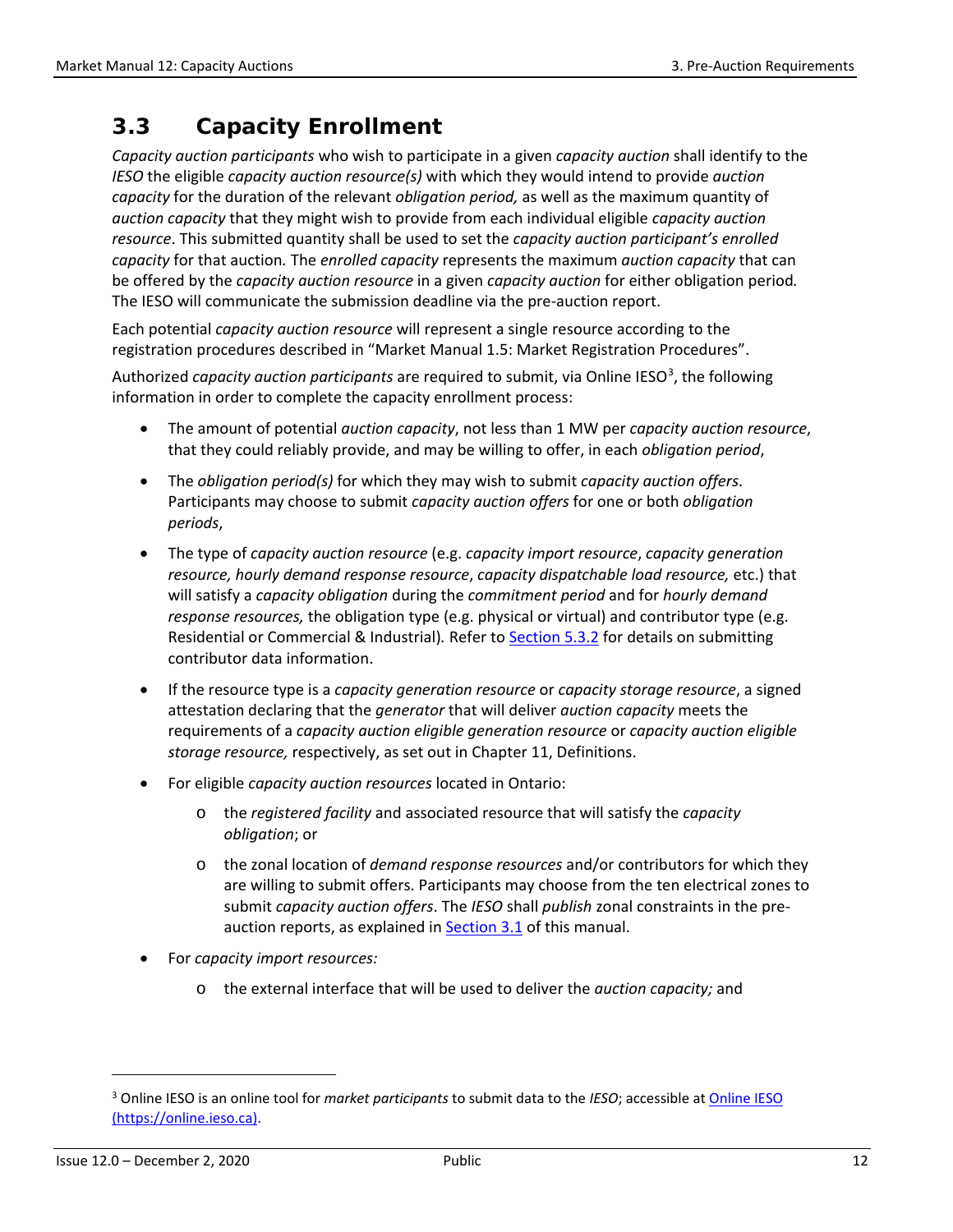## 3.3 Capacity Enrollment

*Capacity auction participants* who wish to participate in a given *capacity auction* shall identify to the *IESO* the eligible *capacity auction resource(s)* with which they would intend to provide *auction capacity* for the duration of the relevant *obligation period,* as well as the maximum quantity of *auction capacity* that they might wish to provide from each individual eligible *capacity auction resource*. This submitted quantity shall be used to set the *capacity auction participant's enrolled capacity* for that auction*.* The *enrolled capacity* represents the maximum *auction capacity* that can be offered by the *capacity auction resource* in a given *capacity auction* for either obligation period*.* The IESO will communicate the submission deadline via the pre-auction report.

Each potential *capacity auction resource* will represent a single resource according to the registration procedures described in "Market Manual 1.5: Market Registration Procedures".

Authorized *capacity auction participants* are required to submit, via Online IESO[3], the following information in order to complete the capacity enrollment process:

- The amount of potential *auction capacity*, not less than 1 MW per *capacity auction resource*, that they could reliably provide, and may be willing to offer, in each *obligation period*,
- The *obligation period(s)* for which they may wish to submit *capacity auction offers*. Participants may choose to submit *capacity auction offers* for one or both *obligation periods*,
- The type of *capacity auction resource* (e.g. *capacity import resource*, *capacity generation resource, hourly demand response resource*, *capacity dispatchable load resource,* etc.) that will satisfy a *capacity obligation* during the *commitment period* and for *hourly demand response resources,* the obligation type (e.g. physical or virtual) and contributor type (e.g. Residential or Commercial & Industrial)*.* Refer to Section 5.3.2 for details on submitting contributor data information.
- If the resource type is a *capacity generation resource* or *capacity storage resource*, a signed attestation declaring that the *generator* that will deliver *auction capacity* meets the requirements of a *capacity auction eligible generation resource* or *capacity auction eligible storage resource,* respectively, as set out in Chapter 11, Definitions.
- For eligible *capacity auction resources* located in Ontario:
  - the *registered facility* and associated resource that will satisfy the *capacity obligation*; or
  - the zonal location of *demand response resources* and/or contributors for which they are willing to submit offers. Participants may choose from the ten electrical zones to submit *capacity auction offers*. The *IESO* shall *publish* zonal constraints in the pre-auction reports, as explained in Section 3.1 of this manual.
- For *capacity import resources:*
  - the external interface that will be used to deliver the *auction capacity;* and

[3] Online IESO is an online tool for *market participants* to submit data to the *IESO*; accessible at Online IESO (https://online.ieso.ca).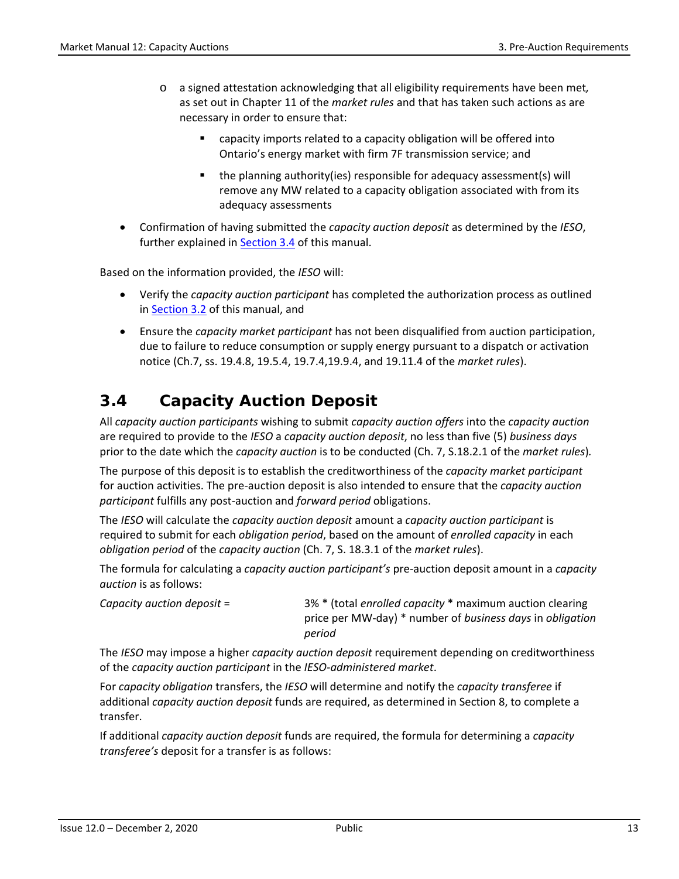- a signed attestation acknowledging that all eligibility requirements have been met, as set out in Chapter 11 of the *market rules* and that has taken such actions as are necessary in order to ensure that:
  - capacity imports related to a capacity obligation will be offered into Ontario's energy market with firm 7F transmission service; and
  - the planning authority(ies) responsible for adequacy assessment(s) will remove any MW related to a capacity obligation associated with from its adequacy assessments

- Confirmation of having submitted the *capacity auction deposit* as determined by the *IESO*, further explained in Section 3.4 of this manual.

Based on the information provided, the *IESO* will:

- Verify the *capacity auction participant* has completed the authorization process as outlined in Section 3.2 of this manual, and
- Ensure the *capacity market participant* has not been disqualified from auction participation, due to failure to reduce consumption or supply energy pursuant to a dispatch or activation notice (Ch.7, ss. 19.4.8, 19.5.4, 19.7.4,19.9.4, and 19.11.4 of the *market rules*).

## 3.4 Capacity Auction Deposit

All *capacity auction participants* wishing to submit *capacity auction offers* into the *capacity auction* are required to provide to the *IESO* a *capacity auction deposit*, no less than five (5) *business days* prior to the date which the *capacity auction* is to be conducted (Ch. 7, S.18.2.1 of the *market rules*).

The purpose of this deposit is to establish the creditworthiness of the *capacity market participant* for auction activities. The pre-auction deposit is also intended to ensure that the *capacity auction participant* fulfills any post-auction and *forward period* obligations.

The *IESO* will calculate the *capacity auction deposit* amount a *capacity auction participant* is required to submit for each *obligation period*, based on the amount of *enrolled capacity* in each *obligation period* of the *capacity auction* (Ch. 7, S. 18.3.1 of the *market rules*).

The formula for calculating a *capacity auction participant's* pre-auction deposit amount in a *capacity auction* is as follows:

*Capacity auction deposit* = 3% * (total *enrolled capacity* * maximum auction clearing price per MW-day) * number of *business days* in *obligation period*

The *IESO* may impose a higher *capacity auction deposit* requirement depending on creditworthiness of the *capacity auction participant* in the *IESO-administered market*.

For *capacity obligation* transfers, the *IESO* will determine and notify the *capacity transferee* if additional *capacity auction deposit* funds are required, as determined in Section 8, to complete a transfer.

If additional *capacity auction deposit* funds are required, the formula for determining a *capacity transferee's* deposit for a transfer is as follows: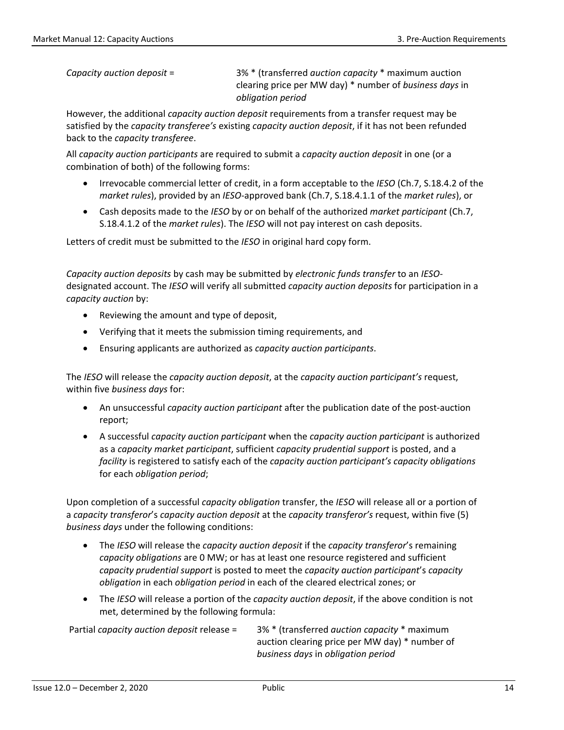*Capacity auction deposit* = 3% * (transferred *auction capacity* * maximum auction clearing price per MW day) * number of *business days* in *obligation period*

However, the additional *capacity auction deposit* requirements from a transfer request may be satisfied by the *capacity transferee's* existing *capacity auction deposit*, if it has not been refunded back to the *capacity transferee*.

All *capacity auction participants* are required to submit a *capacity auction deposit* in one (or a combination of both) of the following forms:

- Irrevocable commercial letter of credit, in a form acceptable to the *IESO* (Ch.7, S.18.4.2 of the *market rules*), provided by an *IESO*-approved bank (Ch.7, S.18.4.1.1 of the *market rules*), or
- Cash deposits made to the *IESO* by or on behalf of the authorized *market participant* (Ch.7, S.18.4.1.2 of the *market rules*). The *IESO* will not pay interest on cash deposits.

Letters of credit must be submitted to the *IESO* in original hard copy form.

*Capacity auction deposits* by cash may be submitted by *electronic funds transfer* to an *IESO*-designated account. The *IESO* will verify all submitted *capacity auction deposits* for participation in a *capacity auction* by:

- Reviewing the amount and type of deposit,
- Verifying that it meets the submission timing requirements, and
- Ensuring applicants are authorized as *capacity auction participants*.

The *IESO* will release the *capacity auction deposit*, at the *capacity auction participant's* request, within five *business days* for:

- An unsuccessful *capacity auction participant* after the publication date of the post-auction report;
- A successful *capacity auction participant* when the *capacity auction participant* is authorized as a *capacity market participant*, sufficient *capacity prudential support* is posted, and a *facility* is registered to satisfy each of the *capacity auction participant's capacity obligations* for each *obligation period*;

Upon completion of a successful *capacity obligation* transfer, the *IESO* will release all or a portion of a *capacity transferor's capacity auction deposit* at the *capacity transferor's* request, within five (5) *business days* under the following conditions:

- The *IESO* will release the *capacity auction deposit* if the *capacity transferor*'s remaining *capacity obligations* are 0 MW; or has at least one resource registered and sufficient *capacity prudential support* is posted to meet the *capacity auction participant*'s *capacity obligation* in each *obligation period* in each of the cleared electrical zones; or
- The *IESO* will release a portion of the *capacity auction deposit*, if the above condition is not met, determined by the following formula:

Partial *capacity auction deposit* release = 3% * (transferred *auction capacity* * maximum auction clearing price per MW day) * number of *business days* in *obligation period*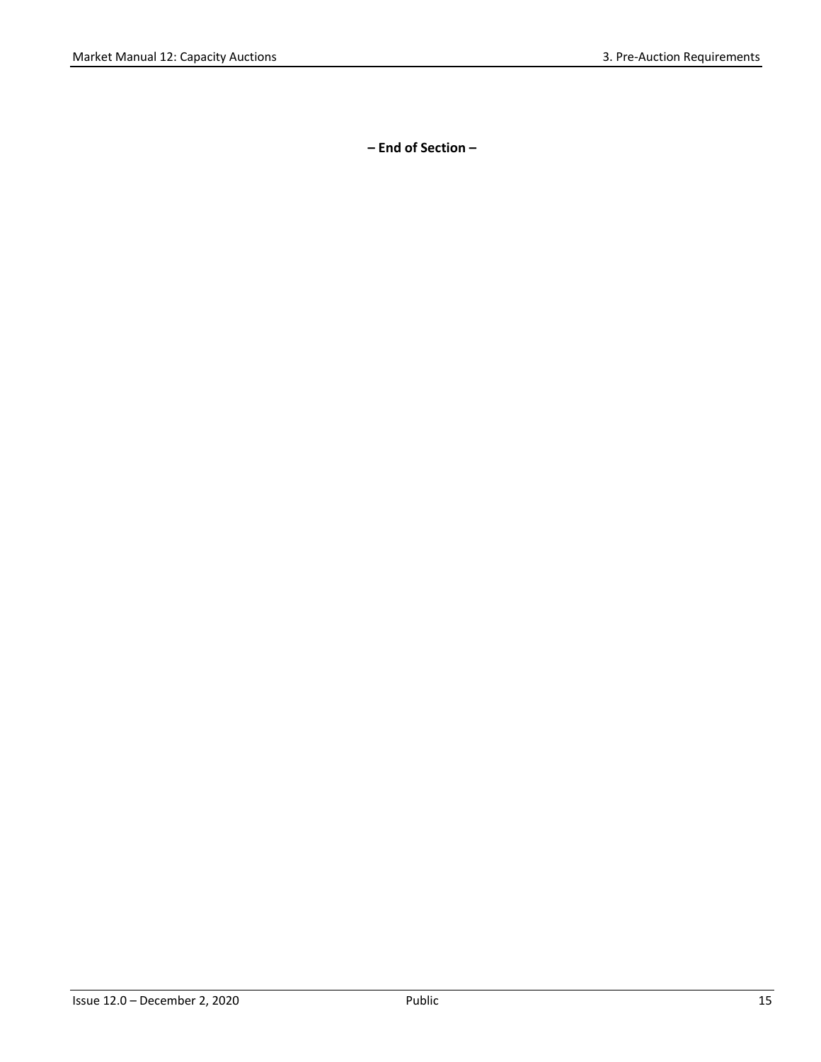**– End of Section –**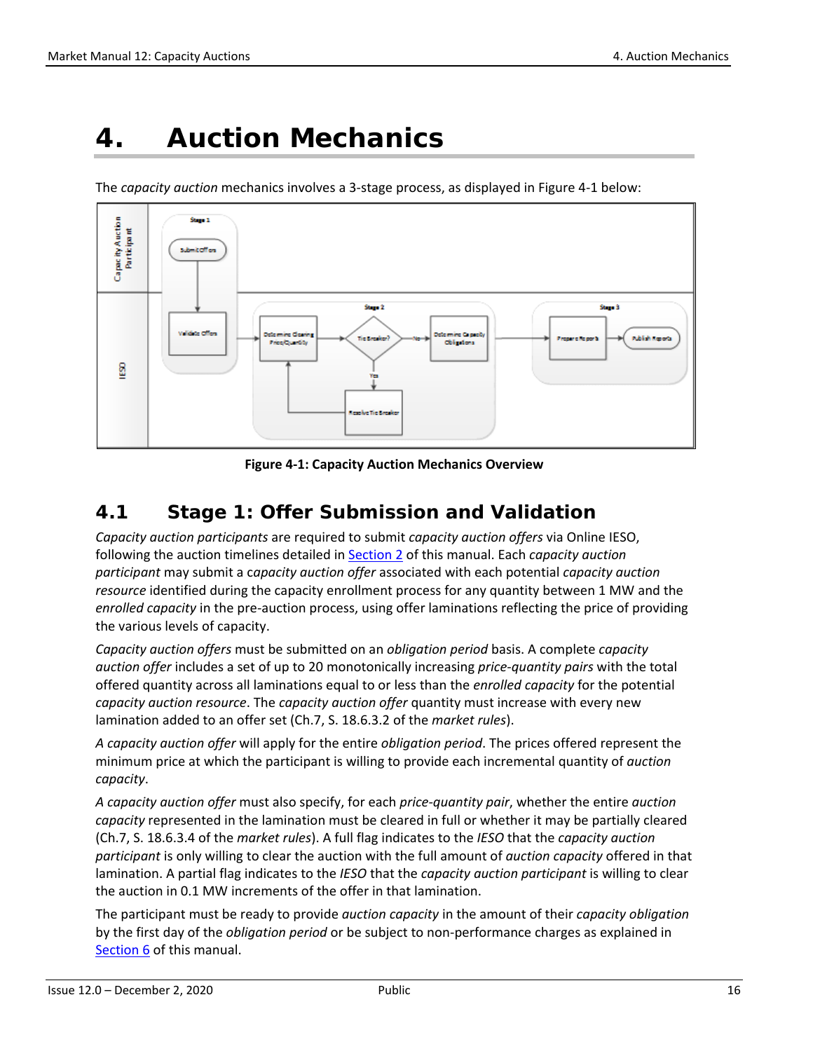# 4. Auction Mechanics

The *capacity auction* mechanics involves a 3-stage process, as displayed in Figure 4-1 below:

**Figure 4-1: Capacity Auction Mechanics Overview**

## 4.1 Stage 1: Offer Submission and Validation

*Capacity auction participants* are required to submit *capacity auction offers* via Online IESO, following the auction timelines detailed in Section 2 of this manual. Each *capacity auction participant* may submit a *capacity auction offer* associated with each potential *capacity auction resource* identified during the capacity enrollment process for any quantity between 1 MW and the *enrolled capacity* in the pre-auction process, using offer laminations reflecting the price of providing the various levels of capacity.

*Capacity auction offers* must be submitted on an *obligation period* basis. A complete *capacity auction offer* includes a set of up to 20 monotonically increasing *price-quantity pairs* with the total offered quantity across all laminations equal to or less than the *enrolled capacity* for the potential *capacity auction resource*. The *capacity auction offer* quantity must increase with every new lamination added to an offer set (Ch.7, S. 18.6.3.2 of the *market rules*).

*A capacity auction offer* will apply for the entire *obligation period*. The prices offered represent the minimum price at which the participant is willing to provide each incremental quantity of *auction capacity*.

*A capacity auction offer* must also specify, for each *price-quantity pair*, whether the entire *auction capacity* represented in the lamination must be cleared in full or whether it may be partially cleared (Ch.7, S. 18.6.3.4 of the *market rules*). A full flag indicates to the *IESO* that the *capacity auction participant* is only willing to clear the auction with the full amount of *auction capacity* offered in that lamination. A partial flag indicates to the *IESO* that the *capacity auction participant* is willing to clear the auction in 0.1 MW increments of the offer in that lamination.

The participant must be ready to provide *auction capacity* in the amount of their *capacity obligation* by the first day of the *obligation period* or be subject to non-performance charges as explained in Section 6 of this manual.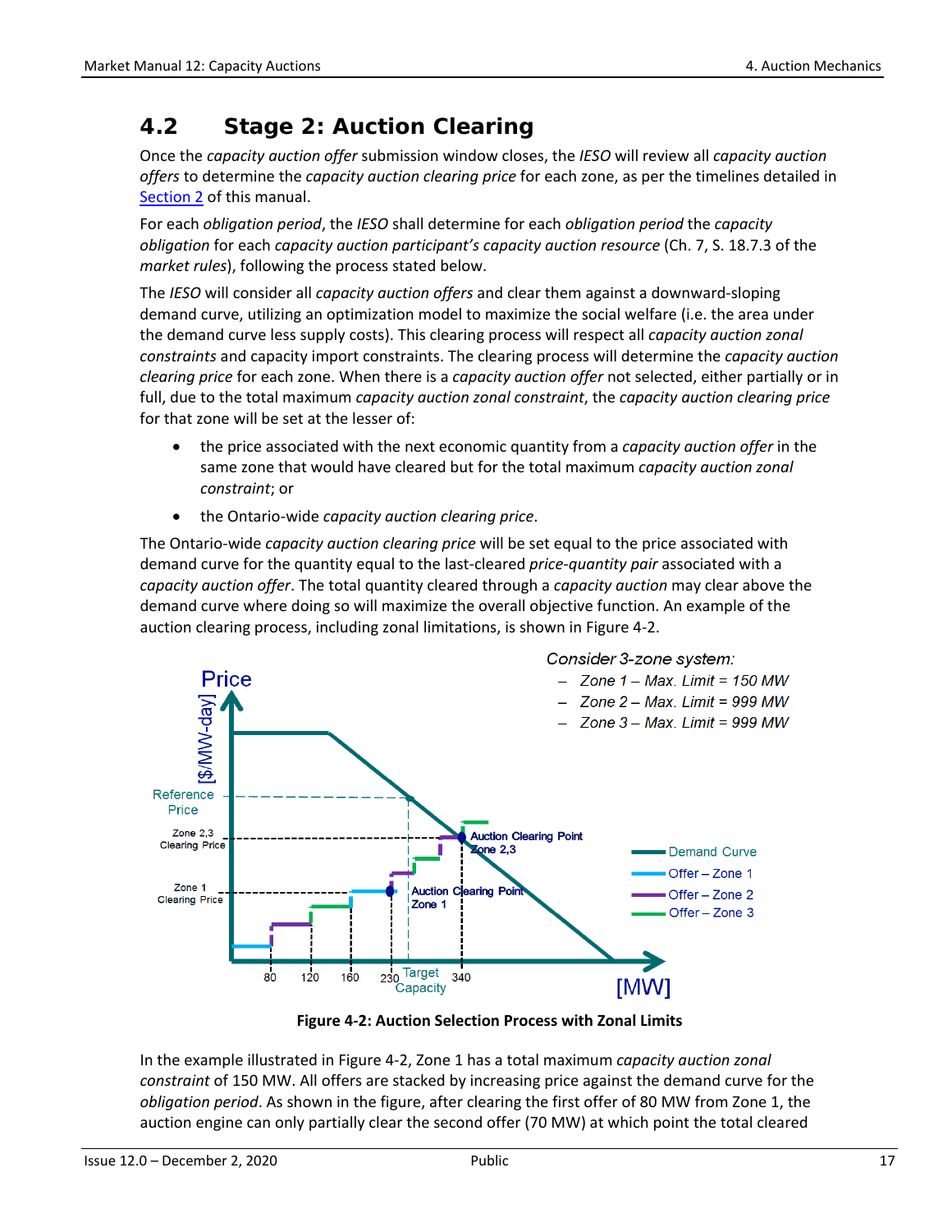## 4.2 Stage 2: Auction Clearing

Once the *capacity auction offer* submission window closes, the *IESO* will review all *capacity auction offers* to determine the *capacity auction clearing price* for each zone, as per the timelines detailed in Section 2 of this manual.

For each *obligation period*, the *IESO* shall determine for each *obligation period* the *capacity obligation* for each *capacity auction participant's capacity auction resource* (Ch. 7, S. 18.7.3 of the *market rules*), following the process stated below.

The *IESO* will consider all *capacity auction offers* and clear them against a downward-sloping demand curve, utilizing an optimization model to maximize the social welfare (i.e. the area under the demand curve less supply costs). This clearing process will respect all *capacity auction zonal constraints* and capacity import constraints. The clearing process will determine the *capacity auction clearing price* for each zone. When there is a *capacity auction offer* not selected, either partially or in full, due to the total maximum *capacity auction zonal constraint*, the *capacity auction clearing price* for that zone will be set at the lesser of:

- the price associated with the next economic quantity from a *capacity auction offer* in the same zone that would have cleared but for the total maximum *capacity auction zonal constraint*; or
- the Ontario-wide *capacity auction clearing price*.

The Ontario-wide *capacity auction clearing price* will be set equal to the price associated with demand curve for the quantity equal to the last-cleared *price-quantity pair* associated with a *capacity auction offer*. The total quantity cleared through a *capacity auction* may clear above the demand curve where doing so will maximize the overall objective function. An example of the auction clearing process, including zonal limitations, is shown in Figure 4-2.

**Figure 4-2: Auction Selection Process with Zonal Limits**

In the example illustrated in Figure 4-2, Zone 1 has a total maximum *capacity auction zonal constraint* of 150 MW. All offers are stacked by increasing price against the demand curve for the *obligation period*. As shown in the figure, after clearing the first offer of 80 MW from Zone 1, the auction engine can only partially clear the second offer (70 MW) at which point the total cleared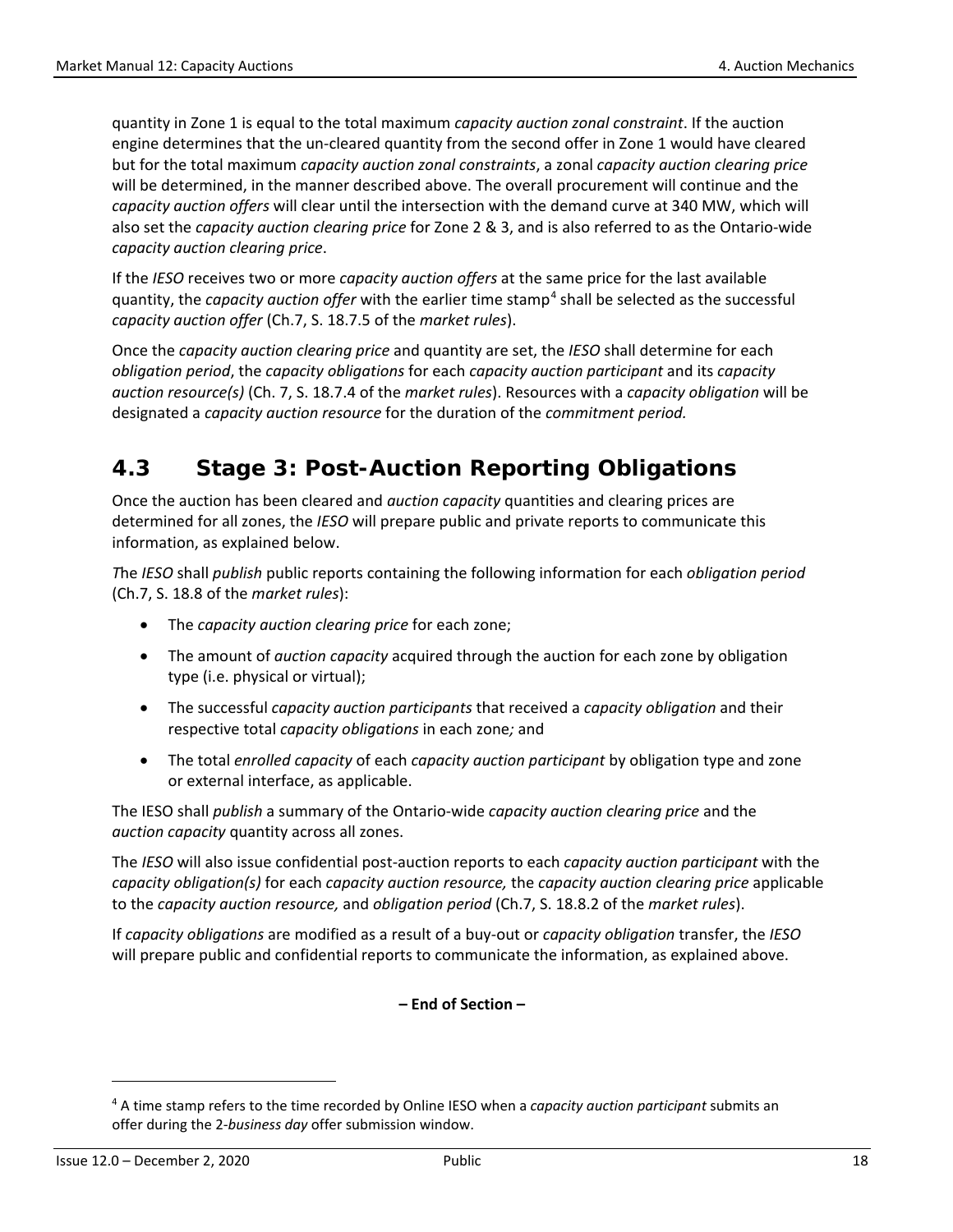quantity in Zone 1 is equal to the total maximum *capacity auction zonal constraint*. If the auction engine determines that the un-cleared quantity from the second offer in Zone 1 would have cleared but for the total maximum *capacity auction zonal constraints*, a zonal *capacity auction clearing price* will be determined, in the manner described above. The overall procurement will continue and the *capacity auction offers* will clear until the intersection with the demand curve at 340 MW, which will also set the *capacity auction clearing price* for Zone 2 & 3, and is also referred to as the Ontario-wide *capacity auction clearing price*.

If the *IESO* receives two or more *capacity auction offers* at the same price for the last available quantity, the *capacity auction offer* with the earlier time stamp[4] shall be selected as the successful *capacity auction offer* (Ch.7, S. 18.7.5 of the *market rules*).

Once the *capacity auction clearing price* and quantity are set, the *IESO* shall determine for each *obligation period*, the *capacity obligations* for each *capacity auction participant* and its *capacity auction resource(s)* (Ch. 7, S. 18.7.4 of the *market rules*). Resources with a *capacity obligation* will be designated a *capacity auction resource* for the duration of the *commitment period.*

## 4.3 Stage 3: Post-Auction Reporting Obligations

Once the auction has been cleared and *auction capacity* quantities and clearing prices are determined for all zones, the *IESO* will prepare public and private reports to communicate this information, as explained below.

*T*he *IESO* shall *publish* public reports containing the following information for each *obligation period* (Ch.7, S. 18.8 of the *market rules*):

- The *capacity auction clearing price* for each zone;
- The amount of *auction capacity* acquired through the auction for each zone by obligation type (i.e. physical or virtual);
- The successful *capacity auction participants* that received a *capacity obligation* and their respective total *capacity obligations* in each zone*;* and
- The total *enrolled capacity* of each *capacity auction participant* by obligation type and zone or external interface, as applicable.

The IESO shall *publish* a summary of the Ontario-wide *capacity auction clearing price* and the *auction capacity* quantity across all zones.

The *IESO* will also issue confidential post-auction reports to each *capacity auction participant* with the *capacity obligation(s)* for each *capacity auction resource,* the *capacity auction clearing price* applicable to the *capacity auction resource,* and *obligation period* (Ch.7, S. 18.8.2 of the *market rules*).

If *capacity obligations* are modified as a result of a buy-out or *capacity obligation* transfer, the *IESO* will prepare public and confidential reports to communicate the information, as explained above.

**– End of Section –**

[4] A time stamp refers to the time recorded by Online IESO when a *capacity auction participant* submits an offer during the 2-*business day* offer submission window.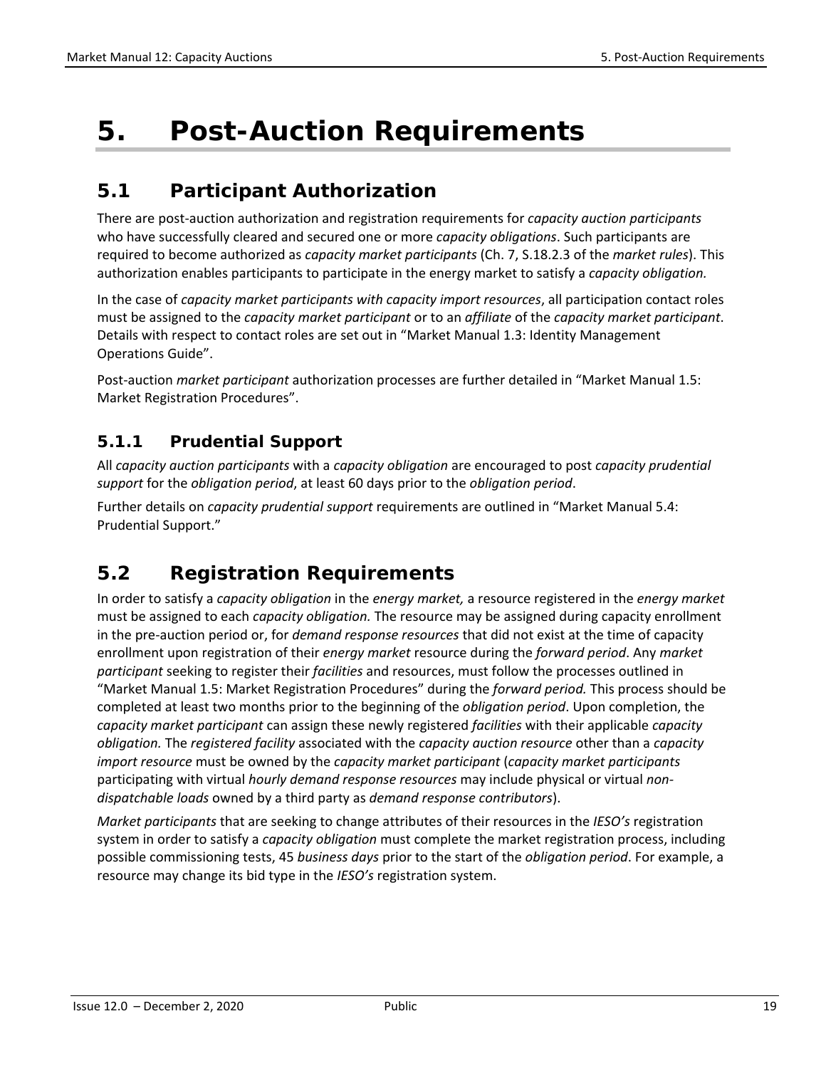# 5. Post-Auction Requirements

## 5.1 Participant Authorization

There are post-auction authorization and registration requirements for *capacity auction participants* who have successfully cleared and secured one or more *capacity obligations*. Such participants are required to become authorized as *capacity market participants* (Ch. 7, S.18.2.3 of the *market rules*). This authorization enables participants to participate in the energy market to satisfy a *capacity obligation.*

In the case of *capacity market participants with capacity import resources*, all participation contact roles must be assigned to the *capacity market participant* or to an *affiliate* of the *capacity market participant*. Details with respect to contact roles are set out in "Market Manual 1.3: Identity Management Operations Guide".

Post-auction *market participant* authorization processes are further detailed in "Market Manual 1.5: Market Registration Procedures".

### 5.1.1 Prudential Support

All *capacity auction participants* with a *capacity obligation* are encouraged to post *capacity prudential support* for the *obligation period*, at least 60 days prior to the *obligation period*.

Further details on *capacity prudential support* requirements are outlined in "Market Manual 5.4: Prudential Support."

## 5.2 Registration Requirements

In order to satisfy a *capacity obligation* in the *energy market,* a resource registered in the *energy market* must be assigned to each *capacity obligation.* The resource may be assigned during capacity enrollment in the pre-auction period or, for *demand response resources* that did not exist at the time of capacity enrollment upon registration of their *energy market* resource during the *forward period*. Any *market participant* seeking to register their *facilities* and resources, must follow the processes outlined in "Market Manual 1.5: Market Registration Procedures" during the *forward period.* This process should be completed at least two months prior to the beginning of the *obligation period*. Upon completion, the *capacity market participant* can assign these newly registered *facilities* with their applicable *capacity obligation.* The *registered facility* associated with the *capacity auction resource* other than a *capacity import resource* must be owned by the *capacity market participant* (*capacity market participants* participating with virtual *hourly demand response resources* may include physical or virtual *non-dispatchable loads* owned by a third party as *demand response contributors*).

*Market participants* that are seeking to change attributes of their resources in the *IESO's* registration system in order to satisfy a *capacity obligation* must complete the market registration process, including possible commissioning tests, 45 *business days* prior to the start of the *obligation period*. For example, a resource may change its bid type in the *IESO's* registration system.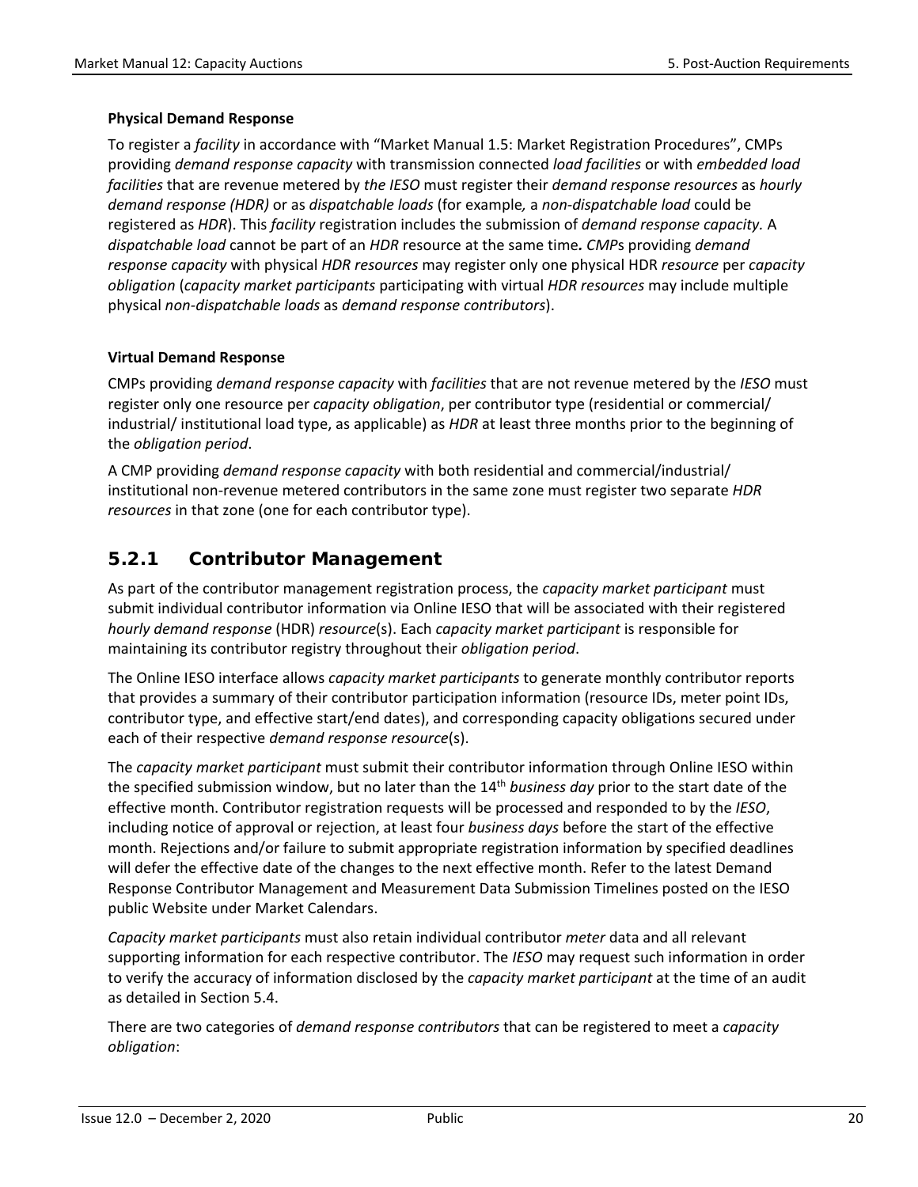**Physical Demand Response**

To register a *facility* in accordance with "Market Manual 1.5: Market Registration Procedures", CMPs providing *demand response capacity* with transmission connected *load facilities* or with *embedded load facilities* that are revenue metered by *the IESO* must register their *demand response resources* as *hourly demand response (HDR)* or as *dispatchable loads* (for example*,* a *non-dispatchable load* could be registered as *HDR*). This *facility* registration includes the submission of *demand response capacity*. A *dispatchable load* cannot be part of an *HDR* resource at the same time***.*** *CMP*s providing *demand response capacity* with physical *HDR resources* may register only one physical HDR *resource* per *capacity obligation* (*capacity market participants* participating with virtual *HDR resources* may include multiple physical *non-dispatchable loads* as *demand response contributors*).

**Virtual Demand Response**

CMPs providing *demand response capacity* with *facilities* that are not revenue metered by the *IESO* must register only one resource per *capacity obligation*, per contributor type (residential or commercial/ industrial/ institutional load type, as applicable) as *HDR* at least three months prior to the beginning of the *obligation period*.

A CMP providing *demand response capacity* with both residential and commercial/industrial/ institutional non-revenue metered contributors in the same zone must register two separate *HDR resources* in that zone (one for each contributor type).

### 5.2.1 Contributor Management

As part of the contributor management registration process, the *capacity market participant* must submit individual contributor information via Online IESO that will be associated with their registered *hourly demand response* (HDR) *resource*(s). Each *capacity market participant* is responsible for maintaining its contributor registry throughout their *obligation period*.

The Online IESO interface allows *capacity market participants* to generate monthly contributor reports that provides a summary of their contributor participation information (resource IDs, meter point IDs, contributor type, and effective start/end dates), and corresponding capacity obligations secured under each of their respective *demand response resource*(s).

The *capacity market participant* must submit their contributor information through Online IESO within the specified submission window, but no later than the 14th *business day* prior to the start date of the effective month. Contributor registration requests will be processed and responded to by the *IESO*, including notice of approval or rejection, at least four *business days* before the start of the effective month. Rejections and/or failure to submit appropriate registration information by specified deadlines will defer the effective date of the changes to the next effective month. Refer to the latest Demand Response Contributor Management and Measurement Data Submission Timelines posted on the IESO public Website under Market Calendars.

*Capacity market participants* must also retain individual contributor *meter* data and all relevant supporting information for each respective contributor. The *IESO* may request such information in order to verify the accuracy of information disclosed by the *capacity market participant* at the time of an audit as detailed in Section 5.4.

There are two categories of *demand response contributors* that can be registered to meet a *capacity obligation*: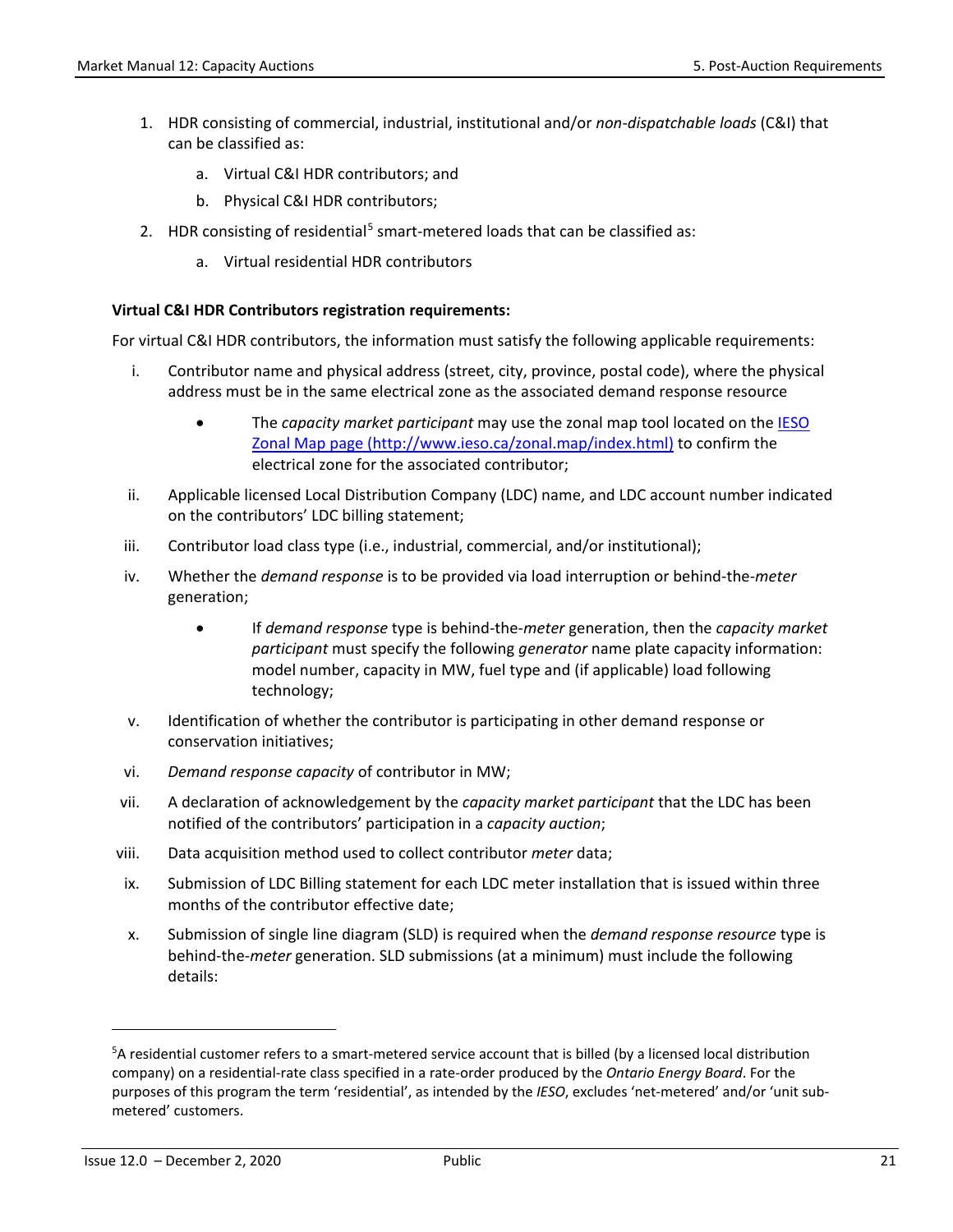1. HDR consisting of commercial, industrial, institutional and/or *non-dispatchable loads* (C&I) that can be classified as:
    a. Virtual C&I HDR contributors; and
    b. Physical C&I HDR contributors;
2. HDR consisting of residential[5] smart-metered loads that can be classified as:
    a. Virtual residential HDR contributors

**Virtual C&I HDR Contributors registration requirements:**

For virtual C&I HDR contributors, the information must satisfy the following applicable requirements:

i. Contributor name and physical address (street, city, province, postal code), where the physical address must be in the same electrical zone as the associated demand response resource
    - The *capacity market participant* may use the zonal map tool located on the [IESO Zonal Map page (http://www.ieso.ca/zonal.map/index.html)](http://www.ieso.ca/zonal.map/index.html) to confirm the electrical zone for the associated contributor;

ii. Applicable licensed Local Distribution Company (LDC) name, and LDC account number indicated on the contributors' LDC billing statement;

iii. Contributor load class type (i.e., industrial, commercial, and/or institutional);

iv. Whether the *demand response* is to be provided via load interruption or behind-the-*meter* generation;
    - If *demand response* type is behind-the-*meter* generation, then the *capacity market participant* must specify the following *generator* name plate capacity information: model number, capacity in MW, fuel type and (if applicable) load following technology;

v. Identification of whether the contributor is participating in other demand response or conservation initiatives;

vi. *Demand response capacity* of contributor in MW;

vii. A declaration of acknowledgement by the *capacity market participant* that the LDC has been notified of the contributors' participation in a *capacity auction*;

viii. Data acquisition method used to collect contributor *meter* data;

ix. Submission of LDC Billing statement for each LDC meter installation that is issued within three months of the contributor effective date;

x. Submission of single line diagram (SLD) is required when the *demand response resource* type is behind-the-*meter* generation. SLD submissions (at a minimum) must include the following details:

---

[5] A residential customer refers to a smart-metered service account that is billed (by a licensed local distribution company) on a residential-rate class specified in a rate-order produced by the *Ontario Energy Board*. For the purposes of this program the term 'residential', as intended by the *IESO*, excludes 'net-metered' and/or 'unit sub-metered' customers.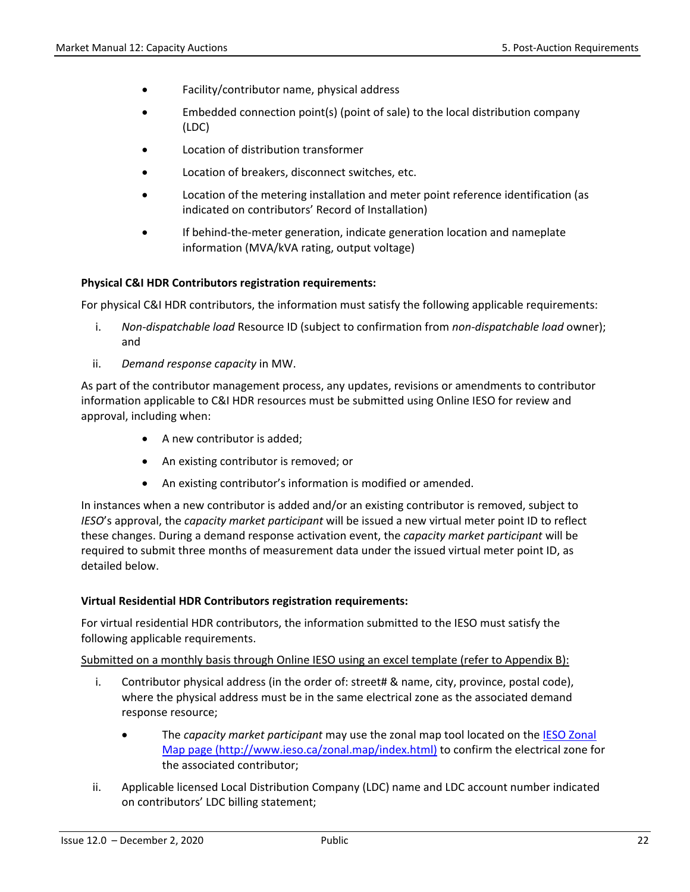- Facility/contributor name, physical address
- Embedded connection point(s) (point of sale) to the local distribution company (LDC)
- Location of distribution transformer
- Location of breakers, disconnect switches, etc.
- Location of the metering installation and meter point reference identification (as indicated on contributors' Record of Installation)
- If behind-the-meter generation, indicate generation location and nameplate information (MVA/kVA rating, output voltage)

**Physical C&I HDR Contributors registration requirements:**

For physical C&I HDR contributors, the information must satisfy the following applicable requirements:

i. *Non-dispatchable load* Resource ID (subject to confirmation from *non-dispatchable load* owner); and

ii. *Demand response capacity* in MW.

As part of the contributor management process, any updates, revisions or amendments to contributor information applicable to C&I HDR resources must be submitted using Online IESO for review and approval, including when:

- A new contributor is added;
- An existing contributor is removed; or
- An existing contributor's information is modified or amended.

In instances when a new contributor is added and/or an existing contributor is removed, subject to *IESO*'s approval, the *capacity market participant* will be issued a new virtual meter point ID to reflect these changes. During a demand response activation event, the *capacity market participant* will be required to submit three months of measurement data under the issued virtual meter point ID, as detailed below.

**Virtual Residential HDR Contributors registration requirements:**

For virtual residential HDR contributors, the information submitted to the IESO must satisfy the following applicable requirements.

<u>Submitted on a monthly basis through Online IESO using an excel template (refer to Appendix B):</u>

i. Contributor physical address (in the order of: street# & name, city, province, postal code), where the physical address must be in the same electrical zone as the associated demand response resource;

   - The *capacity market participant* may use the zonal map tool located on the [IESO Zonal Map page (http://www.ieso.ca/zonal.map/index.html)](http://www.ieso.ca/zonal.map/index.html) to confirm the electrical zone for the associated contributor;

ii. Applicable licensed Local Distribution Company (LDC) name and LDC account number indicated on contributors' LDC billing statement;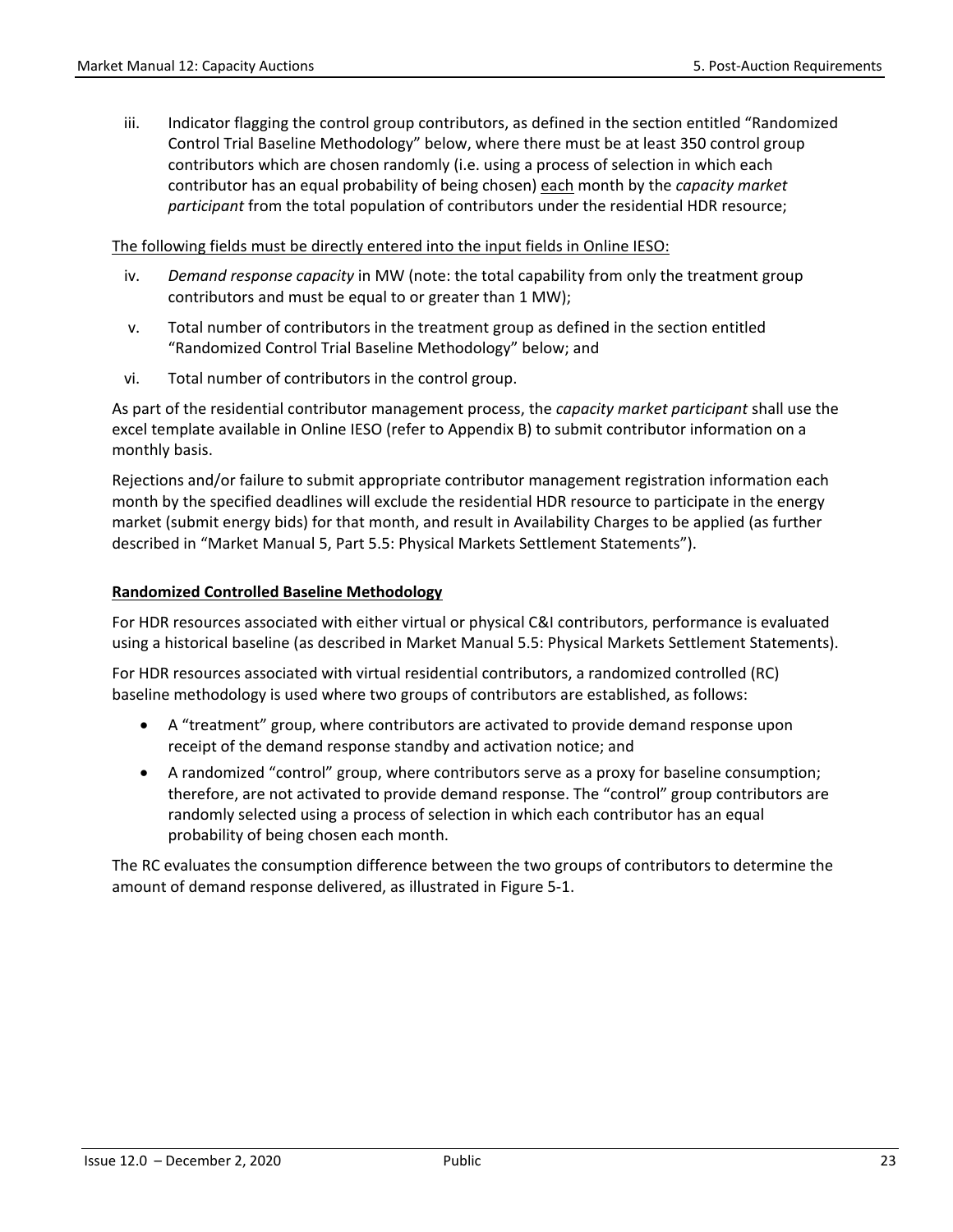iii. Indicator flagging the control group contributors, as defined in the section entitled "Randomized Control Trial Baseline Methodology" below, where there must be at least 350 control group contributors which are chosen randomly (i.e. using a process of selection in which each contributor has an equal probability of being chosen) each month by the *capacity market participant* from the total population of contributors under the residential HDR resource;

The following fields must be directly entered into the input fields in Online IESO:

iv. *Demand response capacity* in MW (note: the total capability from only the treatment group contributors and must be equal to or greater than 1 MW);

v. Total number of contributors in the treatment group as defined in the section entitled "Randomized Control Trial Baseline Methodology" below; and

vi. Total number of contributors in the control group.

As part of the residential contributor management process, the *capacity market participant* shall use the excel template available in Online IESO (refer to Appendix B) to submit contributor information on a monthly basis.

Rejections and/or failure to submit appropriate contributor management registration information each month by the specified deadlines will exclude the residential HDR resource to participate in the energy market (submit energy bids) for that month, and result in Availability Charges to be applied (as further described in "Market Manual 5, Part 5.5: Physical Markets Settlement Statements").

**Randomized Controlled Baseline Methodology**

For HDR resources associated with either virtual or physical C&I contributors, performance is evaluated using a historical baseline (as described in Market Manual 5.5: Physical Markets Settlement Statements).

For HDR resources associated with virtual residential contributors, a randomized controlled (RC) baseline methodology is used where two groups of contributors are established, as follows:

- A "treatment" group, where contributors are activated to provide demand response upon receipt of the demand response standby and activation notice; and
- A randomized "control" group, where contributors serve as a proxy for baseline consumption; therefore, are not activated to provide demand response. The "control" group contributors are randomly selected using a process of selection in which each contributor has an equal probability of being chosen each month.

The RC evaluates the consumption difference between the two groups of contributors to determine the amount of demand response delivered, as illustrated in Figure 5-1.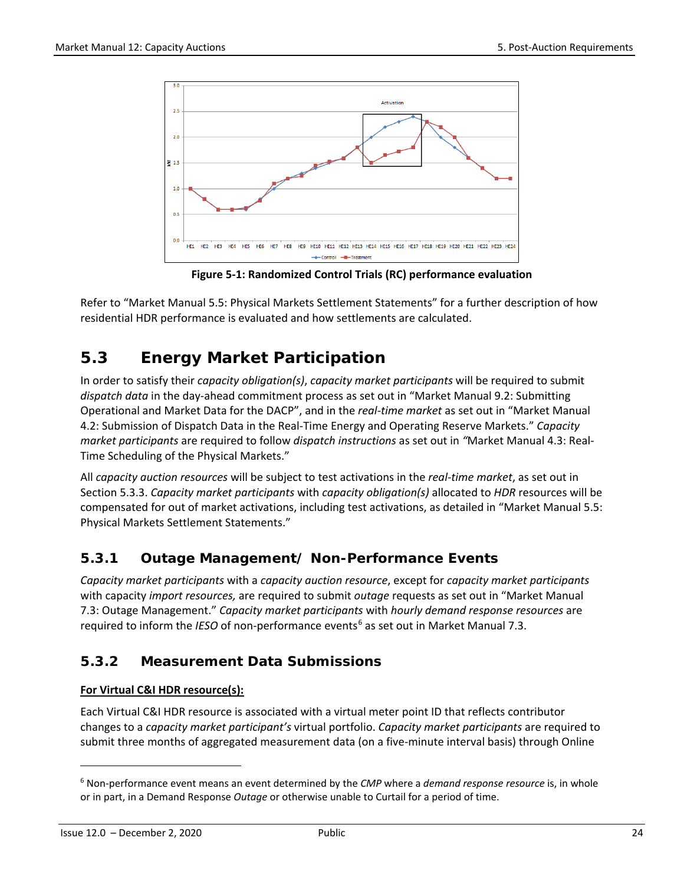Figure 5-1: Randomized Control Trials (RC) performance evaluation

Refer to "Market Manual 5.5: Physical Markets Settlement Statements" for a further description of how residential HDR performance is evaluated and how settlements are calculated.

## 5.3 Energy Market Participation

In order to satisfy their *capacity obligation(s)*, *capacity market participants* will be required to submit *dispatch data* in the day-ahead commitment process as set out in "Market Manual 9.2: Submitting Operational and Market Data for the DACP", and in the *real-time market* as set out in "Market Manual 4.2: Submission of Dispatch Data in the Real-Time Energy and Operating Reserve Markets." *Capacity market participants* are required to follow *dispatch instructions* as set out in *"*Market Manual 4.3: Real-Time Scheduling of the Physical Markets."

All *capacity auction resources* will be subject to test activations in the *real-time market*, as set out in Section 5.3.3. *Capacity market participants* with *capacity obligation(s)* allocated to *HDR* resources will be compensated for out of market activations, including test activations, as detailed in "Market Manual 5.5: Physical Markets Settlement Statements."

### 5.3.1 Outage Management/ Non-Performance Events

*Capacity market participants* with a *capacity auction resource*, except for *capacity market participants* with capacity *import resources,* are required to submit *outage* requests as set out in "Market Manual 7.3: Outage Management." *Capacity market participants* with *hourly demand response resources* are required to inform the *IESO* of non-performance events[6] as set out in Market Manual 7.3.

### 5.3.2 Measurement Data Submissions

**For Virtual C&I HDR resource(s):**

Each Virtual C&I HDR resource is associated with a virtual meter point ID that reflects contributor changes to a *capacity market participant's* virtual portfolio. *Capacity market participants* are required to submit three months of aggregated measurement data (on a five-minute interval basis) through Online

---

[6] Non-performance event means an event determined by the *CMP* where a *demand response resource* is, in whole or in part, in a Demand Response *Outage* or otherwise unable to Curtail for a period of time.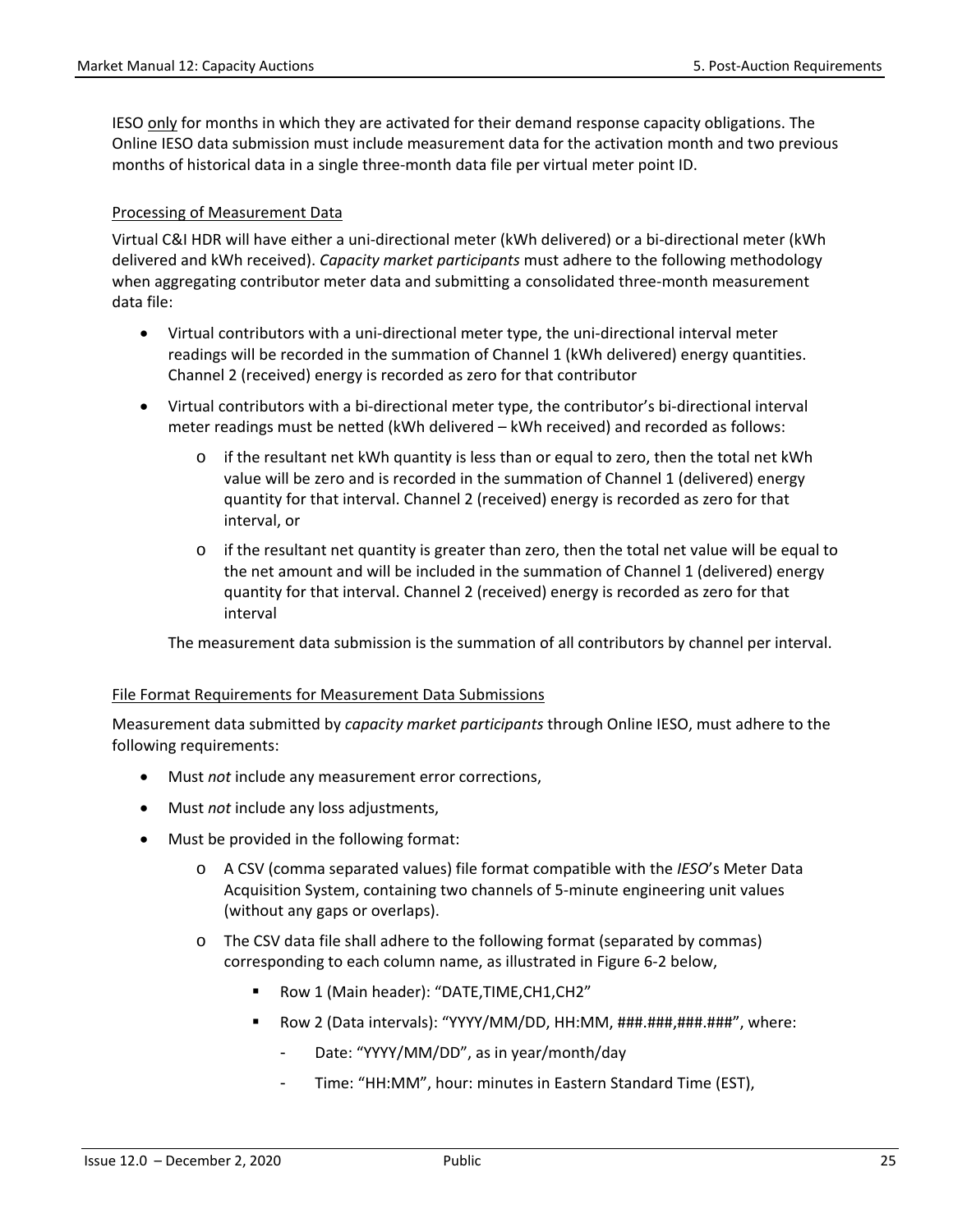IESO only for months in which they are activated for their demand response capacity obligations. The Online IESO data submission must include measurement data for the activation month and two previous months of historical data in a single three-month data file per virtual meter point ID.

Processing of Measurement Data

Virtual C&I HDR will have either a uni-directional meter (kWh delivered) or a bi-directional meter (kWh delivered and kWh received). *Capacity market participants* must adhere to the following methodology when aggregating contributor meter data and submitting a consolidated three-month measurement data file:

- Virtual contributors with a uni-directional meter type, the uni-directional interval meter readings will be recorded in the summation of Channel 1 (kWh delivered) energy quantities. Channel 2 (received) energy is recorded as zero for that contributor
- Virtual contributors with a bi-directional meter type, the contributor's bi-directional interval meter readings must be netted (kWh delivered – kWh received) and recorded as follows:
  - if the resultant net kWh quantity is less than or equal to zero, then the total net kWh value will be zero and is recorded in the summation of Channel 1 (delivered) energy quantity for that interval. Channel 2 (received) energy is recorded as zero for that interval, or
  - if the resultant net quantity is greater than zero, then the total net value will be equal to the net amount and will be included in the summation of Channel 1 (delivered) energy quantity for that interval. Channel 2 (received) energy is recorded as zero for that interval

  The measurement data submission is the summation of all contributors by channel per interval.

File Format Requirements for Measurement Data Submissions

Measurement data submitted by *capacity market participants* through Online IESO, must adhere to the following requirements:

- Must *not* include any measurement error corrections,
- Must *not* include any loss adjustments,
- Must be provided in the following format:
  - A CSV (comma separated values) file format compatible with the *IESO*'s Meter Data Acquisition System, containing two channels of 5-minute engineering unit values (without any gaps or overlaps).
  - The CSV data file shall adhere to the following format (separated by commas) corresponding to each column name, as illustrated in Figure 6-2 below,
    - Row 1 (Main header): "DATE,TIME,CH1,CH2"
    - Row 2 (Data intervals): "YYYY/MM/DD, HH:MM, ###.###,###.###", where:
      - Date: "YYYY/MM/DD", as in year/month/day
      - Time: "HH:MM", hour: minutes in Eastern Standard Time (EST),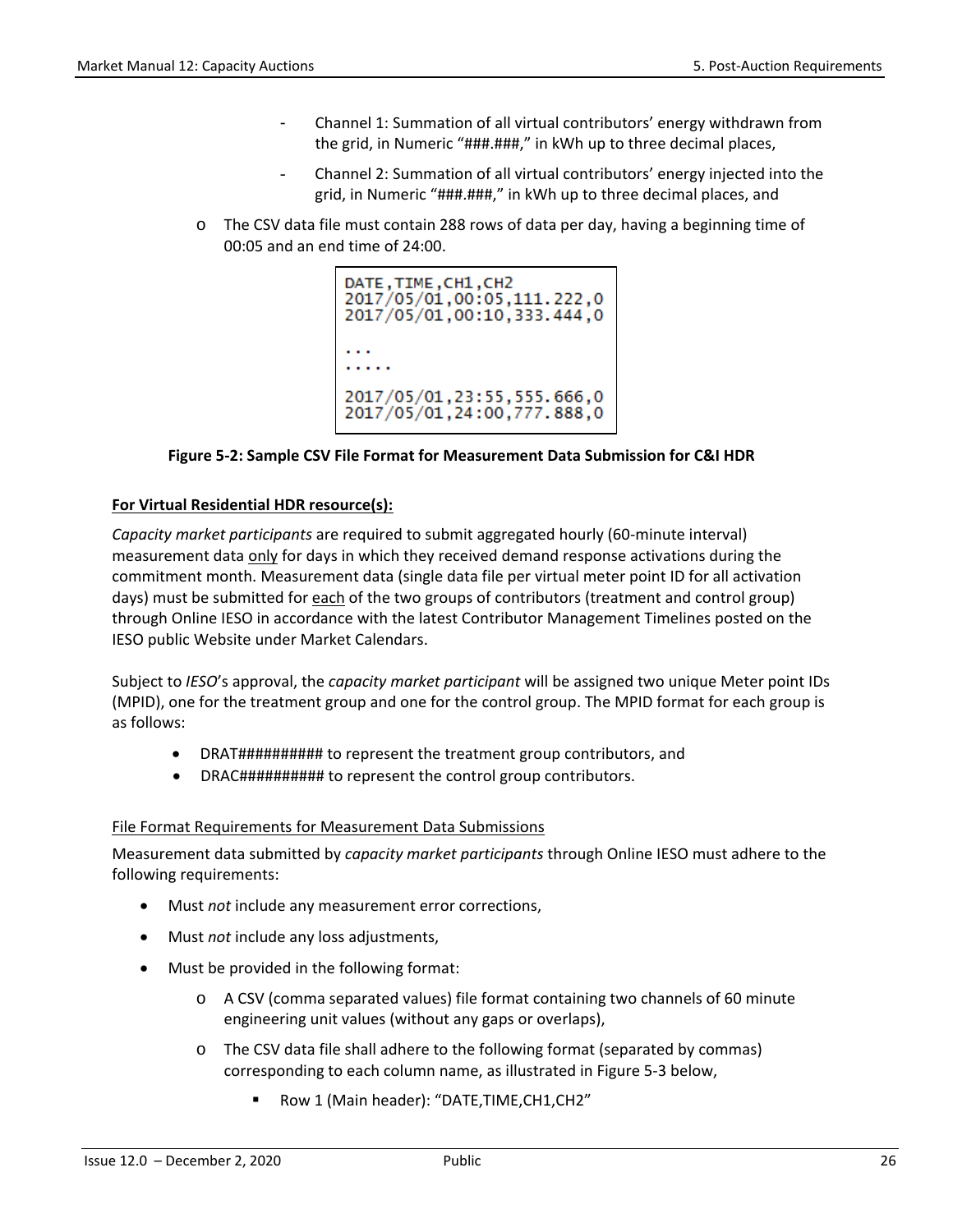- Channel 1: Summation of all virtual contributors' energy withdrawn from the grid, in Numeric "###.###," in kWh up to three decimal places,
  - Channel 2: Summation of all virtual contributors' energy injected into the grid, in Numeric "###.###," in kWh up to three decimal places, and
- The CSV data file must contain 288 rows of data per day, having a beginning time of 00:05 and an end time of 24:00.

```
DATE,TIME,CH1,CH2
2017/05/01,00:05,111.222,0
2017/05/01,00:10,333.444,0

...
.....

2017/05/01,23:55,555.666,0
2017/05/01,24:00,777.888,0
```

**Figure 5-2: Sample CSV File Format for Measurement Data Submission for C&I HDR**

**For Virtual Residential HDR resource(s):**

*Capacity market participants* are required to submit aggregated hourly (60-minute interval) measurement data only for days in which they received demand response activations during the commitment month. Measurement data (single data file per virtual meter point ID for all activation days) must be submitted for each of the two groups of contributors (treatment and control group) through Online IESO in accordance with the latest Contributor Management Timelines posted on the IESO public Website under Market Calendars.

Subject to *IESO*'s approval, the *capacity market participant* will be assigned two unique Meter point IDs (MPID), one for the treatment group and one for the control group. The MPID format for each group is as follows:

- DRAT########## to represent the treatment group contributors, and
- DRAC########## to represent the control group contributors.

File Format Requirements for Measurement Data Submissions

Measurement data submitted by *capacity market participants* through Online IESO must adhere to the following requirements:

- Must *not* include any measurement error corrections,
- Must *not* include any loss adjustments,
- Must be provided in the following format:
  - A CSV (comma separated values) file format containing two channels of 60 minute engineering unit values (without any gaps or overlaps),
  - The CSV data file shall adhere to the following format (separated by commas) corresponding to each column name, as illustrated in Figure 5-3 below,
    - Row 1 (Main header): "DATE,TIME,CH1,CH2"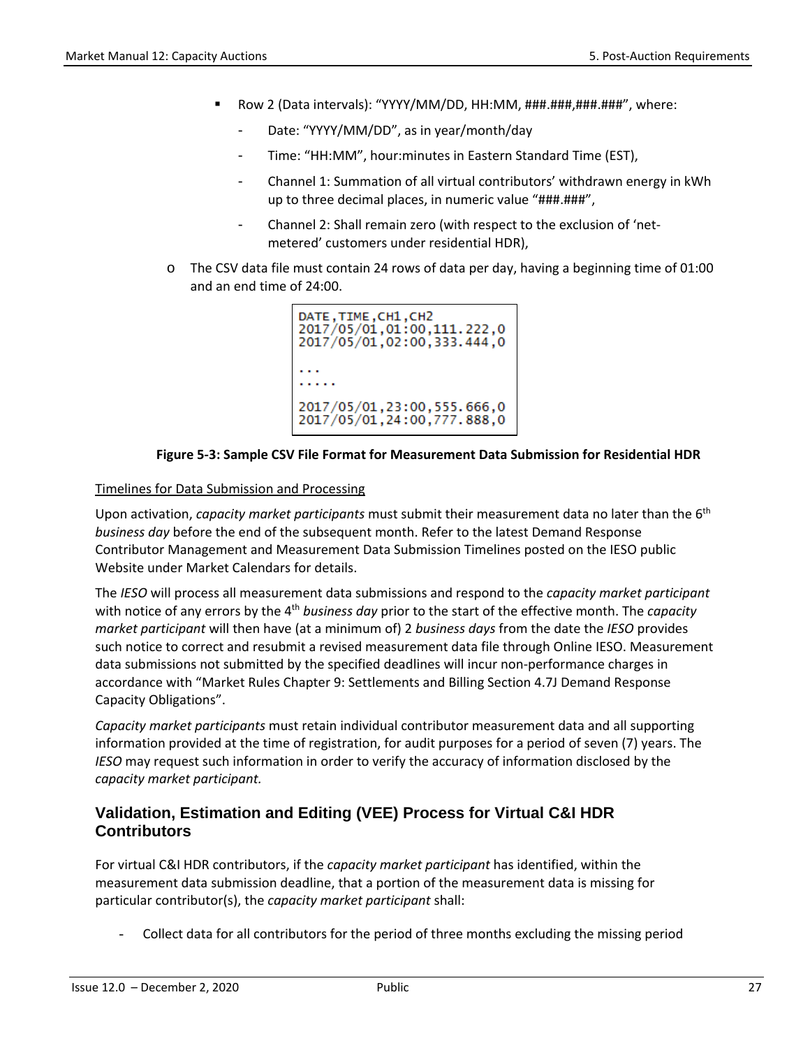- Row 2 (Data intervals): "YYYY/MM/DD, HH:MM, ###.###,###.###", where:
  - Date: "YYYY/MM/DD", as in year/month/day
  - Time: "HH:MM", hour:minutes in Eastern Standard Time (EST),
  - Channel 1: Summation of all virtual contributors' withdrawn energy in kWh up to three decimal places, in numeric value "###.###",
  - Channel 2: Shall remain zero (with respect to the exclusion of 'net-metered' customers under residential HDR),
- The CSV data file must contain 24 rows of data per day, having a beginning time of 01:00 and an end time of 24:00.

```
DATE,TIME,CH1,CH2
2017/05/01,01:00,111.222,0
2017/05/01,02:00,333.444,0

...
.....

2017/05/01,23:00,555.666,0
2017/05/01,24:00,777.888,0
```

**Figure 5-3: Sample CSV File Format for Measurement Data Submission for Residential HDR**

<u>Timelines for Data Submission and Processing</u>

Upon activation, *capacity market participants* must submit their measurement data no later than the 6th *business day* before the end of the subsequent month. Refer to the latest Demand Response Contributor Management and Measurement Data Submission Timelines posted on the IESO public Website under Market Calendars for details.

The *IESO* will process all measurement data submissions and respond to the *capacity market participant* with notice of any errors by the 4th *business day* prior to the start of the effective month. The *capacity market participant* will then have (at a minimum of) 2 *business days* from the date the *IESO* provides such notice to correct and resubmit a revised measurement data file through Online IESO. Measurement data submissions not submitted by the specified deadlines will incur non-performance charges in accordance with "Market Rules Chapter 9: Settlements and Billing Section 4.7J Demand Response Capacity Obligations".

*Capacity market participants* must retain individual contributor measurement data and all supporting information provided at the time of registration, for audit purposes for a period of seven (7) years. The *IESO* may request such information in order to verify the accuracy of information disclosed by the *capacity market participant.*

### Validation, Estimation and Editing (VEE) Process for Virtual C&I HDR Contributors

For virtual C&I HDR contributors, if the *capacity market participant* has identified, within the measurement data submission deadline, that a portion of the measurement data is missing for particular contributor(s), the *capacity market participant* shall:

- Collect data for all contributors for the period of three months excluding the missing period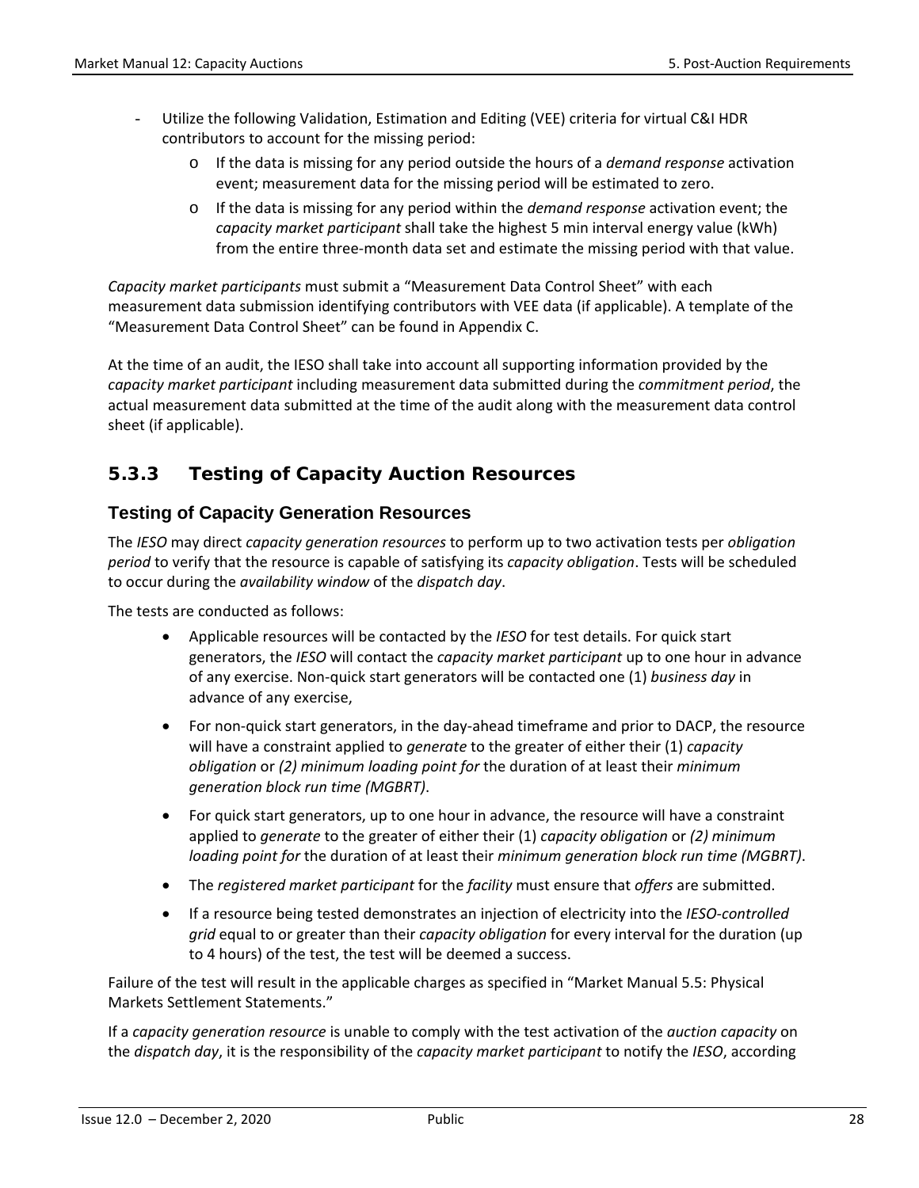- Utilize the following Validation, Estimation and Editing (VEE) criteria for virtual C&I HDR contributors to account for the missing period:
  - If the data is missing for any period outside the hours of a *demand response* activation event; measurement data for the missing period will be estimated to zero.
  - If the data is missing for any period within the *demand response* activation event; the *capacity market participant* shall take the highest 5 min interval energy value (kWh) from the entire three-month data set and estimate the missing period with that value.

*Capacity market participants* must submit a "Measurement Data Control Sheet" with each measurement data submission identifying contributors with VEE data (if applicable). A template of the "Measurement Data Control Sheet" can be found in Appendix C.

At the time of an audit, the IESO shall take into account all supporting information provided by the *capacity market participant* including measurement data submitted during the *commitment period*, the actual measurement data submitted at the time of the audit along with the measurement data control sheet (if applicable).

### 5.3.3 Testing of Capacity Auction Resources

#### Testing of Capacity Generation Resources

The *IESO* may direct *capacity generation resources* to perform up to two activation tests per *obligation period* to verify that the resource is capable of satisfying its *capacity obligation*. Tests will be scheduled to occur during the *availability window* of the *dispatch day*.

The tests are conducted as follows:

- Applicable resources will be contacted by the *IESO* for test details. For quick start generators, the *IESO* will contact the *capacity market participant* up to one hour in advance of any exercise. Non-quick start generators will be contacted one (1) *business day* in advance of any exercise,
- For non-quick start generators, in the day-ahead timeframe and prior to DACP, the resource will have a constraint applied to *generate* to the greater of either their (1) *capacity obligation* or *(2) minimum loading point for* the duration of at least their *minimum generation block run time (MGBRT)*.
- For quick start generators, up to one hour in advance, the resource will have a constraint applied to *generate* to the greater of either their (1) *capacity obligation* or *(2) minimum loading point for* the duration of at least their *minimum generation block run time (MGBRT)*.
- The *registered market participant* for the *facility* must ensure that *offers* are submitted.
- If a resource being tested demonstrates an injection of electricity into the *IESO-controlled grid* equal to or greater than their *capacity obligation* for every interval for the duration (up to 4 hours) of the test, the test will be deemed a success.

Failure of the test will result in the applicable charges as specified in "Market Manual 5.5: Physical Markets Settlement Statements."

If a *capacity generation resource* is unable to comply with the test activation of the *auction capacity* on the *dispatch day*, it is the responsibility of the *capacity market participant* to notify the *IESO*, according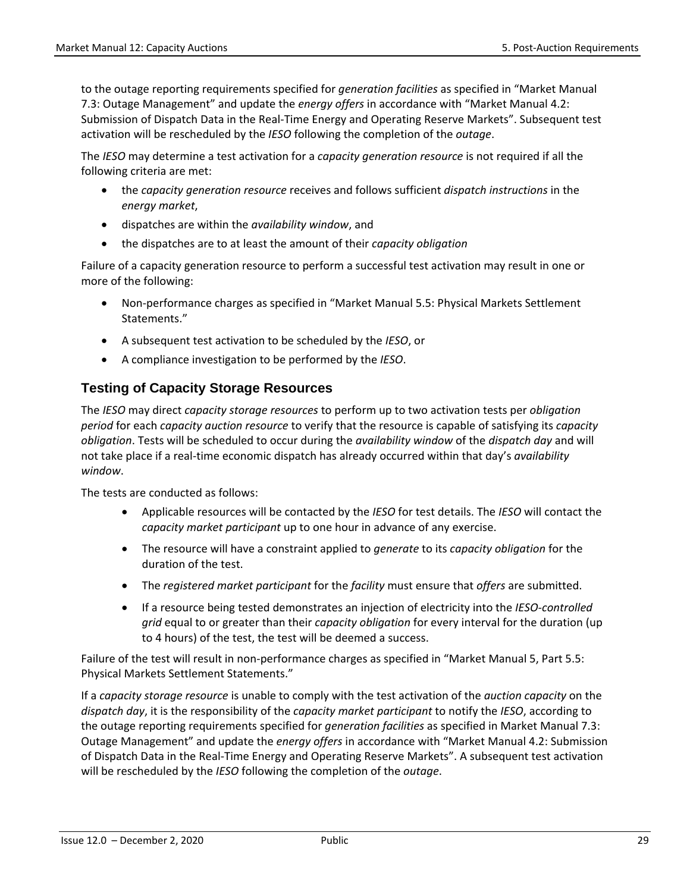to the outage reporting requirements specified for *generation facilities* as specified in "Market Manual 7.3: Outage Management" and update the *energy offers* in accordance with "Market Manual 4.2: Submission of Dispatch Data in the Real-Time Energy and Operating Reserve Markets". Subsequent test activation will be rescheduled by the *IESO* following the completion of the *outage*.

The *IESO* may determine a test activation for a *capacity generation resource* is not required if all the following criteria are met:

- the *capacity generation resource* receives and follows sufficient *dispatch instructions* in the *energy market*,
- dispatches are within the *availability window*, and
- the dispatches are to at least the amount of their *capacity obligation*

Failure of a capacity generation resource to perform a successful test activation may result in one or more of the following:

- Non-performance charges as specified in "Market Manual 5.5: Physical Markets Settlement Statements."
- A subsequent test activation to be scheduled by the *IESO*, or
- A compliance investigation to be performed by the *IESO*.

### Testing of Capacity Storage Resources

The *IESO* may direct *capacity storage resources* to perform up to two activation tests per *obligation period* for each *capacity auction resource* to verify that the resource is capable of satisfying its *capacity obligation*. Tests will be scheduled to occur during the *availability window* of the *dispatch day* and will not take place if a real-time economic dispatch has already occurred within that day's *availability window*.

The tests are conducted as follows:

- Applicable resources will be contacted by the *IESO* for test details. The *IESO* will contact the *capacity market participant* up to one hour in advance of any exercise.
- The resource will have a constraint applied to *generate* to its *capacity obligation* for the duration of the test.
- The *registered market participant* for the *facility* must ensure that *offers* are submitted.
- If a resource being tested demonstrates an injection of electricity into the *IESO-controlled grid* equal to or greater than their *capacity obligation* for every interval for the duration (up to 4 hours) of the test, the test will be deemed a success.

Failure of the test will result in non-performance charges as specified in "Market Manual 5, Part 5.5: Physical Markets Settlement Statements."

If a *capacity storage resource* is unable to comply with the test activation of the *auction capacity* on the *dispatch day*, it is the responsibility of the *capacity market participant* to notify the *IESO*, according to the outage reporting requirements specified for *generation facilities* as specified in Market Manual 7.3: Outage Management" and update the *energy offers* in accordance with "Market Manual 4.2: Submission of Dispatch Data in the Real-Time Energy and Operating Reserve Markets". A subsequent test activation will be rescheduled by the *IESO* following the completion of the *outage*.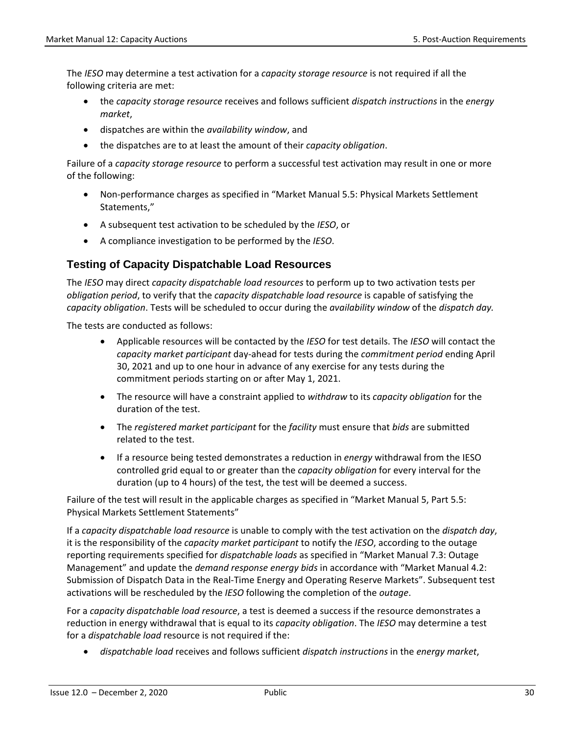The *IESO* may determine a test activation for a *capacity storage resource* is not required if all the following criteria are met:

- the *capacity storage resource* receives and follows sufficient *dispatch instructions* in the *energy market*,
- dispatches are within the *availability window*, and
- the dispatches are to at least the amount of their *capacity obligation*.

Failure of a *capacity storage resource* to perform a successful test activation may result in one or more of the following:

- Non-performance charges as specified in "Market Manual 5.5: Physical Markets Settlement Statements,"
- A subsequent test activation to be scheduled by the *IESO*, or
- A compliance investigation to be performed by the *IESO*.

### Testing of Capacity Dispatchable Load Resources

The *IESO* may direct *capacity dispatchable load resources* to perform up to two activation tests per *obligation period*, to verify that the *capacity dispatchable load resource* is capable of satisfying the *capacity obligation*. Tests will be scheduled to occur during the *availability window* of the *dispatch day.*

The tests are conducted as follows:

- Applicable resources will be contacted by the *IESO* for test details. The *IESO* will contact the *capacity market participant* day-ahead for tests during the *commitment period* ending April 30, 2021 and up to one hour in advance of any exercise for any tests during the commitment periods starting on or after May 1, 2021.
- The resource will have a constraint applied to *withdraw* to its *capacity obligation* for the duration of the test.
- The *registered market participant* for the *facility* must ensure that *bids* are submitted related to the test.
- If a resource being tested demonstrates a reduction in *energy* withdrawal from the IESO controlled grid equal to or greater than the *capacity obligation* for every interval for the duration (up to 4 hours) of the test, the test will be deemed a success.

Failure of the test will result in the applicable charges as specified in "Market Manual 5, Part 5.5: Physical Markets Settlement Statements"

If a *capacity dispatchable load resource* is unable to comply with the test activation on the *dispatch day*, it is the responsibility of the *capacity market participant* to notify the *IESO*, according to the outage reporting requirements specified for *dispatchable loads* as specified in "Market Manual 7.3: Outage Management" and update the *demand response energy bids* in accordance with "Market Manual 4.2: Submission of Dispatch Data in the Real-Time Energy and Operating Reserve Markets". Subsequent test activations will be rescheduled by the *IESO* following the completion of the *outage*.

For a *capacity dispatchable load resource*, a test is deemed a success if the resource demonstrates a reduction in energy withdrawal that is equal to its *capacity obligation*. The *IESO* may determine a test for a *dispatchable load* resource is not required if the:

- *dispatchable load* receives and follows sufficient *dispatch instructions* in the *energy market*,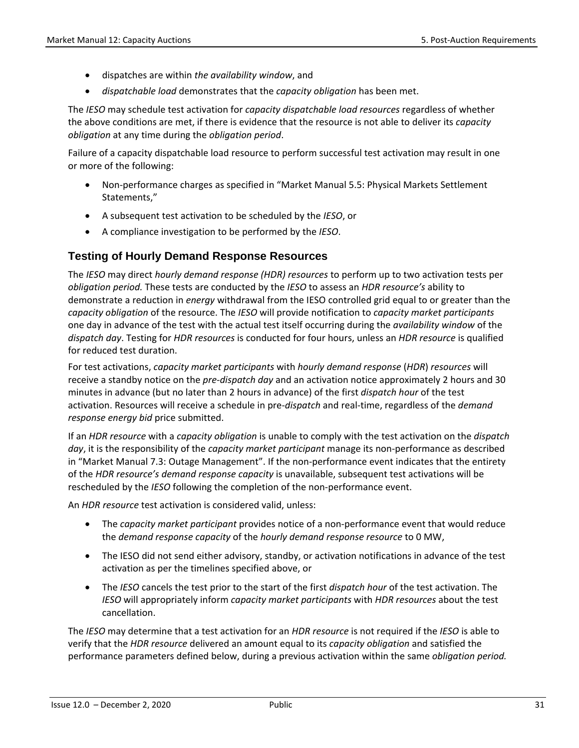- dispatches are within *the availability window*, and
- *dispatchable load* demonstrates that the *capacity obligation* has been met.

The *IESO* may schedule test activation for *capacity dispatchable load resources* regardless of whether the above conditions are met, if there is evidence that the resource is not able to deliver its *capacity obligation* at any time during the *obligation period*.

Failure of a capacity dispatchable load resource to perform successful test activation may result in one or more of the following:

- Non-performance charges as specified in "Market Manual 5.5: Physical Markets Settlement Statements,"
- A subsequent test activation to be scheduled by the *IESO*, or
- A compliance investigation to be performed by the *IESO*.

### Testing of Hourly Demand Response Resources

The *IESO* may direct *hourly demand response (HDR) resources* to perform up to two activation tests per *obligation period.* These tests are conducted by the *IESO* to assess an *HDR resource's* ability to demonstrate a reduction in *energy* withdrawal from the IESO controlled grid equal to or greater than the *capacity obligation* of the resource. The *IESO* will provide notification to *capacity market participants* one day in advance of the test with the actual test itself occurring during the *availability window* of the *dispatch day*. Testing for *HDR resources* is conducted for four hours, unless an *HDR resource* is qualified for reduced test duration.

For test activations, *capacity market participants* with *hourly demand response* (*HDR*) *resources* will receive a standby notice on the *pre-dispatch day* and an activation notice approximately 2 hours and 30 minutes in advance (but no later than 2 hours in advance) of the first *dispatch hour* of the test activation. Resources will receive a schedule in pre-*dispatch* and real-time, regardless of the *demand response energy bid* price submitted.

If an *HDR resource* with a *capacity obligation* is unable to comply with the test activation on the *dispatch day*, it is the responsibility of the *capacity market participant* manage its non-performance as described in "Market Manual 7.3: Outage Management". If the non-performance event indicates that the entirety of the *HDR resource's demand response capacity* is unavailable, subsequent test activations will be rescheduled by the *IESO* following the completion of the non-performance event.

An *HDR resource* test activation is considered valid, unless:

- The *capacity market participant* provides notice of a non-performance event that would reduce the *demand response capacity* of the *hourly demand response resource* to 0 MW,
- The IESO did not send either advisory, standby, or activation notifications in advance of the test activation as per the timelines specified above, or
- The *IESO* cancels the test prior to the start of the first *dispatch hour* of the test activation. The *IESO* will appropriately inform *capacity market participants* with *HDR resources* about the test cancellation.

The *IESO* may determine that a test activation for an *HDR resource* is not required if the *IESO* is able to verify that the *HDR resource* delivered an amount equal to its *capacity obligation* and satisfied the performance parameters defined below, during a previous activation within the same *obligation period.*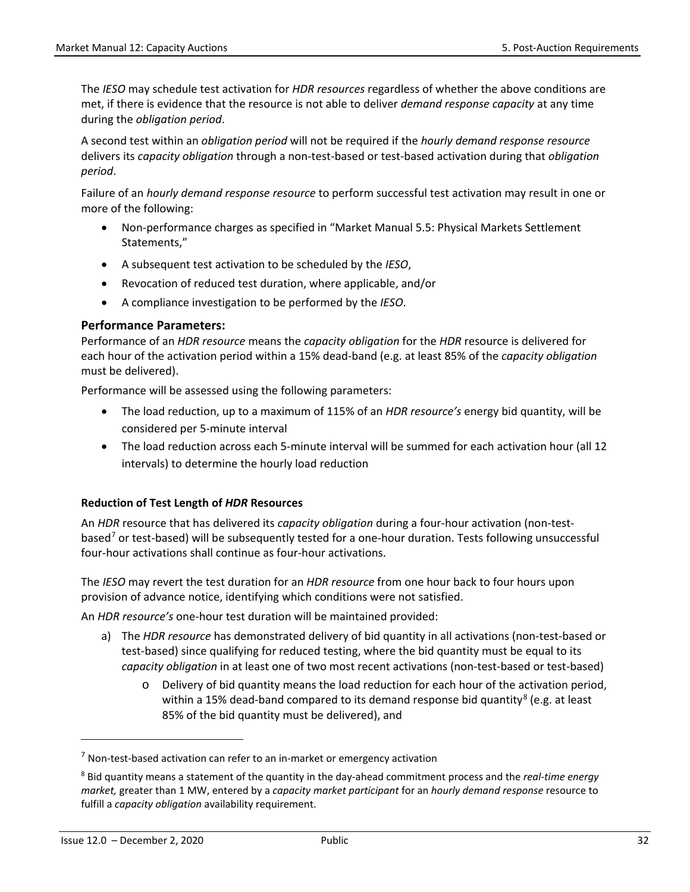The *IESO* may schedule test activation for *HDR resources* regardless of whether the above conditions are met, if there is evidence that the resource is not able to deliver *demand response capacity* at any time during the *obligation period*.

A second test within an *obligation period* will not be required if the *hourly demand response resource* delivers its *capacity obligation* through a non-test-based or test-based activation during that *obligation period*.

Failure of an *hourly demand response resource* to perform successful test activation may result in one or more of the following:

- Non-performance charges as specified in "Market Manual 5.5: Physical Markets Settlement Statements,"
- A subsequent test activation to be scheduled by the *IESO*,
- Revocation of reduced test duration, where applicable, and/or
- A compliance investigation to be performed by the *IESO*.

### Performance Parameters:

Performance of an *HDR resource* means the *capacity obligation* for the *HDR* resource is delivered for each hour of the activation period within a 15% dead-band (e.g. at least 85% of the *capacity obligation* must be delivered).

Performance will be assessed using the following parameters:

- The load reduction, up to a maximum of 115% of an *HDR resource's* energy bid quantity, will be considered per 5-minute interval
- The load reduction across each 5-minute interval will be summed for each activation hour (all 12 intervals) to determine the hourly load reduction

**Reduction of Test Length of *HDR* Resources**

An *HDR* resource that has delivered its *capacity obligation* during a four-hour activation (non-test-based[7] or test-based) will be subsequently tested for a one-hour duration. Tests following unsuccessful four-hour activations shall continue as four-hour activations.

The *IESO* may revert the test duration for an *HDR resource* from one hour back to four hours upon provision of advance notice, identifying which conditions were not satisfied.

An *HDR resource's* one-hour test duration will be maintained provided:

a) The *HDR resource* has demonstrated delivery of bid quantity in all activations (non-test-based or test-based) since qualifying for reduced testing, where the bid quantity must be equal to its *capacity obligation* in at least one of two most recent activations (non-test-based or test-based)
   - Delivery of bid quantity means the load reduction for each hour of the activation period, within a 15% dead-band compared to its demand response bid quantity[8] (e.g. at least 85% of the bid quantity must be delivered), and

---

[7] Non-test-based activation can refer to an in-market or emergency activation

[8] Bid quantity means a statement of the quantity in the day-ahead commitment process and the *real-time energy market,* greater than 1 MW, entered by a *capacity market participant* for an *hourly demand response* resource to fulfill a *capacity obligation* availability requirement.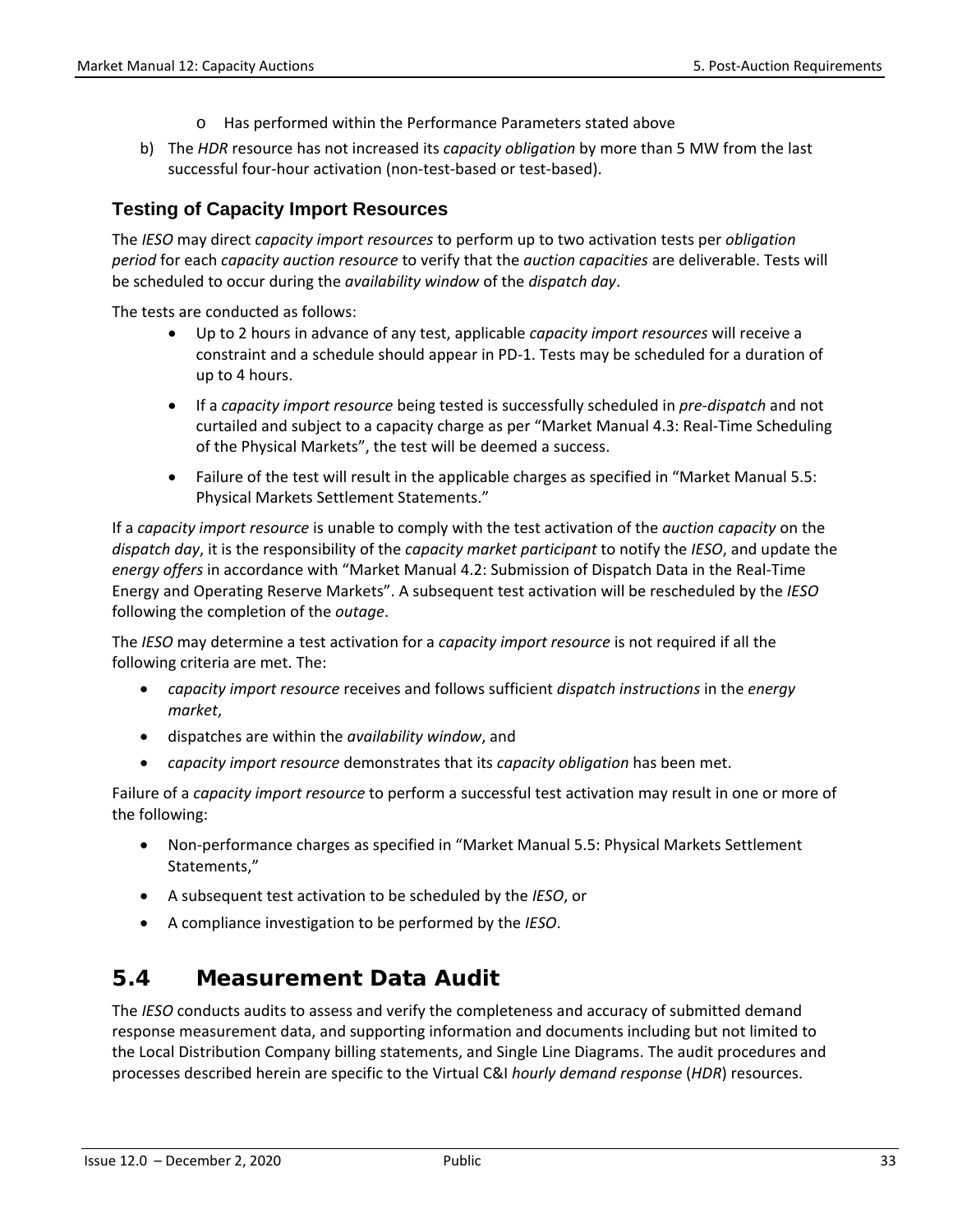- Has performed within the Performance Parameters stated above

b) The *HDR* resource has not increased its *capacity obligation* by more than 5 MW from the last successful four-hour activation (non-test-based or test-based).

### Testing of Capacity Import Resources

The *IESO* may direct *capacity import resources* to perform up to two activation tests per *obligation period* for each *capacity auction resource* to verify that the *auction capacities* are deliverable. Tests will be scheduled to occur during the *availability window* of the *dispatch day*.

The tests are conducted as follows:

- Up to 2 hours in advance of any test, applicable *capacity import resources* will receive a constraint and a schedule should appear in PD-1. Tests may be scheduled for a duration of up to 4 hours.
- If a *capacity import resource* being tested is successfully scheduled in *pre-dispatch* and not curtailed and subject to a capacity charge as per "Market Manual 4.3: Real-Time Scheduling of the Physical Markets", the test will be deemed a success.
- Failure of the test will result in the applicable charges as specified in "Market Manual 5.5: Physical Markets Settlement Statements."

If a *capacity import resource* is unable to comply with the test activation of the *auction capacity* on the *dispatch day*, it is the responsibility of the *capacity market participant* to notify the *IESO*, and update the *energy offers* in accordance with "Market Manual 4.2: Submission of Dispatch Data in the Real-Time Energy and Operating Reserve Markets". A subsequent test activation will be rescheduled by the *IESO* following the completion of the *outage*.

The *IESO* may determine a test activation for a *capacity import resource* is not required if all the following criteria are met. The:

- *capacity import resource* receives and follows sufficient *dispatch instructions* in the *energy market*,
- dispatches are within the *availability window*, and
- *capacity import resource* demonstrates that its *capacity obligation* has been met.

Failure of a *capacity import resource* to perform a successful test activation may result in one or more of the following:

- Non-performance charges as specified in "Market Manual 5.5: Physical Markets Settlement Statements,"
- A subsequent test activation to be scheduled by the *IESO*, or
- A compliance investigation to be performed by the *IESO*.

## 5.4 Measurement Data Audit

The *IESO* conducts audits to assess and verify the completeness and accuracy of submitted demand response measurement data, and supporting information and documents including but not limited to the Local Distribution Company billing statements, and Single Line Diagrams. The audit procedures and processes described herein are specific to the Virtual C&I *hourly demand response* (*HDR*) resources.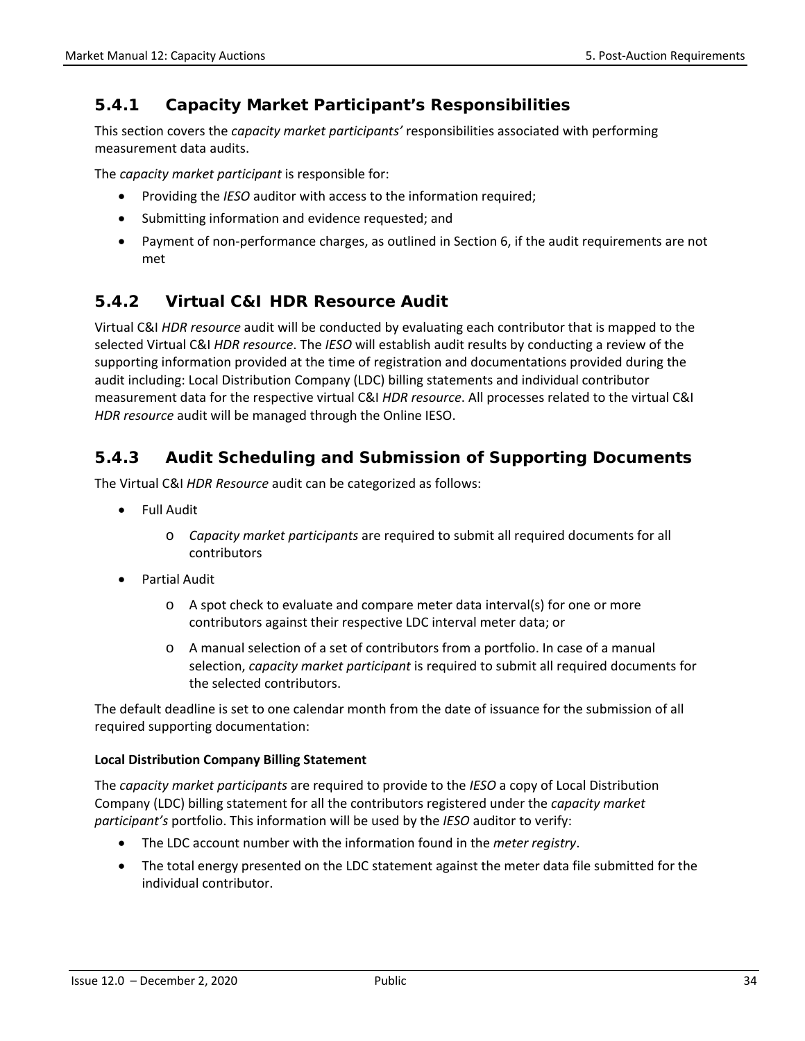### 5.4.1 Capacity Market Participant's Responsibilities

This section covers the *capacity market participants'* responsibilities associated with performing measurement data audits.

The *capacity market participant* is responsible for:

- Providing the *IESO* auditor with access to the information required;
- Submitting information and evidence requested; and
- Payment of non-performance charges, as outlined in Section 6, if the audit requirements are not met

### 5.4.2 Virtual C&I HDR Resource Audit

Virtual C&I *HDR resource* audit will be conducted by evaluating each contributor that is mapped to the selected Virtual C&I *HDR resource*. The *IESO* will establish audit results by conducting a review of the supporting information provided at the time of registration and documentations provided during the audit including: Local Distribution Company (LDC) billing statements and individual contributor measurement data for the respective virtual C&I *HDR resource*. All processes related to the virtual C&I *HDR resource* audit will be managed through the Online IESO.

### 5.4.3 Audit Scheduling and Submission of Supporting Documents

The Virtual C&I *HDR Resource* audit can be categorized as follows:

- Full Audit
  - *Capacity market participants* are required to submit all required documents for all contributors
- Partial Audit
  - A spot check to evaluate and compare meter data interval(s) for one or more contributors against their respective LDC interval meter data; or
  - A manual selection of a set of contributors from a portfolio. In case of a manual selection, *capacity market participant* is required to submit all required documents for the selected contributors.

The default deadline is set to one calendar month from the date of issuance for the submission of all required supporting documentation:

**Local Distribution Company Billing Statement**

The *capacity market participants* are required to provide to the *IESO* a copy of Local Distribution Company (LDC) billing statement for all the contributors registered under the *capacity market participant's* portfolio. This information will be used by the *IESO* auditor to verify:

- The LDC account number with the information found in the *meter registry*.
- The total energy presented on the LDC statement against the meter data file submitted for the individual contributor.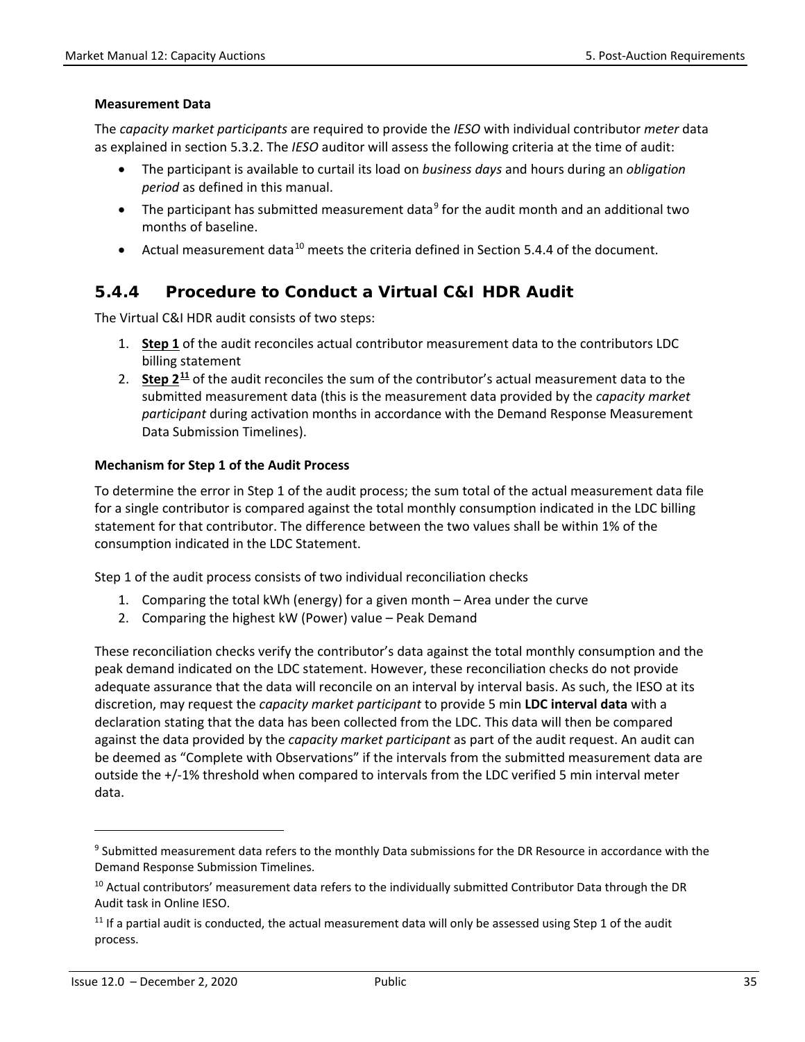**Measurement Data**

The *capacity market participants* are required to provide the *IESO* with individual contributor *meter* data as explained in section 5.3.2. The *IESO* auditor will assess the following criteria at the time of audit:

- The participant is available to curtail its load on *business days* and hours during an *obligation period* as defined in this manual.
- The participant has submitted measurement data[9] for the audit month and an additional two months of baseline.
- Actual measurement data[10] meets the criteria defined in Section 5.4.4 of the document.

### 5.4.4 Procedure to Conduct a Virtual C&I HDR Audit

The Virtual C&I HDR audit consists of two steps:

1. **Step 1** of the audit reconciles actual contributor measurement data to the contributors LDC billing statement
2. **Step 2**[11] of the audit reconciles the sum of the contributor's actual measurement data to the submitted measurement data (this is the measurement data provided by the *capacity market participant* during activation months in accordance with the Demand Response Measurement Data Submission Timelines).

**Mechanism for Step 1 of the Audit Process**

To determine the error in Step 1 of the audit process; the sum total of the actual measurement data file for a single contributor is compared against the total monthly consumption indicated in the LDC billing statement for that contributor. The difference between the two values shall be within 1% of the consumption indicated in the LDC Statement.

Step 1 of the audit process consists of two individual reconciliation checks

1. Comparing the total kWh (energy) for a given month – Area under the curve
2. Comparing the highest kW (Power) value – Peak Demand

These reconciliation checks verify the contributor's data against the total monthly consumption and the peak demand indicated on the LDC statement. However, these reconciliation checks do not provide adequate assurance that the data will reconcile on an interval by interval basis. As such, the IESO at its discretion, may request the *capacity market participant* to provide 5 min **LDC interval data** with a declaration stating that the data has been collected from the LDC. This data will then be compared against the data provided by the *capacity market participant* as part of the audit request. An audit can be deemed as "Complete with Observations" if the intervals from the submitted measurement data are outside the +/-1% threshold when compared to intervals from the LDC verified 5 min interval meter data.

---

[9] Submitted measurement data refers to the monthly Data submissions for the DR Resource in accordance with the Demand Response Submission Timelines.

[10] Actual contributors' measurement data refers to the individually submitted Contributor Data through the DR Audit task in Online IESO.

[11] If a partial audit is conducted, the actual measurement data will only be assessed using Step 1 of the audit process.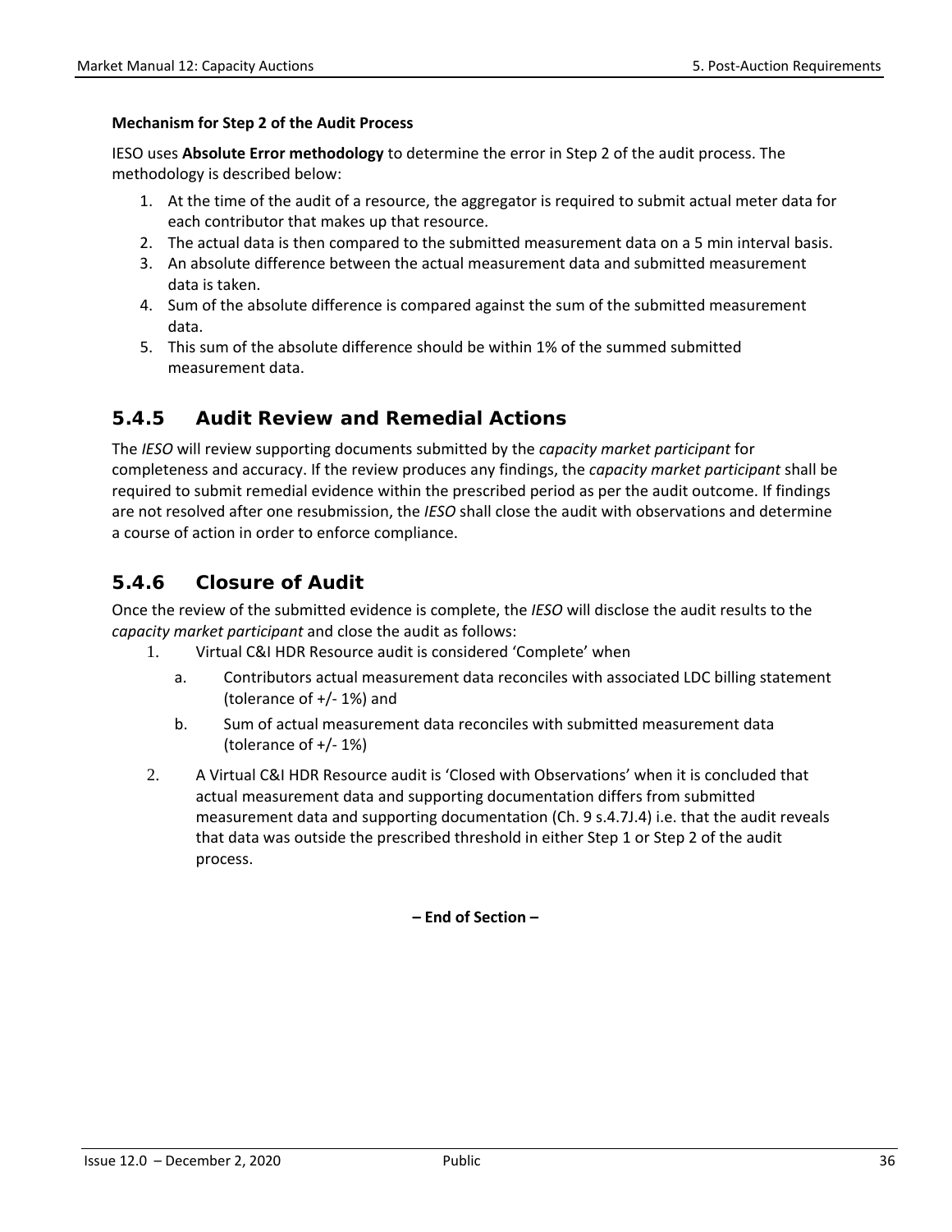**Mechanism for Step 2 of the Audit Process**

IESO uses **Absolute Error methodology** to determine the error in Step 2 of the audit process. The methodology is described below:

1. At the time of the audit of a resource, the aggregator is required to submit actual meter data for each contributor that makes up that resource.
2. The actual data is then compared to the submitted measurement data on a 5 min interval basis.
3. An absolute difference between the actual measurement data and submitted measurement data is taken.
4. Sum of the absolute difference is compared against the sum of the submitted measurement data.
5. This sum of the absolute difference should be within 1% of the summed submitted measurement data.

### 5.4.5 Audit Review and Remedial Actions

The *IESO* will review supporting documents submitted by the *capacity market participant* for completeness and accuracy. If the review produces any findings, the *capacity market participant* shall be required to submit remedial evidence within the prescribed period as per the audit outcome. If findings are not resolved after one resubmission, the *IESO* shall close the audit with observations and determine a course of action in order to enforce compliance.

### 5.4.6 Closure of Audit

Once the review of the submitted evidence is complete, the *IESO* will disclose the audit results to the *capacity market participant* and close the audit as follows:

1. Virtual C&I HDR Resource audit is considered 'Complete' when
   a. Contributors actual measurement data reconciles with associated LDC billing statement (tolerance of +/- 1%) and
   b. Sum of actual measurement data reconciles with submitted measurement data (tolerance of +/- 1%)
2. A Virtual C&I HDR Resource audit is 'Closed with Observations' when it is concluded that actual measurement data and supporting documentation differs from submitted measurement data and supporting documentation (Ch. 9 s.4.7J.4) i.e. that the audit reveals that data was outside the prescribed threshold in either Step 1 or Step 2 of the audit process.

**– End of Section –**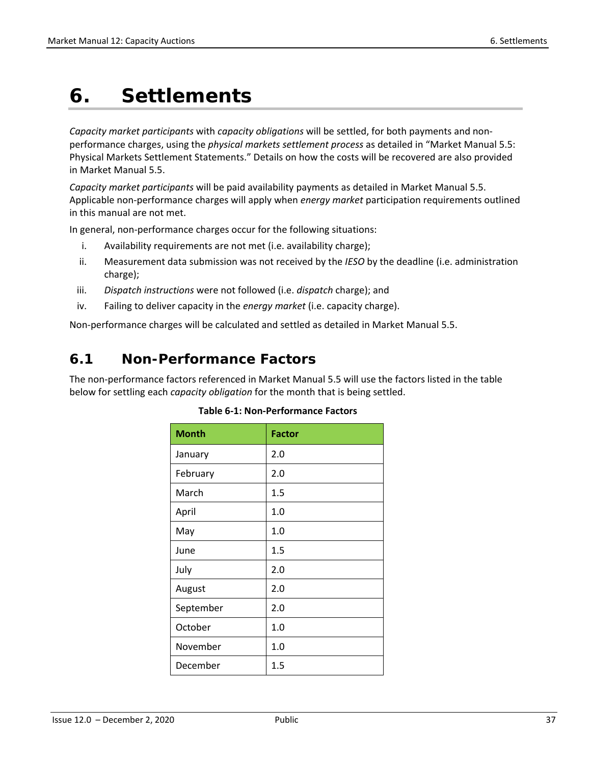# 6. Settlements

*Capacity market participants* with *capacity obligations* will be settled, for both payments and non-performance charges, using the *physical markets settlement process* as detailed in "Market Manual 5.5: Physical Markets Settlement Statements." Details on how the costs will be recovered are also provided in Market Manual 5.5.

*Capacity market participants* will be paid availability payments as detailed in Market Manual 5.5. Applicable non-performance charges will apply when *energy market* participation requirements outlined in this manual are not met.

In general, non-performance charges occur for the following situations:

i. Availability requirements are not met (i.e. availability charge);

ii. Measurement data submission was not received by the *IESO* by the deadline (i.e. administration charge);

iii. *Dispatch instructions* were not followed (i.e. *dispatch* charge); and

iv. Failing to deliver capacity in the *energy market* (i.e. capacity charge).

Non-performance charges will be calculated and settled as detailed in Market Manual 5.5.

## 6.1 Non-Performance Factors

The non-performance factors referenced in Market Manual 5.5 will use the factors listed in the table below for settling each *capacity obligation* for the month that is being settled.

**Table 6-1: Non-Performance Factors**

| Month | Factor |
|---|---|
| January | 2.0 |
| February | 2.0 |
| March | 1.5 |
| April | 1.0 |
| May | 1.0 |
| June | 1.5 |
| July | 2.0 |
| August | 2.0 |
| September | 2.0 |
| October | 1.0 |
| November | 1.0 |
| December | 1.5 |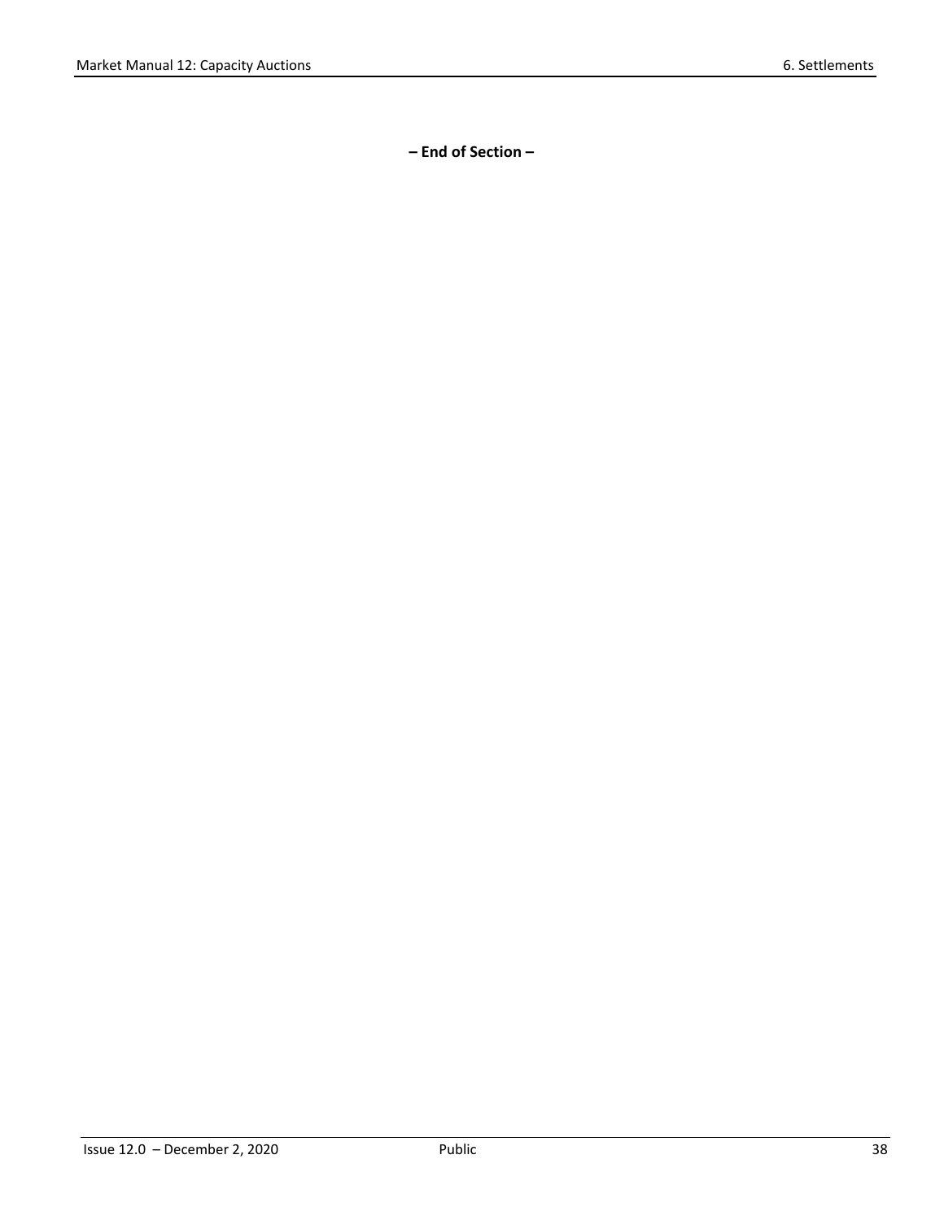**– End of Section –**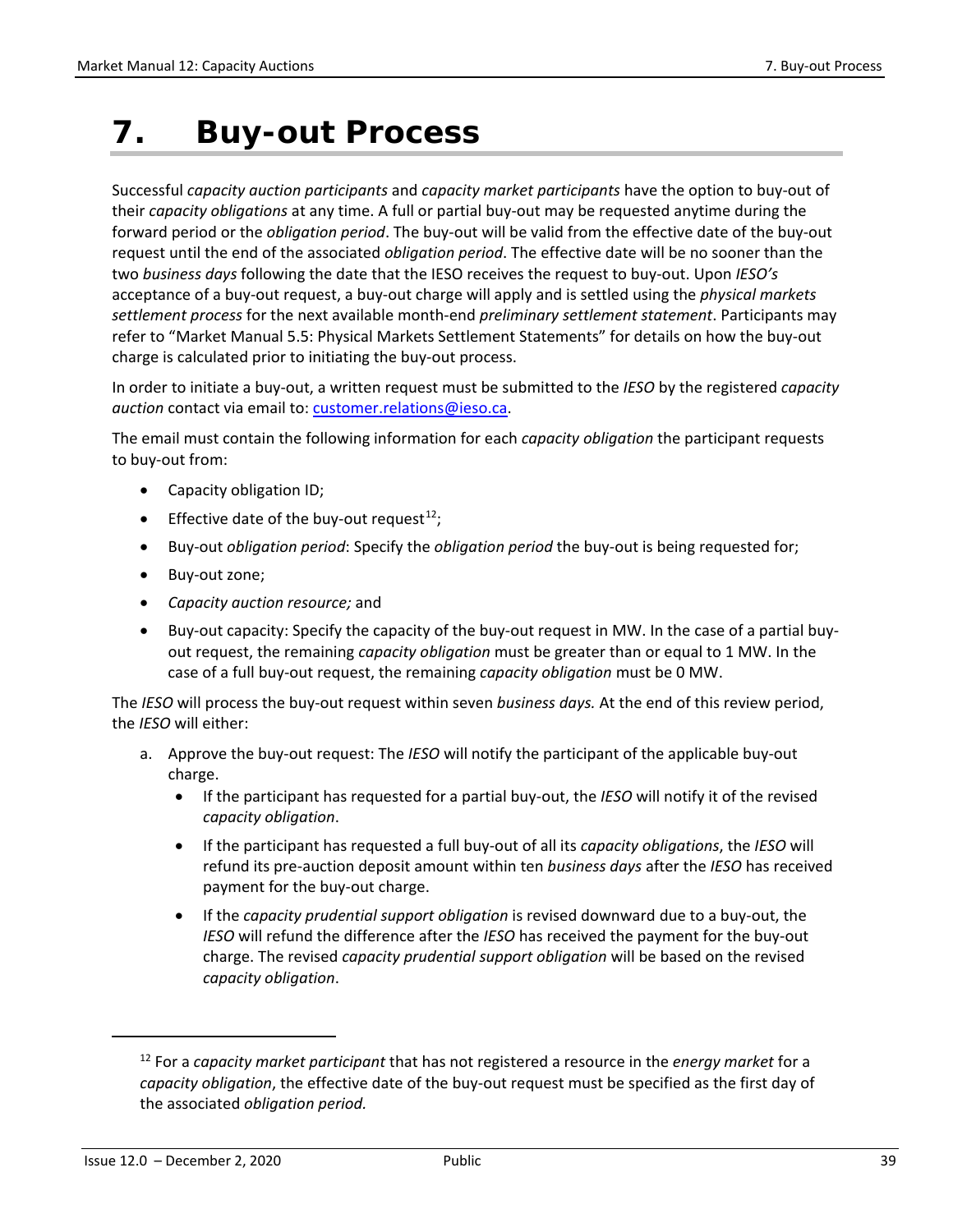# 7. Buy-out Process

Successful *capacity auction participants* and *capacity market participants* have the option to buy-out of their *capacity obligations* at any time. A full or partial buy-out may be requested anytime during the forward period or the *obligation period*. The buy-out will be valid from the effective date of the buy-out request until the end of the associated *obligation period*. The effective date will be no sooner than the two *business days* following the date that the IESO receives the request to buy-out. Upon *IESO's* acceptance of a buy-out request, a buy-out charge will apply and is settled using the *physical markets settlement process* for the next available month-end *preliminary settlement statement*. Participants may refer to "Market Manual 5.5: Physical Markets Settlement Statements" for details on how the buy-out charge is calculated prior to initiating the buy-out process.

In order to initiate a buy-out, a written request must be submitted to the *IESO* by the registered *capacity auction* contact via email to: customer.relations@ieso.ca.

The email must contain the following information for each *capacity obligation* the participant requests to buy-out from:

- Capacity obligation ID;
- Effective date of the buy-out request[12];
- Buy-out *obligation period*: Specify the *obligation period* the buy-out is being requested for;
- Buy-out zone;
- *Capacity auction resource;* and
- Buy-out capacity: Specify the capacity of the buy-out request in MW. In the case of a partial buy-out request, the remaining *capacity obligation* must be greater than or equal to 1 MW. In the case of a full buy-out request, the remaining *capacity obligation* must be 0 MW.

The *IESO* will process the buy-out request within seven *business days.* At the end of this review period, the *IESO* will either:

a. Approve the buy-out request: The *IESO* will notify the participant of the applicable buy-out charge.
   - If the participant has requested for a partial buy-out, the *IESO* will notify it of the revised *capacity obligation*.
   - If the participant has requested a full buy-out of all its *capacity obligations*, the *IESO* will refund its pre-auction deposit amount within ten *business days* after the *IESO* has received payment for the buy-out charge.
   - If the *capacity prudential support obligation* is revised downward due to a buy-out, the *IESO* will refund the difference after the *IESO* has received the payment for the buy-out charge. The revised *capacity prudential support obligation* will be based on the revised *capacity obligation*.

---

[12] For a *capacity market participant* that has not registered a resource in the *energy market* for a *capacity obligation*, the effective date of the buy-out request must be specified as the first day of the associated *obligation period.*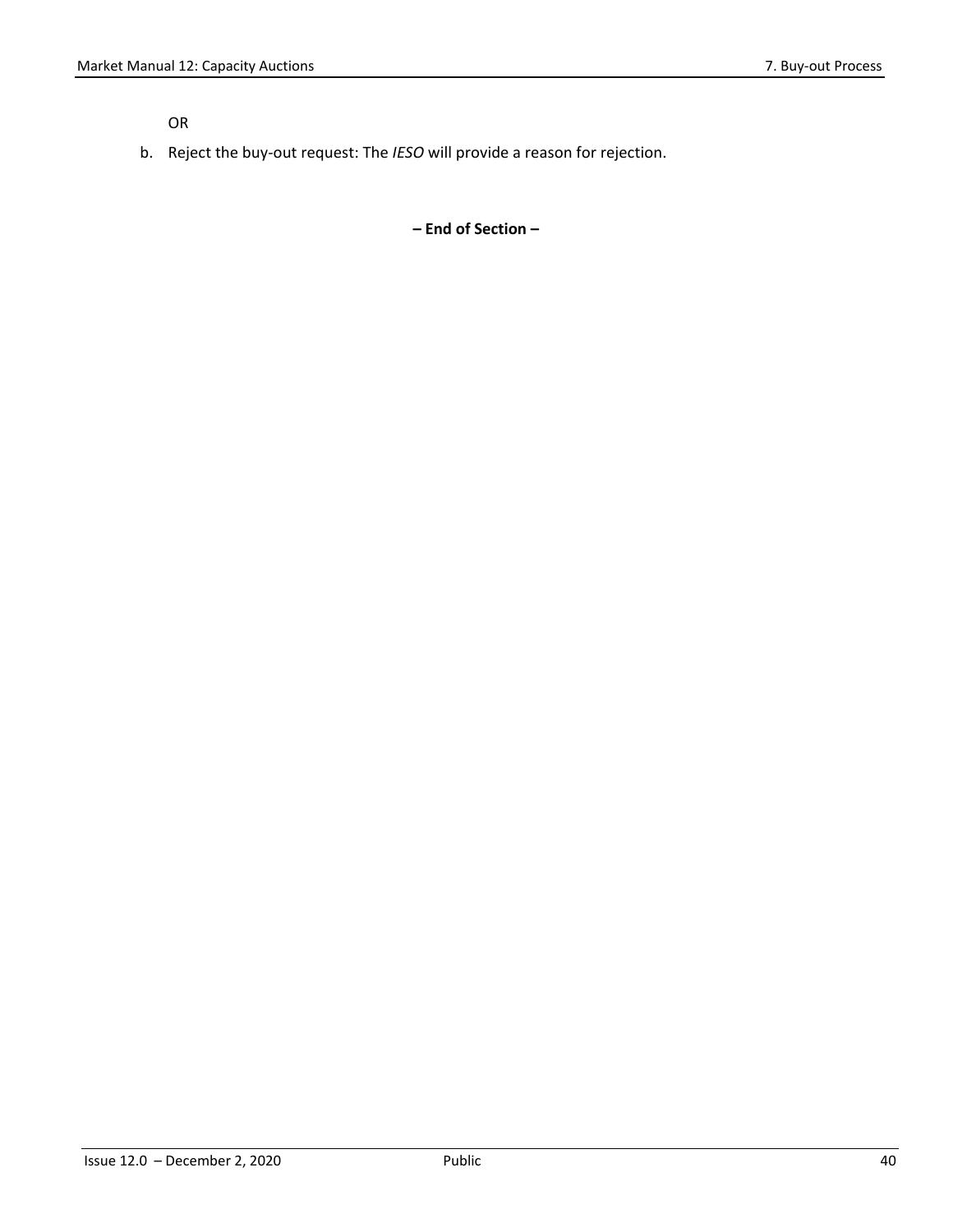OR

b. Reject the buy-out request: The *IESO* will provide a reason for rejection.

**– End of Section –**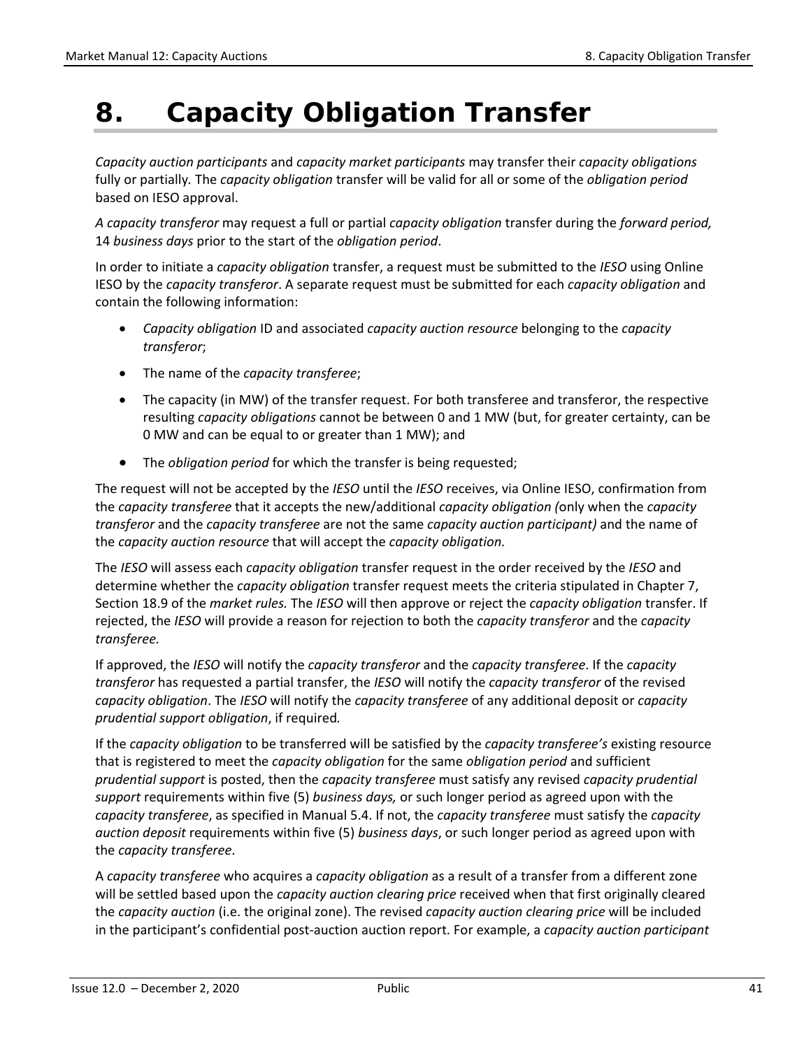# 8. Capacity Obligation Transfer

*Capacity auction participants* and *capacity market participants* may transfer their *capacity obligations* fully or partially. The *capacity obligation* transfer will be valid for all or some of the *obligation period* based on IESO approval.

*A capacity transferor* may request a full or partial *capacity obligation* transfer during the *forward period,* 14 *business days* prior to the start of the *obligation period*.

In order to initiate a *capacity obligation* transfer, a request must be submitted to the *IESO* using Online IESO by the *capacity transferor*. A separate request must be submitted for each *capacity obligation* and contain the following information:

- *Capacity obligation* ID and associated *capacity auction resource* belonging to the *capacity transferor*;
- The name of the *capacity transferee*;
- The capacity (in MW) of the transfer request. For both transferee and transferor, the respective resulting *capacity obligations* cannot be between 0 and 1 MW (but, for greater certainty, can be 0 MW and can be equal to or greater than 1 MW); and
- The *obligation period* for which the transfer is being requested;

The request will not be accepted by the *IESO* until the *IESO* receives, via Online IESO, confirmation from the *capacity transferee* that it accepts the new/additional *capacity obligation (*only when the *capacity transferor* and the *capacity transferee* are not the same *capacity auction participant)* and the name of the *capacity auction resource* that will accept the *capacity obligation.*

The *IESO* will assess each *capacity obligation* transfer request in the order received by the *IESO* and determine whether the *capacity obligation* transfer request meets the criteria stipulated in Chapter 7, Section 18.9 of the *market rules.* The *IESO* will then approve or reject the *capacity obligation* transfer. If rejected, the *IESO* will provide a reason for rejection to both the *capacity transferor* and the *capacity transferee.*

If approved, the *IESO* will notify the *capacity transferor* and the *capacity transferee*. If the *capacity transferor* has requested a partial transfer, the *IESO* will notify the *capacity transferor* of the revised *capacity obligation*. The *IESO* will notify the *capacity transferee* of any additional deposit or *capacity prudential support obligation*, if required*.*

If the *capacity obligation* to be transferred will be satisfied by the *capacity transferee's* existing resource that is registered to meet the *capacity obligation* for the same *obligation period* and sufficient *prudential support* is posted, then the *capacity transferee* must satisfy any revised *capacity prudential support* requirements within five (5) *business days,* or such longer period as agreed upon with the *capacity transferee*, as specified in Manual 5.4. If not, the *capacity transferee* must satisfy the *capacity auction deposit* requirements within five (5) *business days*, or such longer period as agreed upon with the *capacity transferee*.

A *capacity transferee* who acquires a *capacity obligation* as a result of a transfer from a different zone will be settled based upon the *capacity auction clearing price* received when that first originally cleared the *capacity auction* (i.e. the original zone). The revised *capacity auction clearing price* will be included in the participant's confidential post-auction auction report. For example, a *capacity auction participant*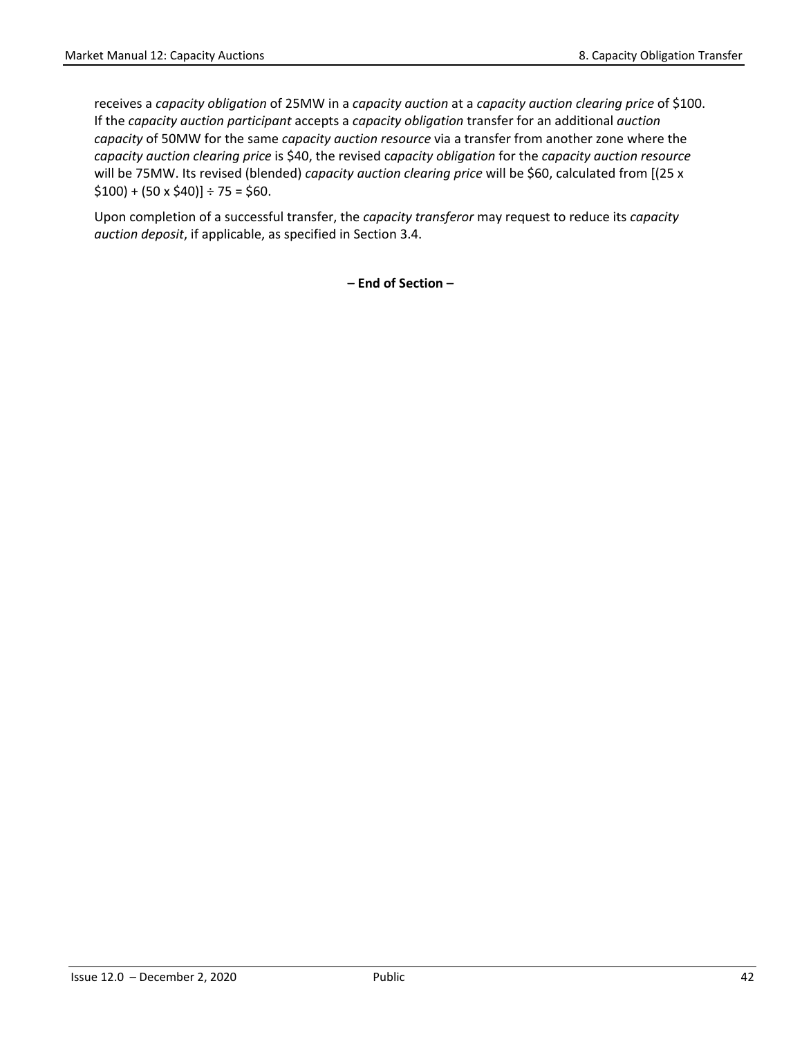receives a *capacity obligation* of 25MW in a *capacity auction* at a *capacity auction clearing price* of $100. If the *capacity auction participant* accepts a *capacity obligation* transfer for an additional *auction capacity* of 50MW for the same *capacity auction resource* via a transfer from another zone where the *capacity auction clearing price* is $40, the revised *capacity obligation* for the *capacity auction resource* will be 75MW. Its revised (blended) *capacity auction clearing price* will be $60, calculated from [(25 x $100) + (50 x $40)] ÷ 75 = $60.

Upon completion of a successful transfer, the *capacity transferor* may request to reduce its *capacity auction deposit*, if applicable, as specified in Section 3.4.

**– End of Section –**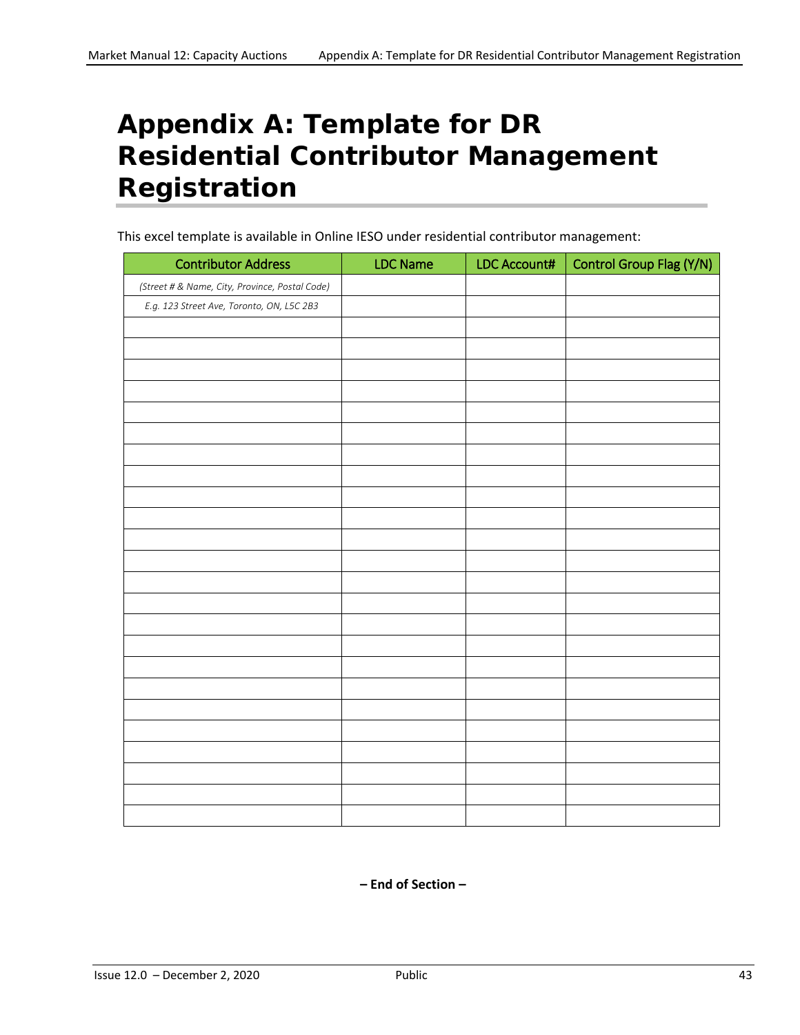# Appendix A: Template for DR Residential Contributor Management Registration

This excel template is available in Online IESO under residential contributor management:

| Contributor Address | LDC Name | LDC Account# | Control Group Flag (Y/N) |
|---|---|---|---|
| *(Street # & Name, City, Province, Postal Code)* | | | |
| *E.g. 123 Street Ave, Toronto, ON, L5C 2B3* | | | |
| | | | |
| | | | |
| | | | |
| | | | |
| | | | |
| | | | |
| | | | |
| | | | |
| | | | |
| | | | |
| | | | |
| | | | |
| | | | |
| | | | |
| | | | |
| | | | |
| | | | |
| | | | |
| | | | |
| | | | |
| | | | |
| | | | |
| | | | |
| | | | |

**– End of Section –**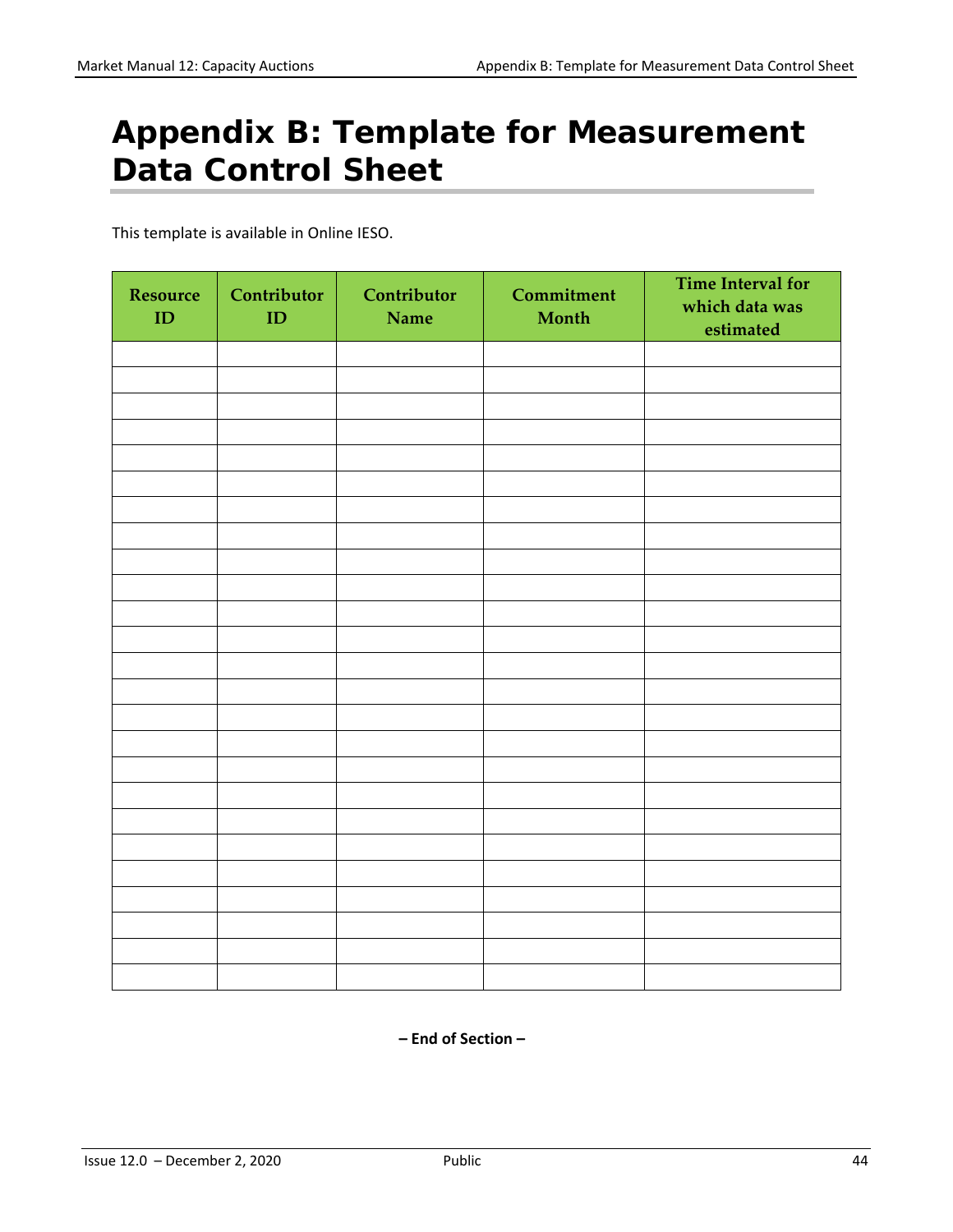# Appendix B: Template for Measurement Data Control Sheet

This template is available in Online IESO.

| Resource ID | Contributor ID | Contributor Name | Commitment Month | Time Interval for which data was estimated |
|---|---|---|---|---|
| | | | | |
| | | | | |
| | | | | |
| | | | | |
| | | | | |
| | | | | |
| | | | | |
| | | | | |
| | | | | |
| | | | | |
| | | | | |
| | | | | |
| | | | | |
| | | | | |
| | | | | |
| | | | | |
| | | | | |
| | | | | |
| | | | | |
| | | | | |
| | | | | |
| | | | | |
| | | | | |
| | | | | |
| | | | | |

**– End of Section –**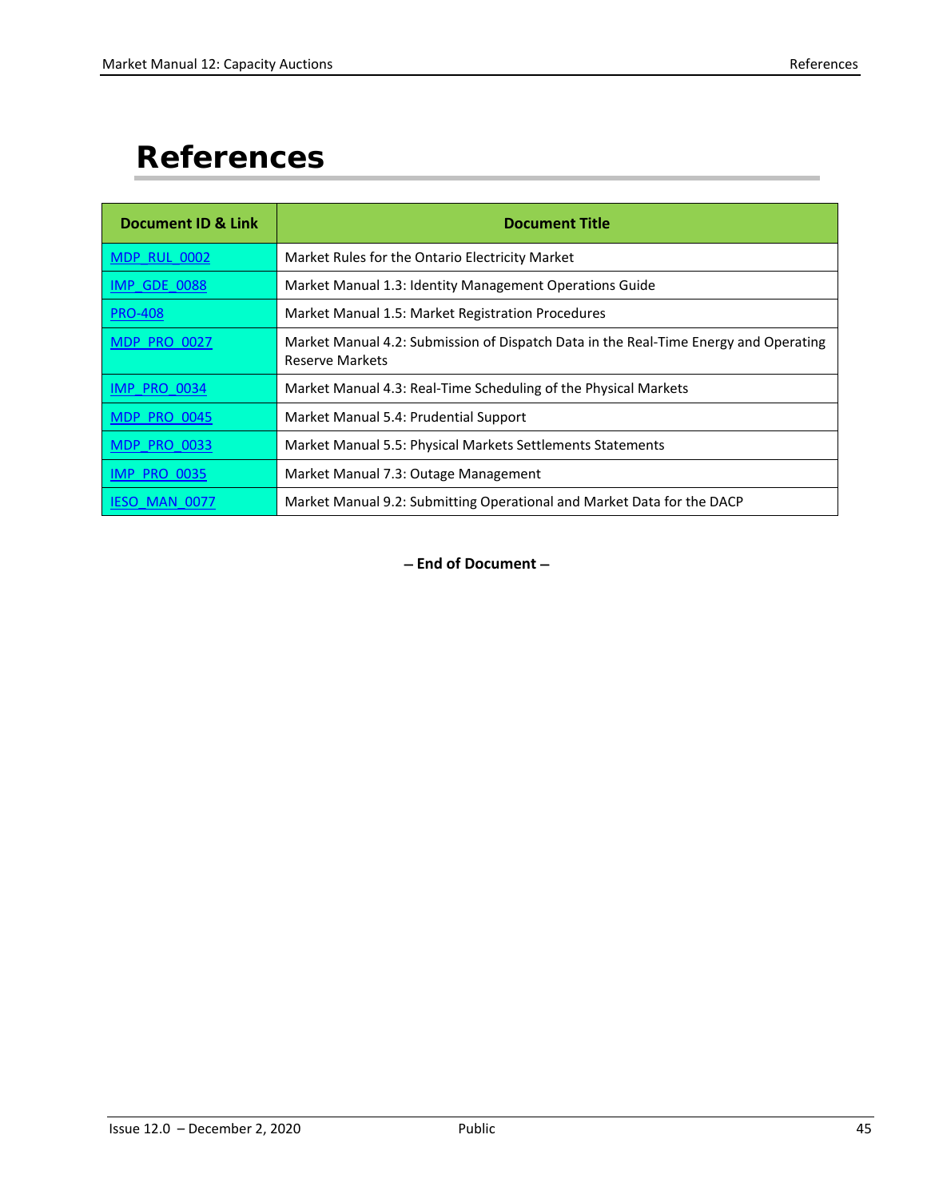# References

| Document ID & Link | Document Title |
|---|---|
| MDP_RUL_0002 | Market Rules for the Ontario Electricity Market |
| IMP_GDE_0088 | Market Manual 1.3: Identity Management Operations Guide |
| PRO-408 | Market Manual 1.5: Market Registration Procedures |
| MDP_PRO_0027 | Market Manual 4.2: Submission of Dispatch Data in the Real-Time Energy and Operating Reserve Markets |
| IMP_PRO_0034 | Market Manual 4.3: Real-Time Scheduling of the Physical Markets |
| MDP_PRO_0045 | Market Manual 5.4: Prudential Support |
| MDP_PRO_0033 | Market Manual 5.5: Physical Markets Settlements Statements |
| IMP_PRO_0035 | Market Manual 7.3: Outage Management |
| IESO_MAN_0077 | Market Manual 9.2: Submitting Operational and Market Data for the DACP |

**– End of Document –**